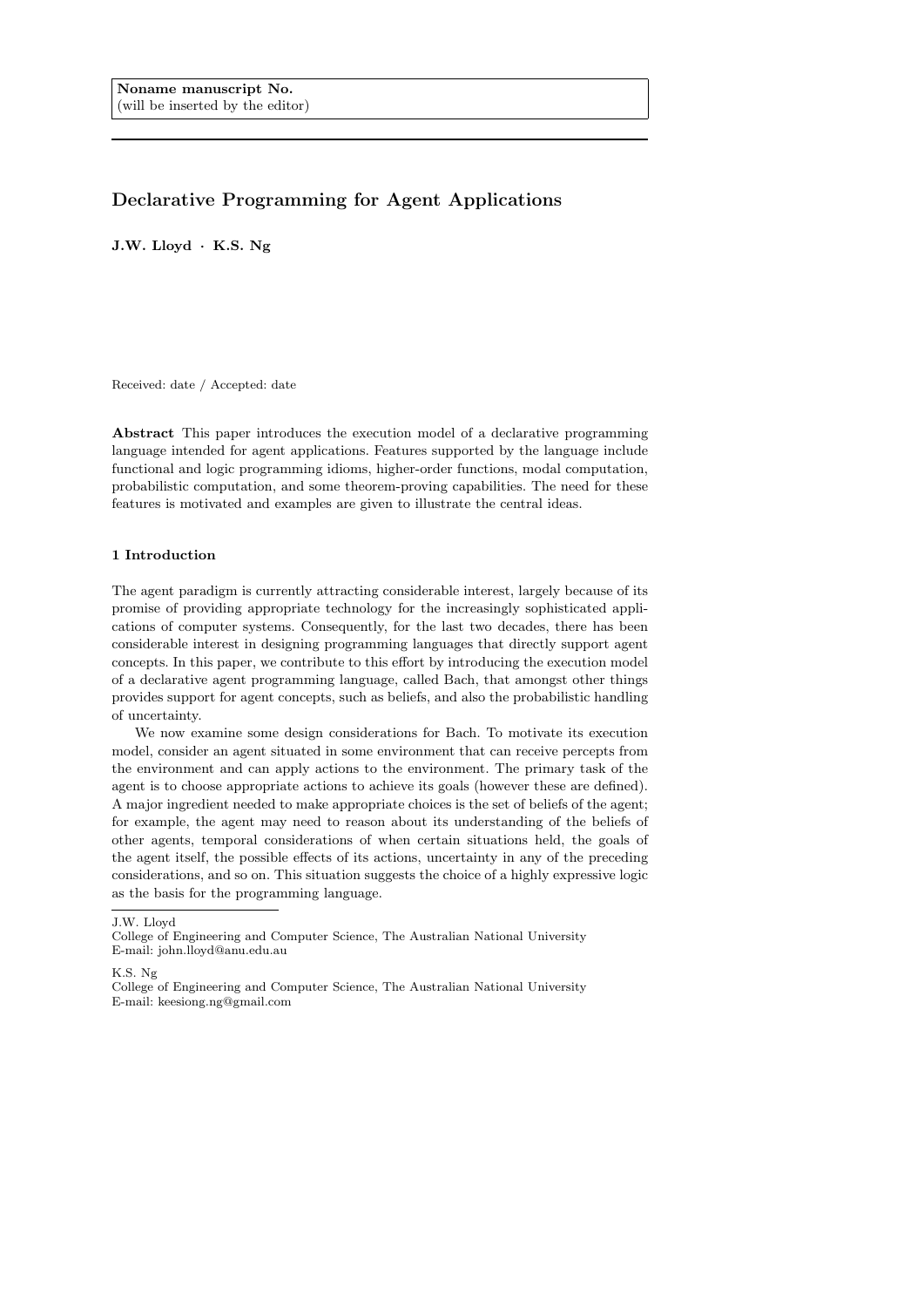Noname manuscript No.
(will be inserted by the editor)

# Declarative Programming for Agent Applications

**J.W. Lloyd · K.S. Ng**

Received: date / Accepted: date

**Abstract** This paper introduces the execution model of a declarative programming language intended for agent applications. Features supported by the language include functional and logic programming idioms, higher-order functions, modal computation, probabilistic computation, and some theorem-proving capabilities. The need for these features is motivated and examples are given to illustrate the central ideas.

## 1 Introduction

The agent paradigm is currently attracting considerable interest, largely because of its promise of providing appropriate technology for the increasingly sophisticated applications of computer systems. Consequently, for the last two decades, there has been considerable interest in designing programming languages that directly support agent concepts. In this paper, we contribute to this effort by introducing the execution model of a declarative agent programming language, called Bach, that amongst other things provides support for agent concepts, such as beliefs, and also the probabilistic handling of uncertainty.

We now examine some design considerations for Bach. To motivate its execution model, consider an agent situated in some environment that can receive percepts from the environment and can apply actions to the environment. The primary task of the agent is to choose appropriate actions to achieve its goals (however these are defined). A major ingredient needed to make appropriate choices is the set of beliefs of the agent; for example, the agent may need to reason about its understanding of the beliefs of other agents, temporal considerations of when certain situations held, the goals of the agent itself, the possible effects of its actions, uncertainty in any of the preceding considerations, and so on. This situation suggests the choice of a highly expressive logic as the basis for the programming language.

---

J.W. Lloyd
College of Engineering and Computer Science, The Australian National University
E-mail: john.lloyd@anu.edu.au

K.S. Ng
College of Engineering and Computer Science, The Australian National University
E-mail: keesiong.ng@gmail.com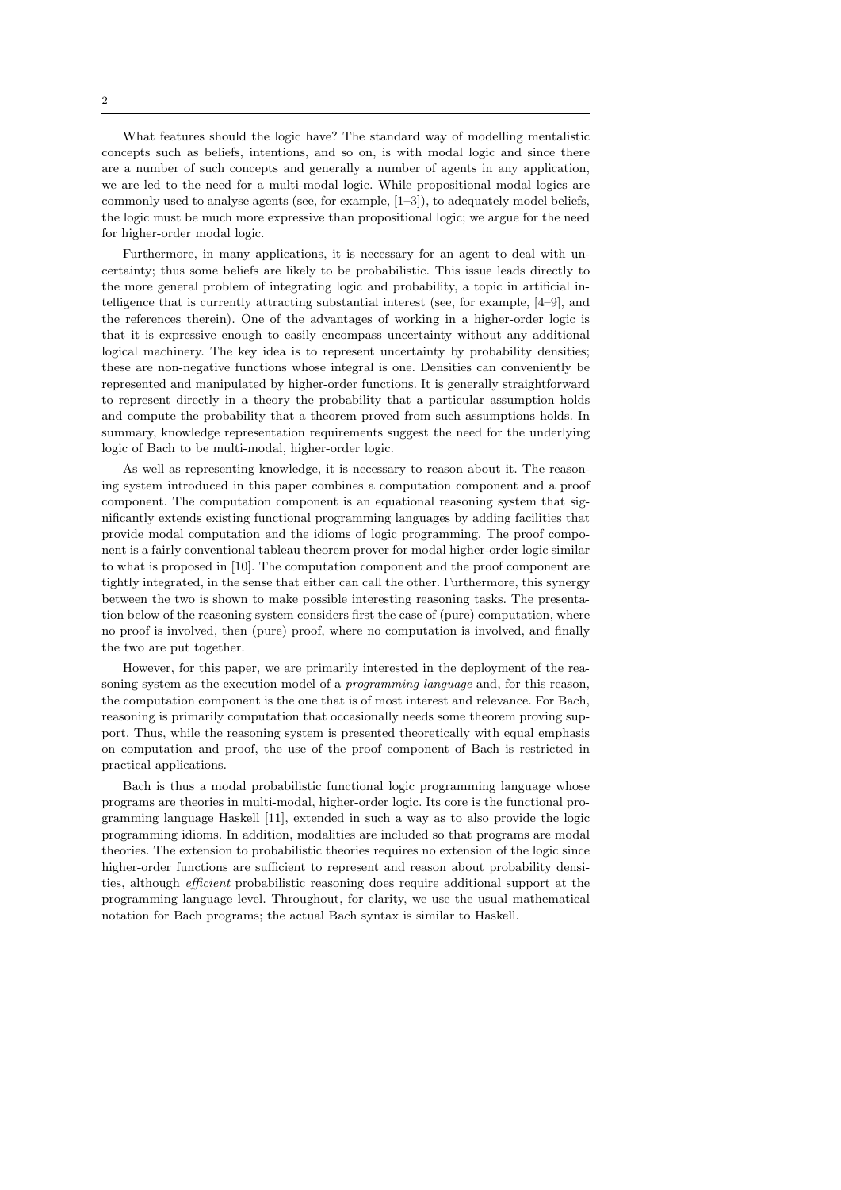What features should the logic have? The standard way of modelling mentalistic concepts such as beliefs, intentions, and so on, is with modal logic and since there are a number of such concepts and generally a number of agents in any application, we are led to the need for a multi-modal logic. While propositional modal logics are commonly used to analyse agents (see, for example, [1–3]), to adequately model beliefs, the logic must be much more expressive than propositional logic; we argue for the need for higher-order modal logic.

Furthermore, in many applications, it is necessary for an agent to deal with uncertainty; thus some beliefs are likely to be probabilistic. This issue leads directly to the more general problem of integrating logic and probability, a topic in artificial intelligence that is currently attracting substantial interest (see, for example, [4–9], and the references therein). One of the advantages of working in a higher-order logic is that it is expressive enough to easily encompass uncertainty without any additional logical machinery. The key idea is to represent uncertainty by probability densities; these are non-negative functions whose integral is one. Densities can conveniently be represented and manipulated by higher-order functions. It is generally straightforward to represent directly in a theory the probability that a particular assumption holds and compute the probability that a theorem proved from such assumptions holds. In summary, knowledge representation requirements suggest the need for the underlying logic of Bach to be multi-modal, higher-order logic.

As well as representing knowledge, it is necessary to reason about it. The reasoning system introduced in this paper combines a computation component and a proof component. The computation component is an equational reasoning system that significantly extends existing functional programming languages by adding facilities that provide modal computation and the idioms of logic programming. The proof component is a fairly conventional tableau theorem prover for modal higher-order logic similar to what is proposed in [10]. The computation component and the proof component are tightly integrated, in the sense that either can call the other. Furthermore, this synergy between the two is shown to make possible interesting reasoning tasks. The presentation below of the reasoning system considers first the case of (pure) computation, where no proof is involved, then (pure) proof, where no computation is involved, and finally the two are put together.

However, for this paper, we are primarily interested in the deployment of the reasoning system as the execution model of a *programming language* and, for this reason, the computation component is the one that is of most interest and relevance. For Bach, reasoning is primarily computation that occasionally needs some theorem proving support. Thus, while the reasoning system is presented theoretically with equal emphasis on computation and proof, the use of the proof component of Bach is restricted in practical applications.

Bach is thus a modal probabilistic functional logic programming language whose programs are theories in multi-modal, higher-order logic. Its core is the functional programming language Haskell [11], extended in such a way as to also provide the logic programming idioms. In addition, modalities are included so that programs are modal theories. The extension to probabilistic theories requires no extension of the logic since higher-order functions are sufficient to represent and reason about probability densities, although *efficient* probabilistic reasoning does require additional support at the programming language level. Throughout, for clarity, we use the usual mathematical notation for Bach programs; the actual Bach syntax is similar to Haskell.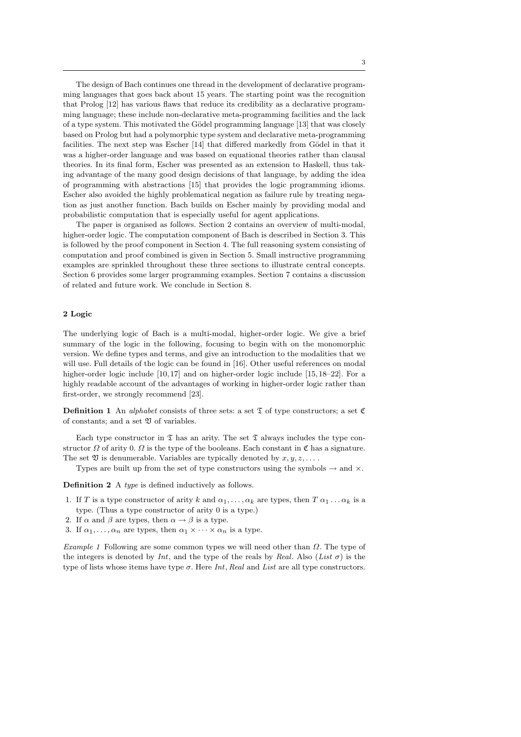The design of Bach continues one thread in the development of declarative programming languages that goes back about 15 years. The starting point was the recognition that Prolog [12] has various flaws that reduce its credibility as a declarative programming language; these include non-declarative meta-programming facilities and the lack of a type system. This motivated the Gödel programming language [13] that was closely based on Prolog but had a polymorphic type system and declarative meta-programming facilities. The next step was Escher [14] that differed markedly from Gödel in that it was a higher-order language and was based on equational theories rather than clausal theories. In its final form, Escher was presented as an extension to Haskell, thus taking advantage of the many good design decisions of that language, by adding the idea of programming with abstractions [15] that provides the logic programming idioms. Escher also avoided the highly problematical negation as failure rule by treating negation as just another function. Bach builds on Escher mainly by providing modal and probabilistic computation that is especially useful for agent applications.

The paper is organised as follows. Section 2 contains an overview of multi-modal, higher-order logic. The computation component of Bach is described in Section 3. This is followed by the proof component in Section 4. The full reasoning system consisting of computation and proof combined is given in Section 5. Small instructive programming examples are sprinkled throughout these three sections to illustrate central concepts. Section 6 provides some larger programming examples. Section 7 contains a discussion of related and future work. We conclude in Section 8.

## 2 Logic

The underlying logic of Bach is a multi-modal, higher-order logic. We give a brief summary of the logic in the following, focusing to begin with on the monomorphic version. We define types and terms, and give an introduction to the modalities that we will use. Full details of the logic can be found in [16]. Other useful references on modal higher-order logic include [10,17] and on higher-order logic include [15,18–22]. For a highly readable account of the advantages of working in higher-order logic rather than first-order, we strongly recommend [23].

**Definition 1** An *alphabet* consists of three sets: a set $\mathfrak{T}$ of type constructors; a set $\mathfrak{C}$ of constants; and a set $\mathfrak{V}$ of variables.

Each type constructor in $\mathfrak{T}$ has an arity. The set $\mathfrak{T}$ always includes the type constructor $\Omega$ of arity 0. $\Omega$ is the type of the booleans. Each constant in $\mathfrak{C}$ has a signature. The set $\mathfrak{V}$ is denumerable. Variables are typically denoted by $x, y, z, \ldots$.

Types are built up from the set of type constructors using the symbols $\rightarrow$ and $\times$.

**Definition 2** A *type* is defined inductively as follows.

1. If $T$ is a type constructor of arity $k$ and $\alpha_1, \ldots, \alpha_k$ are types, then $T\ \alpha_1 \ldots \alpha_k$ is a type. (Thus a type constructor of arity 0 is a type.)
2. If $\alpha$ and $\beta$ are types, then $\alpha \rightarrow \beta$ is a type.
3. If $\alpha_1, \ldots, \alpha_n$ are types, then $\alpha_1 \times \cdots \times \alpha_n$ is a type.

*Example 1* Following are some common types we will need other than $\Omega$. The type of the integers is denoted by *Int*, and the type of the reals by *Real*. Also (*List* $\sigma$) is the type of lists whose items have type $\sigma$. Here *Int*, *Real* and *List* are all type constructors.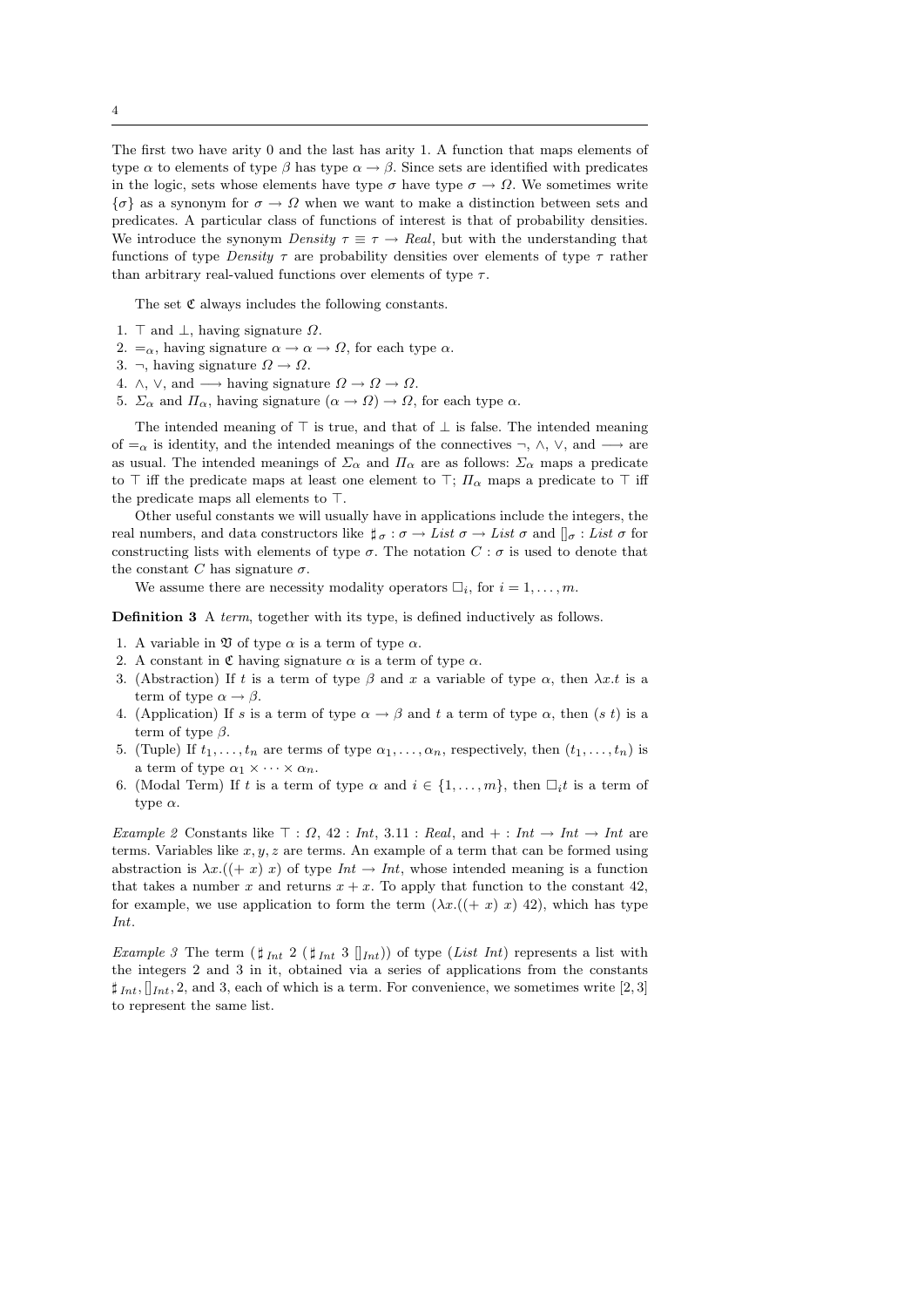The first two have arity 0 and the last has arity 1. A function that maps elements of type $\alpha$ to elements of type $\beta$ has type $\alpha \rightarrow \beta$. Since sets are identified with predicates in the logic, sets whose elements have type $\sigma$ have type $\sigma \rightarrow \Omega$. We sometimes write $\{\sigma\}$ as a synonym for $\sigma \rightarrow \Omega$ when we want to make a distinction between sets and predicates. A particular class of functions of interest is that of probability densities. We introduce the synonym $Density\ \tau \equiv \tau \rightarrow Real$, but with the understanding that functions of type $Density\ \tau$ are probability densities over elements of type $\tau$ rather than arbitrary real-valued functions over elements of type $\tau$.

The set $\mathfrak{C}$ always includes the following constants.

1. $\top$ and $\bot$, having signature $\Omega$.
2. $=_\alpha$, having signature $\alpha \rightarrow \alpha \rightarrow \Omega$, for each type $\alpha$.
3. $\neg$, having signature $\Omega \rightarrow \Omega$.
4. $\wedge$, $\vee$, and $\longrightarrow$ having signature $\Omega \rightarrow \Omega \rightarrow \Omega$.
5. $\Sigma_\alpha$ and $\Pi_\alpha$, having signature $(\alpha \rightarrow \Omega) \rightarrow \Omega$, for each type $\alpha$.

The intended meaning of $\top$ is true, and that of $\bot$ is false. The intended meaning of $=_\alpha$ is identity, and the intended meanings of the connectives $\neg$, $\wedge$, $\vee$, and $\longrightarrow$ are as usual. The intended meanings of $\Sigma_\alpha$ and $\Pi_\alpha$ are as follows: $\Sigma_\alpha$ maps a predicate to $\top$ iff the predicate maps at least one element to $\top$; $\Pi_\alpha$ maps a predicate to $\top$ iff the predicate maps all elements to $\top$.

Other useful constants we will usually have in applications include the integers, the real numbers, and data constructors like $\sharp_\sigma : \sigma \rightarrow List\ \sigma \rightarrow List\ \sigma$ and $[]_\sigma : List\ \sigma$ for constructing lists with elements of type $\sigma$. The notation $C : \sigma$ is used to denote that the constant $C$ has signature $\sigma$.

We assume there are necessity modality operators $\Box_i$, for $i = 1, \ldots, m$.

**Definition 3** A *term*, together with its type, is defined inductively as follows.

1. A variable in $\mathfrak{V}$ of type $\alpha$ is a term of type $\alpha$.
2. A constant in $\mathfrak{C}$ having signature $\alpha$ is a term of type $\alpha$.
3. (Abstraction) If $t$ is a term of type $\beta$ and $x$ a variable of type $\alpha$, then $\lambda x.t$ is a term of type $\alpha \rightarrow \beta$.
4. (Application) If $s$ is a term of type $\alpha \rightarrow \beta$ and $t$ a term of type $\alpha$, then $(s\ t)$ is a term of type $\beta$.
5. (Tuple) If $t_1, \ldots, t_n$ are terms of type $\alpha_1, \ldots, \alpha_n$, respectively, then $(t_1, \ldots, t_n)$ is a term of type $\alpha_1 \times \cdots \times \alpha_n$.
6. (Modal Term) If $t$ is a term of type $\alpha$ and $i \in \{1, \ldots, m\}$, then $\Box_i t$ is a term of type $\alpha$.

*Example 2* Constants like $\top : \Omega$, $42 : Int$, $3.11 : Real$, and $+ : Int \rightarrow Int \rightarrow Int$ are terms. Variables like $x, y, z$ are terms. An example of a term that can be formed using abstraction is $\lambda x.((+\ x)\ x)$ of type $Int \rightarrow Int$, whose intended meaning is a function that takes a number $x$ and returns $x + x$. To apply that function to the constant 42, for example, we use application to form the term $(\lambda x.((+\ x)\ x)\ 42)$, which has type $Int$.

*Example 3* The term $(\sharp_{Int}\ 2\ (\sharp_{Int}\ 3\ []_{Int}))$ of type $(List\ Int)$ represents a list with the integers 2 and 3 in it, obtained via a series of applications from the constants $\sharp_{Int}, []_{Int}, 2$, and 3, each of which is a term. For convenience, we sometimes write $[2, 3]$ to represent the same list.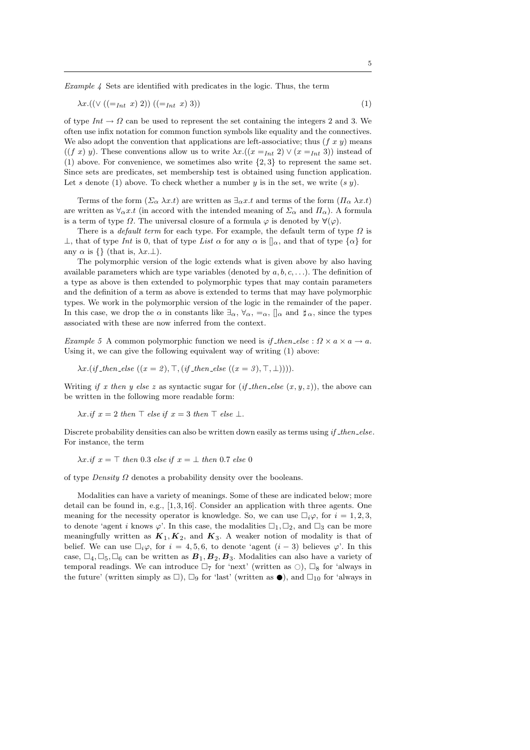*Example 4* Sets are identified with predicates in the logic. Thus, the term

$$\lambda x.((\vee\ ((=_{Int}\ x)\ 2))\ ((=_{Int}\ x)\ 3)) \tag{1}$$

of type $Int \to \Omega$ can be used to represent the set containing the integers 2 and 3. We often use infix notation for common function symbols like equality and the connectives. We also adopt the convention that applications are left-associative; thus $(f\ x\ y)$ means $((f\ x)\ y)$. These conventions allow us to write $\lambda x.((x =_{Int} 2) \vee (x =_{Int} 3))$ instead of (1) above. For convenience, we sometimes also write $\{2, 3\}$ to represent the same set. Since sets are predicates, set membership test is obtained using function application. Let $s$ denote (1) above. To check whether a number $y$ is in the set, we write $(s\ y)$.

Terms of the form $(\Sigma_\alpha\ \lambda x.t)$ are written as $\exists_\alpha x.t$ and terms of the form $(\Pi_\alpha\ \lambda x.t)$ are written as $\forall_\alpha x.t$ (in accord with the intended meaning of $\Sigma_\alpha$ and $\Pi_\alpha$). A formula is a term of type $\Omega$. The universal closure of a formula $\varphi$ is denoted by $\forall(\varphi)$.

There is a *default term* for each type. For example, the default term of type $\Omega$ is $\bot$, that of type $Int$ is 0, that of type $List\ \alpha$ for any $\alpha$ is $[]_\alpha$, and that of type $\{\alpha\}$ for any $\alpha$ is $\{\}$ (that is, $\lambda x.\bot$).

The polymorphic version of the logic extends what is given above by also having available parameters which are type variables (denoted by $a, b, c, \ldots$). The definition of a type as above is then extended to polymorphic types that may contain parameters and the definition of a term as above is extended to terms that may have polymorphic types. We work in the polymorphic version of the logic in the remainder of the paper. In this case, we drop the $\alpha$ in constants like $\exists_\alpha$, $\forall_\alpha$, $=_\alpha$, $[]_\alpha$ and $\sharp_\alpha$, since the types associated with these are now inferred from the context.

*Example 5* A common polymorphic function we need is $if\_then\_else : \Omega \times a \times a \to a$. Using it, we can give the following equivalent way of writing (1) above:

$$\lambda x.(if\_then\_else\ ((x = 2), \top, (if\_then\_else\ ((x = 3), \top, \bot)))).$$

Writing *if x then y else z* as syntactic sugar for $(if\_then\_else\ (x, y, z))$, the above can be written in the following more readable form:

$$\lambda x.if\ x = 2\ then\ \top\ else\ if\ x = 3\ then\ \top\ else\ \bot.$$

Discrete probability densities can also be written down easily as terms using *if_then_else*. For instance, the term

$$\lambda x.if\ x = \top\ then\ 0.3\ else\ if\ x = \bot\ then\ 0.7\ else\ 0$$

of type $Density\ \Omega$ denotes a probability density over the booleans.

Modalities can have a variety of meanings. Some of these are indicated below; more detail can be found in, e.g., [1,3,16]. Consider an application with three agents. One meaning for the necessity operator is knowledge. So, we can use $\Box_i\varphi$, for $i = 1, 2, 3$, to denote 'agent $i$ knows $\varphi$'. In this case, the modalities $\Box_1, \Box_2$, and $\Box_3$ can be more meaningfully written as $\boldsymbol{K}_1, \boldsymbol{K}_2$, and $\boldsymbol{K}_3$. A weaker notion of modality is that of belief. We can use $\Box_i\varphi$, for $i = 4, 5, 6$, to denote 'agent $(i - 3)$ believes $\varphi$'. In this case, $\Box_4, \Box_5, \Box_6$ can be written as $\boldsymbol{B}_1, \boldsymbol{B}_2, \boldsymbol{B}_3$. Modalities can also have a variety of temporal readings. We can introduce $\Box_7$ for 'next' (written as $\bigcirc$), $\Box_8$ for 'always in the future' (written simply as $\Box$), $\Box_9$ for 'last' (written as $\bullet$), and $\Box_{10}$ for 'always in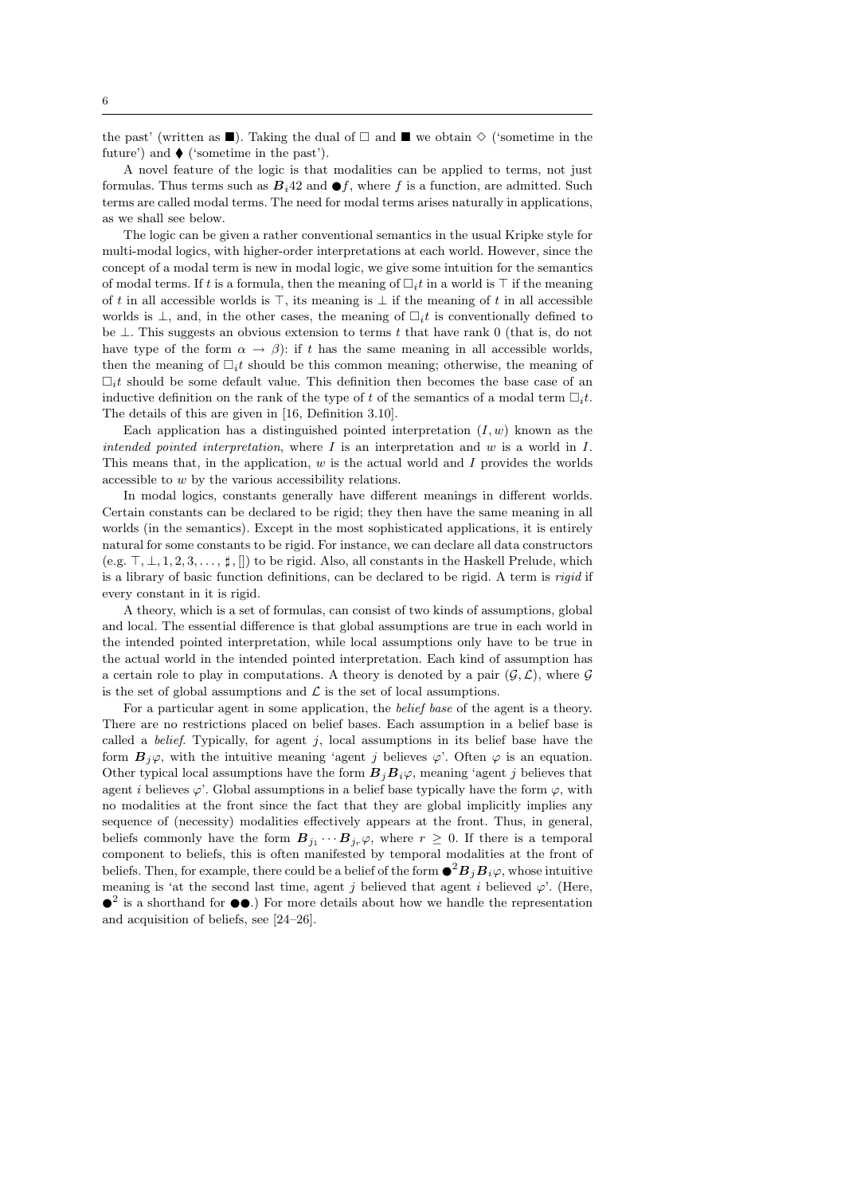the past' (written as $\blacksquare$). Taking the dual of $\Box$ and $\blacksquare$ we obtain $\Diamond$ ('sometime in the future') and $\blacklozenge$ ('sometime in the past').

A novel feature of the logic is that modalities can be applied to terms, not just formulas. Thus terms such as $\boldsymbol{B}_i 42$ and $\bullet f$, where $f$ is a function, are admitted. Such terms are called modal terms. The need for modal terms arises naturally in applications, as we shall see below.

The logic can be given a rather conventional semantics in the usual Kripke style for multi-modal logics, with higher-order interpretations at each world. However, since the concept of a modal term is new in modal logic, we give some intuition for the semantics of modal terms. If $t$ is a formula, then the meaning of $\Box_i t$ in a world is $\top$ if the meaning of $t$ in all accessible worlds is $\top$, its meaning is $\bot$ if the meaning of $t$ in all accessible worlds is $\bot$, and, in the other cases, the meaning of $\Box_i t$ is conventionally defined to be $\bot$. This suggests an obvious extension to terms $t$ that have rank 0 (that is, do not have type of the form $\alpha \to \beta$): if $t$ has the same meaning in all accessible worlds, then the meaning of $\Box_i t$ should be this common meaning; otherwise, the meaning of $\Box_i t$ should be some default value. This definition then becomes the base case of an inductive definition on the rank of the type of $t$ of the semantics of a modal term $\Box_i t$. The details of this are given in [16, Definition 3.10].

Each application has a distinguished pointed interpretation $(I, w)$ known as the *intended pointed interpretation*, where $I$ is an interpretation and $w$ is a world in $I$. This means that, in the application, $w$ is the actual world and $I$ provides the worlds accessible to $w$ by the various accessibility relations.

In modal logics, constants generally have different meanings in different worlds. Certain constants can be declared to be rigid; they then have the same meaning in all worlds (in the semantics). Except in the most sophisticated applications, it is entirely natural for some constants to be rigid. For instance, we can declare all data constructors (e.g. $\top, \bot, 1, 2, 3, \ldots, \sharp, []$) to be rigid. Also, all constants in the Haskell Prelude, which is a library of basic function definitions, can be declared to be rigid. A term is *rigid* if every constant in it is rigid.

A theory, which is a set of formulas, can consist of two kinds of assumptions, global and local. The essential difference is that global assumptions are true in each world in the intended pointed interpretation, while local assumptions only have to be true in the actual world in the intended pointed interpretation. Each kind of assumption has a certain role to play in computations. A theory is denoted by a pair $(\mathcal{G}, \mathcal{L})$, where $\mathcal{G}$ is the set of global assumptions and $\mathcal{L}$ is the set of local assumptions.

For a particular agent in some application, the *belief base* of the agent is a theory. There are no restrictions placed on belief bases. Each assumption in a belief base is called a *belief*. Typically, for agent $j$, local assumptions in its belief base have the form $\boldsymbol{B}_j \varphi$, with the intuitive meaning 'agent $j$ believes $\varphi$'. Often $\varphi$ is an equation. Other typical local assumptions have the form $\boldsymbol{B}_j \boldsymbol{B}_i \varphi$, meaning 'agent $j$ believes that agent $i$ believes $\varphi$'. Global assumptions in a belief base typically have the form $\varphi$, with no modalities at the front since the fact that they are global implicitly implies any sequence of (necessity) modalities effectively appears at the front. Thus, in general, beliefs commonly have the form $\boldsymbol{B}_{j_1} \cdots \boldsymbol{B}_{j_r} \varphi$, where $r \geq 0$. If there is a temporal component to beliefs, this is often manifested by temporal modalities at the front of beliefs. Then, for example, there could be a belief of the form $\bullet^2 \boldsymbol{B}_j \boldsymbol{B}_i \varphi$, whose intuitive meaning is 'at the second last time, agent $j$ believed that agent $i$ believed $\varphi$'. (Here, $\bullet^2$ is a shorthand for $\bullet\bullet$.) For more details about how we handle the representation and acquisition of beliefs, see [24–26].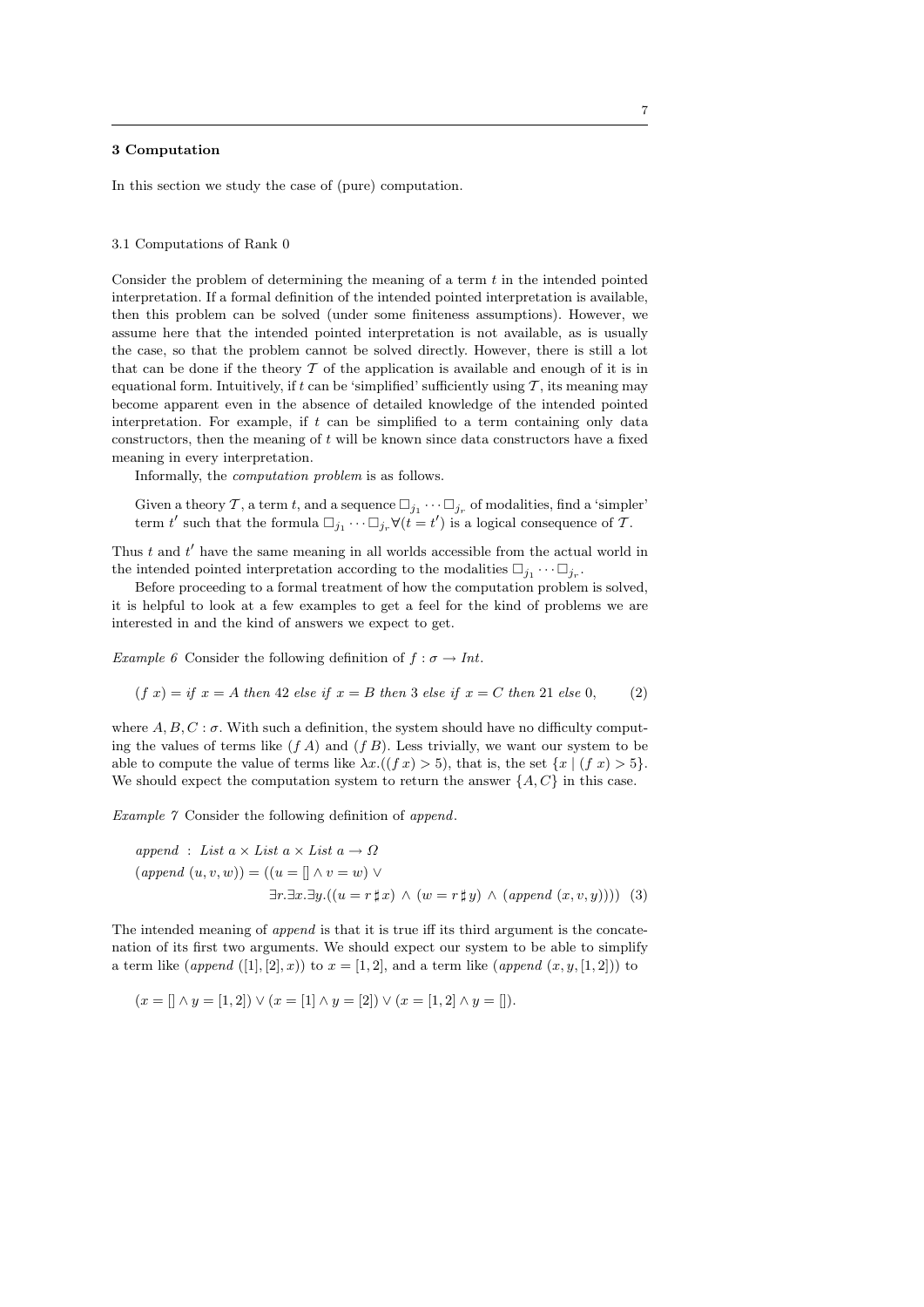## 3 Computation

In this section we study the case of (pure) computation.

### 3.1 Computations of Rank 0

Consider the problem of determining the meaning of a term $t$ in the intended pointed interpretation. If a formal definition of the intended pointed interpretation is available, then this problem can be solved (under some finiteness assumptions). However, we assume here that the intended pointed interpretation is not available, as is usually the case, so that the problem cannot be solved directly. However, there is still a lot that can be done if the theory $\mathcal{T}$ of the application is available and enough of it is in equational form. Intuitively, if $t$ can be 'simplified' sufficiently using $\mathcal{T}$, its meaning may become apparent even in the absence of detailed knowledge of the intended pointed interpretation. For example, if $t$ can be simplified to a term containing only data constructors, then the meaning of $t$ will be known since data constructors have a fixed meaning in every interpretation.

Informally, the *computation problem* is as follows.

> Given a theory $\mathcal{T}$, a term $t$, and a sequence $\Box_{j_1} \cdots \Box_{j_r}$ of modalities, find a 'simpler' term $t'$ such that the formula $\Box_{j_1} \cdots \Box_{j_r} \forall(t = t')$ is a logical consequence of $\mathcal{T}$.

Thus $t$ and $t'$ have the same meaning in all worlds accessible from the actual world in the intended pointed interpretation according to the modalities $\Box_{j_1} \cdots \Box_{j_r}$.

Before proceeding to a formal treatment of how the computation problem is solved, it is helpful to look at a few examples to get a feel for the kind of problems we are interested in and the kind of answers we expect to get.

*Example 6* Consider the following definition of $f : \sigma \to Int$.

$$(f\ x) = if\ x = A\ then\ 42\ else\ if\ x = B\ then\ 3\ else\ if\ x = C\ then\ 21\ else\ 0, \qquad (2)$$

where $A, B, C : \sigma$. With such a definition, the system should have no difficulty computing the values of terms like $(f\ A)$ and $(f\ B)$. Less trivially, we want our system to be able to compute the value of terms like $\lambda x.((f\ x) > 5)$, that is, the set $\{x \mid (f\ x) > 5\}$. We should expect the computation system to return the answer $\{A, C\}$ in this case.

*Example 7* Consider the following definition of *append*.

$$\begin{aligned}
&append\ :\ List\ a \times List\ a \times List\ a \to \Omega \\
&(append\ (u, v, w)) = ((u = [] \land v = w) \lor \\
&\qquad\qquad \exists r.\exists x.\exists y.((u = r \sharp x) \land (w = r \sharp y) \land (append\ (x, v, y)))) \quad (3)
\end{aligned}$$

The intended meaning of *append* is that it is true iff its third argument is the concatenation of its first two arguments. We should expect our system to be able to simplify a term like $(append\ ([1], [2], x))$ to $x = [1, 2]$, and a term like $(append\ (x, y, [1, 2]))$ to

$$(x = [] \land y = [1, 2]) \lor (x = [1] \land y = [2]) \lor (x = [1, 2] \land y = []).$$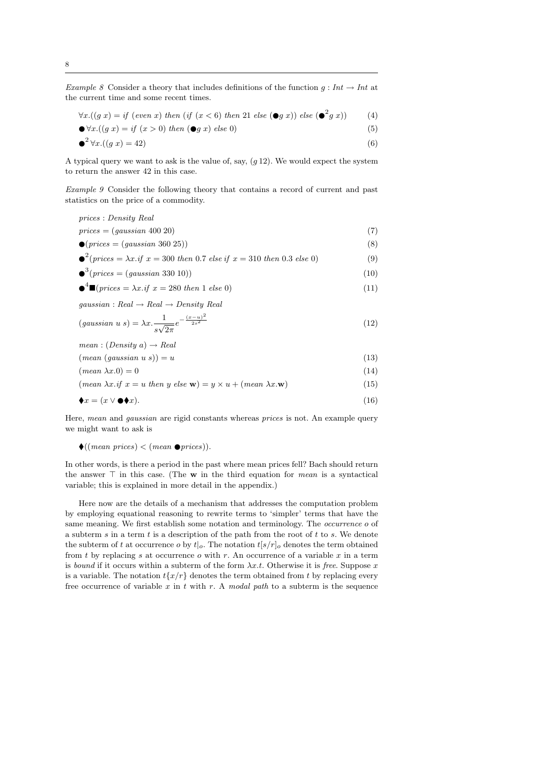*Example 8* Consider a theory that includes definitions of the function $g : Int \rightarrow Int$ at the current time and some recent times.

$$\forall x.((g\ x) = \mathit{if}\ (\mathit{even}\ x)\ \mathit{then}\ (\mathit{if}\ (x < 6)\ \mathit{then}\ 21\ \mathit{else}\ (\bullet g\ x))\ \mathit{else}\ (\bullet^2 g\ x)) \tag{4}$$

$$\bullet \forall x.((g\ x) = \mathit{if}\ (x > 0)\ \mathit{then}\ (\bullet g\ x)\ \mathit{else}\ 0) \tag{5}$$

$$\bullet^2 \forall x.((g\ x) = 42) \tag{6}$$

A typical query we want to ask is the value of, say, $(g\ 12)$. We would expect the system to return the answer 42 in this case.

*Example 9* Consider the following theory that contains a record of current and past statistics on the price of a commodity.

$$\mathit{prices} : \mathit{Density\ Real}$$

$$\mathit{prices} = (\mathit{gaussian}\ 400\ 20) \tag{7}$$

$$\bullet(\mathit{prices} = (\mathit{gaussian}\ 360\ 25)) \tag{8}$$

$$\bullet^2(\mathit{prices} = \lambda x.\mathit{if}\ x = 300\ \mathit{then}\ 0.7\ \mathit{else\ if}\ x = 310\ \mathit{then}\ 0.3\ \mathit{else}\ 0) \tag{9}$$

$$\bullet^3(\mathit{prices} = (\mathit{gaussian}\ 330\ 10)) \tag{10}$$

$$\bullet^4\blacksquare(\mathit{prices} = \lambda x.\mathit{if}\ x = 280\ \mathit{then}\ 1\ \mathit{else}\ 0) \tag{11}$$

$$\mathit{gaussian} : \mathit{Real} \rightarrow \mathit{Real} \rightarrow \mathit{Density\ Real}$$

$$(\mathit{gaussian}\ u\ s) = \lambda x.\frac{1}{s\sqrt{2\pi}}e^{-\frac{(x-u)^2}{2s^2}} \tag{12}$$

$$\mathit{mean} : (\mathit{Density}\ a) \rightarrow \mathit{Real}$$

$$(\mathit{mean}\ (\mathit{gaussian}\ u\ s)) = u \tag{13}$$

$$(\mathit{mean}\ \lambda x.0) = 0 \tag{14}$$

$$(\mathit{mean}\ \lambda x.\mathit{if}\ x = u\ \mathit{then}\ y\ \mathit{else}\ \mathbf{w}) = y \times u + (\mathit{mean}\ \lambda x.\mathbf{w}) \tag{15}$$

$$\blacklozenge x = (x \vee \bullet\blacklozenge x). \tag{16}$$

Here, *mean* and *gaussian* are rigid constants whereas *prices* is not. An example query we might want to ask is

$$\blacklozenge((\mathit{mean\ prices}) < (\mathit{mean}\ \bullet\mathit{prices})).$$

In other words, is there a period in the past where mean prices fell? Bach should return the answer $\top$ in this case. (The $\mathbf{w}$ in the third equation for *mean* is a syntactical variable; this is explained in more detail in the appendix.)

Here now are the details of a mechanism that addresses the computation problem by employing equational reasoning to rewrite terms to 'simpler' terms that have the same meaning. We first establish some notation and terminology. The *occurrence* $o$ of a subterm $s$ in a term $t$ is a description of the path from the root of $t$ to $s$. We denote the subterm of $t$ at occurrence $o$ by $t|_o$. The notation $t[s/r]_o$ denotes the term obtained from $t$ by replacing $s$ at occurrence $o$ with $r$. An occurrence of a variable $x$ in a term is *bound* if it occurs within a subterm of the form $\lambda x.t$. Otherwise it is *free*. Suppose $x$ is a variable. The notation $t\{x/r\}$ denotes the term obtained from $t$ by replacing every free occurrence of variable $x$ in $t$ with $r$. A *modal path* to a subterm is the sequence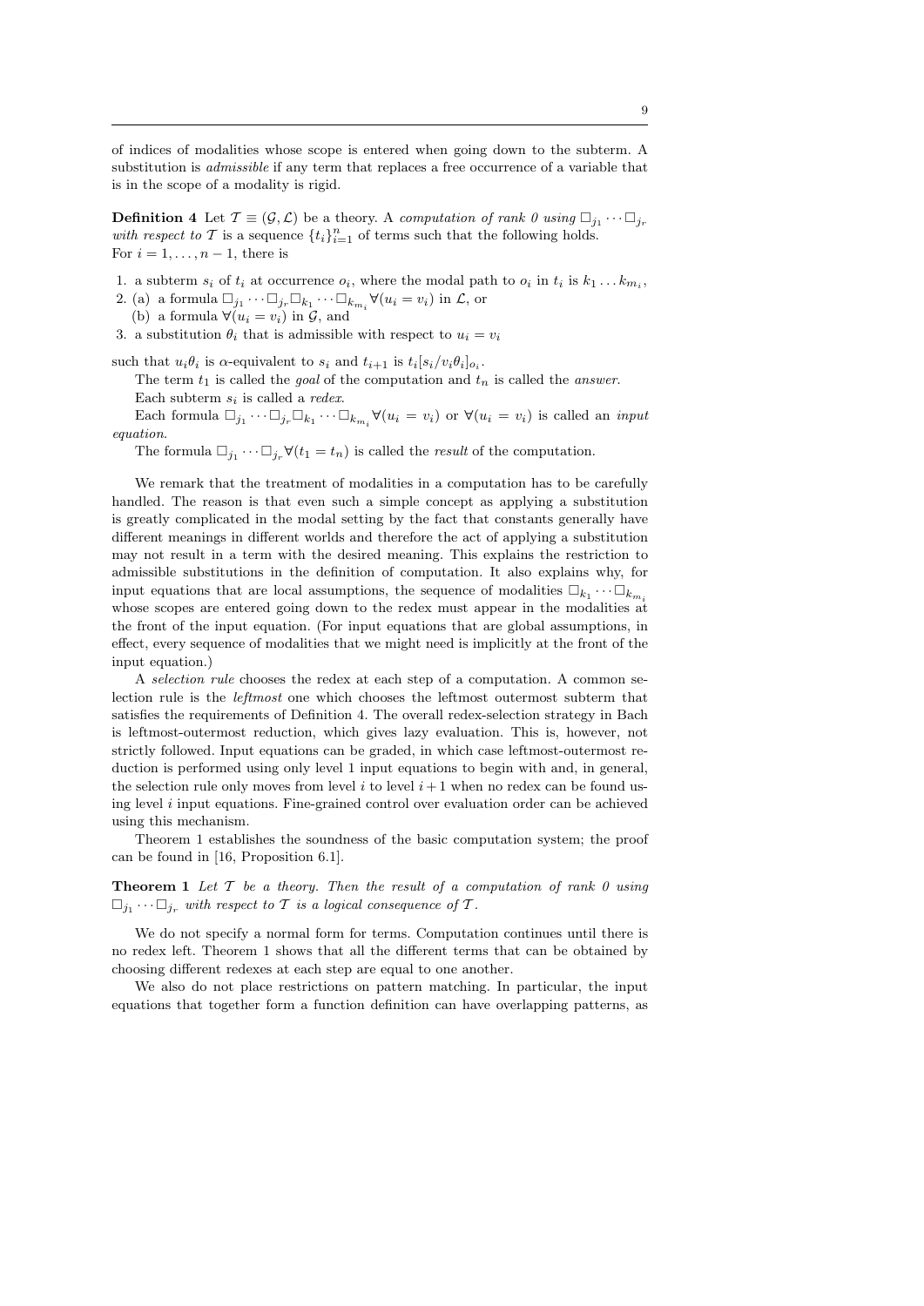of indices of modalities whose scope is entered when going down to the subterm. A substitution is *admissible* if any term that replaces a free occurrence of a variable that is in the scope of a modality is rigid.

**Definition 4** Let $\mathcal{T} \equiv (\mathcal{G}, \mathcal{L})$ be a theory. A *computation of rank 0 using* $\Box_{j_1} \cdots \Box_{j_r}$ *with respect to* $\mathcal{T}$ is a sequence $\{t_i\}_{i=1}^n$ of terms such that the following holds. For $i = 1, \ldots, n-1$, there is

1. a subterm $s_i$ of $t_i$ at occurrence $o_i$, where the modal path to $o_i$ in $t_i$ is $k_1 \ldots k_{m_i}$,
2. (a) a formula $\Box_{j_1} \cdots \Box_{j_r} \Box_{k_1} \cdots \Box_{k_{m_i}} \forall(u_i = v_i)$ in $\mathcal{L}$, or
   (b) a formula $\forall(u_i = v_i)$ in $\mathcal{G}$, and
3. a substitution $\theta_i$ that is admissible with respect to $u_i = v_i$

such that $u_i\theta_i$ is $\alpha$-equivalent to $s_i$ and $t_{i+1}$ is $t_i[s_i/v_i\theta_i]_{o_i}$.

The term $t_1$ is called the *goal* of the computation and $t_n$ is called the *answer*.

Each subterm $s_i$ is called a *redex*.

Each formula $\Box_{j_1} \cdots \Box_{j_r} \Box_{k_1} \cdots \Box_{k_{m_i}} \forall(u_i = v_i)$ or $\forall(u_i = v_i)$ is called an *input equation*.

The formula $\Box_{j_1} \cdots \Box_{j_r} \forall(t_1 = t_n)$ is called the *result* of the computation.

We remark that the treatment of modalities in a computation has to be carefully handled. The reason is that even such a simple concept as applying a substitution is greatly complicated in the modal setting by the fact that constants generally have different meanings in different worlds and therefore the act of applying a substitution may not result in a term with the desired meaning. This explains the restriction to admissible substitutions in the definition of computation. It also explains why, for input equations that are local assumptions, the sequence of modalities $\Box_{k_1} \cdots \Box_{k_{m_i}}$ whose scopes are entered going down to the redex must appear in the modalities at the front of the input equation. (For input equations that are global assumptions, in effect, every sequence of modalities that we might need is implicitly at the front of the input equation.)

A *selection rule* chooses the redex at each step of a computation. A common selection rule is the *leftmost* one which chooses the leftmost outermost subterm that satisfies the requirements of Definition 4. The overall redex-selection strategy in Bach is leftmost-outermost reduction, which gives lazy evaluation. This is, however, not strictly followed. Input equations can be graded, in which case leftmost-outermost reduction is performed using only level 1 input equations to begin with and, in general, the selection rule only moves from level $i$ to level $i+1$ when no redex can be found using level $i$ input equations. Fine-grained control over evaluation order can be achieved using this mechanism.

Theorem 1 establishes the soundness of the basic computation system; the proof can be found in [16, Proposition 6.1].

**Theorem 1** *Let $\mathcal{T}$ be a theory. Then the result of a computation of rank 0 using $\Box_{j_1} \cdots \Box_{j_r}$ with respect to $\mathcal{T}$ is a logical consequence of $\mathcal{T}$.*

We do not specify a normal form for terms. Computation continues until there is no redex left. Theorem 1 shows that all the different terms that can be obtained by choosing different redexes at each step are equal to one another.

We also do not place restrictions on pattern matching. In particular, the input equations that together form a function definition can have overlapping patterns, as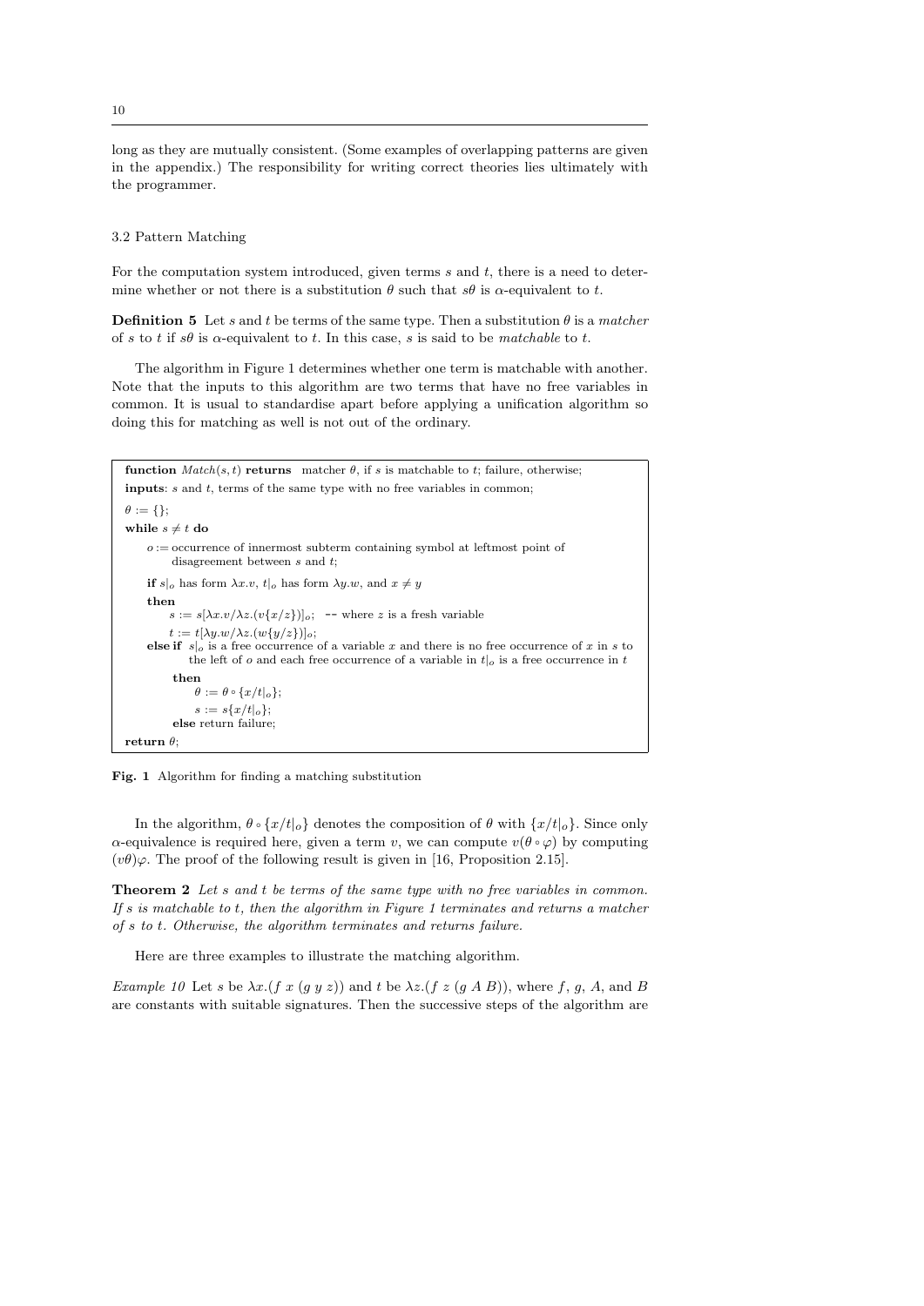long as they are mutually consistent. (Some examples of overlapping patterns are given in the appendix.) The responsibility for writing correct theories lies ultimately with the programmer.

### 3.2 Pattern Matching

For the computation system introduced, given terms $s$ and $t$, there is a need to determine whether or not there is a substitution $\theta$ such that $s\theta$ is $\alpha$-equivalent to $t$.

**Definition 5** Let $s$ and $t$ be terms of the same type. Then a substitution $\theta$ is a *matcher* of $s$ to $t$ if $s\theta$ is $\alpha$-equivalent to $t$. In this case, $s$ is said to be *matchable* to $t$.

The algorithm in Figure 1 determines whether one term is matchable with another. Note that the inputs to this algorithm are two terms that have no free variables in common. It is usual to standardise apart before applying a unification algorithm so doing this for matching as well is not out of the ordinary.

```
function Match(s, t) returns  matcher θ, if s is matchable to t; failure, otherwise;
inputs: s and t, terms of the same type with no free variables in common;
θ := {};
while s ≠ t do
    o := occurrence of innermost subterm containing symbol at leftmost point of
         disagreement between s and t;
    if s|_o has form λx.v, t|_o has form λy.w, and x ≠ y
    then
        s := s[λx.v/λz.(v{x/z})]_o;  -- where z is a fresh variable
        t := t[λy.w/λz.(w{y/z})]_o;
    else if s|_o is a free occurrence of a variable x and there is no free occurrence of x in s to
            the left of o and each free occurrence of a variable in t|_o is a free occurrence in t
        then
            θ := θ ∘ {x/t|_o};
            s := s{x/t|_o};
        else return failure;
return θ;
```

**Fig. 1** Algorithm for finding a matching substitution

In the algorithm, $\theta \circ \{x/t|_o\}$ denotes the composition of $\theta$ with $\{x/t|_o\}$. Since only $\alpha$-equivalence is required here, given a term $v$, we can compute $v(\theta \circ \varphi)$ by computing $(v\theta)\varphi$. The proof of the following result is given in [16, Proposition 2.15].

**Theorem 2** *Let $s$ and $t$ be terms of the same type with no free variables in common. If $s$ is matchable to $t$, then the algorithm in Figure 1 terminates and returns a matcher of $s$ to $t$. Otherwise, the algorithm terminates and returns failure.*

Here are three examples to illustrate the matching algorithm.

*Example 10* Let $s$ be $\lambda x.(f\ x\ (g\ y\ z))$ and $t$ be $\lambda z.(f\ z\ (g\ A\ B))$, where $f$, $g$, $A$, and $B$ are constants with suitable signatures. Then the successive steps of the algorithm are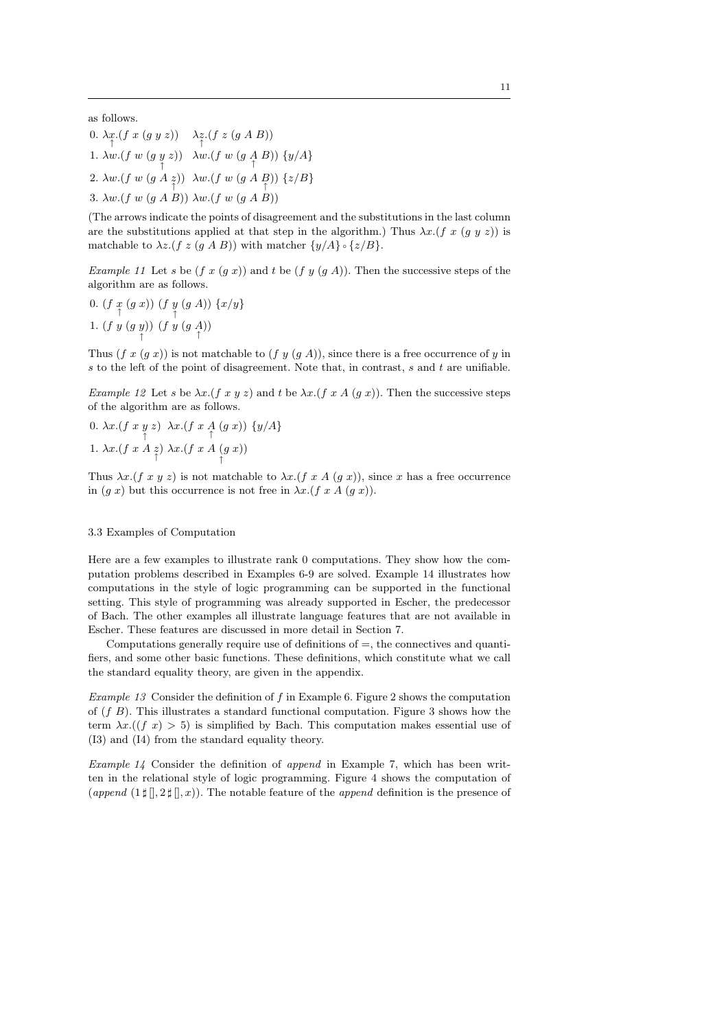as follows.

0. $\underset{\uparrow}{\lambda x}.(f\ x\ (g\ y\ z))\quad \underset{\uparrow}{\lambda z}.(f\ z\ (g\ A\ B))$

1. $\lambda w.(f\ w\ (g\ \underset{\uparrow}{y}\ z))\quad \lambda w.(f\ w\ (g\ \underset{\uparrow}{A}\ B))\ \{y/A\}$

2. $\lambda w.(f\ w\ (g\ A\ \underset{\uparrow}{z}))\quad \lambda w.(f\ w\ (g\ A\ \underset{\uparrow}{B}))\ \{z/B\}$

3. $\lambda w.(f\ w\ (g\ A\ B))\ \lambda w.(f\ w\ (g\ A\ B))$

(The arrows indicate the points of disagreement and the substitutions in the last column are the substitutions applied at that step in the algorithm.) Thus $\lambda x.(f\ x\ (g\ y\ z))$ is matchable to $\lambda z.(f\ z\ (g\ A\ B))$ with matcher $\{y/A\} \circ \{z/B\}$.

*Example 11* Let $s$ be $(f\ x\ (g\ x))$ and $t$ be $(f\ y\ (g\ A))$. Then the successive steps of the algorithm are as follows.

0. $(f\ \underset{\uparrow}{x}\ (g\ x))\ (f\ \underset{\uparrow}{y}\ (g\ A))\ \{x/y\}$

1. $(f\ y\ (g\ \underset{\uparrow}{y}))\ (f\ y\ (g\ \underset{\uparrow}{A}))$

Thus $(f\ x\ (g\ x))$ is not matchable to $(f\ y\ (g\ A))$, since there is a free occurrence of $y$ in $s$ to the left of the point of disagreement. Note that, in contrast, $s$ and $t$ are unifiable.

*Example 12* Let $s$ be $\lambda x.(f\ x\ y\ z)$ and $t$ be $\lambda x.(f\ x\ A\ (g\ x))$. Then the successive steps of the algorithm are as follows.

0. $\lambda x.(f\ x\ \underset{\uparrow}{y}\ z)\quad \lambda x.(f\ x\ \underset{\uparrow}{A}\ (g\ x))\ \{y/A\}$

1. $\lambda x.(f\ x\ A\ \underset{\uparrow}{z})\ \lambda x.(f\ x\ A\ \underset{\uparrow}{(g\ x)})$

Thus $\lambda x.(f\ x\ y\ z)$ is not matchable to $\lambda x.(f\ x\ A\ (g\ x))$, since $x$ has a free occurrence in $(g\ x)$ but this occurrence is not free in $\lambda x.(f\ x\ A\ (g\ x))$.

### 3.3 Examples of Computation

Here are a few examples to illustrate rank 0 computations. They show how the computation problems described in Examples 6-9 are solved. Example 14 illustrates how computations in the style of logic programming can be supported in the functional setting. This style of programming was already supported in Escher, the predecessor of Bach. The other examples all illustrate language features that are not available in Escher. These features are discussed in more detail in Section 7.

Computations generally require use of definitions of =, the connectives and quantifiers, and some other basic functions. These definitions, which constitute what we call the standard equality theory, are given in the appendix.

*Example 13* Consider the definition of $f$ in Example 6. Figure 2 shows the computation of $(f\ B)$. This illustrates a standard functional computation. Figure 3 shows how the term $\lambda x.((f\ x) > 5)$ is simplified by Bach. This computation makes essential use of (I3) and (I4) from the standard equality theory.

*Example 14* Consider the definition of *append* in Example 7, which has been written in the relational style of logic programming. Figure 4 shows the computation of $(append\ (1 \sharp [\,], 2 \sharp [\,], x))$. The notable feature of the *append* definition is the presence of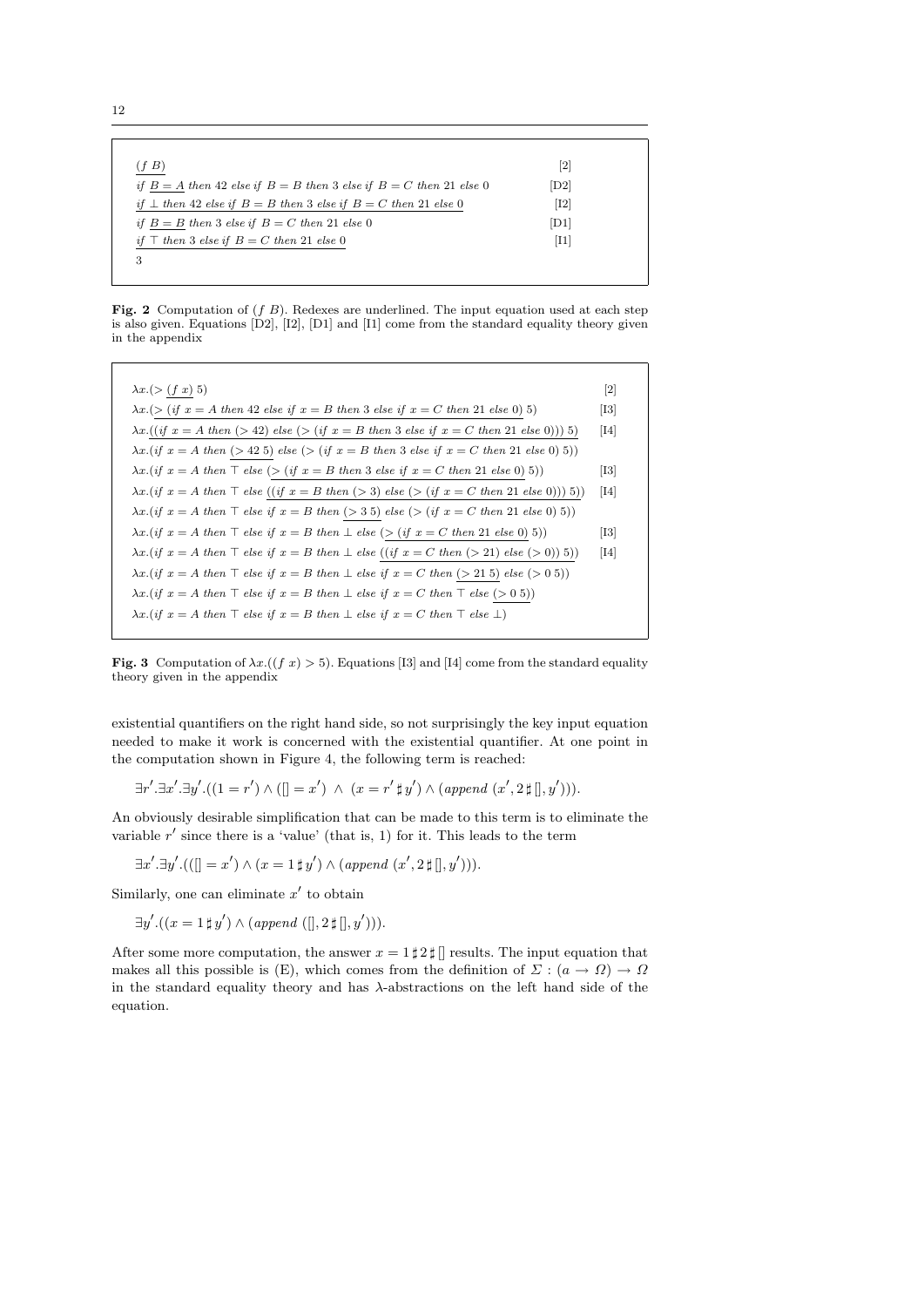| | |
|---|---|
| $\underline{(f\ B)}$ | [2] |
| $\mathit{if}\ \underline{B = A}\ \mathit{then}\ 42\ \mathit{else\ if}\ B = B\ \mathit{then}\ 3\ \mathit{else\ if}\ B = C\ \mathit{then}\ 21\ \mathit{else}\ 0$ | [D2] |
| $\underline{\mathit{if}\ \bot\ \mathit{then}\ 42\ \mathit{else\ if}\ B = B\ \mathit{then}\ 3\ \mathit{else\ if}\ B = C\ \mathit{then}\ 21\ \mathit{else}\ 0}$ | [I2] |
| $\mathit{if}\ \underline{B = B}\ \mathit{then}\ 3\ \mathit{else\ if}\ B = C\ \mathit{then}\ 21\ \mathit{else}\ 0$ | [D1] |
| $\underline{\mathit{if}\ \top\ \mathit{then}\ 3\ \mathit{else\ if}\ B = C\ \mathit{then}\ 21\ \mathit{else}\ 0}$ | [I1] |
| $3$ | |

**Fig. 2** Computation of $(f\ B)$. Redexes are underlined. The input equation used at each step is also given. Equations [D2], [I2], [D1] and [I1] come from the standard equality theory given in the appendix

| | |
|---|---|
| $\lambda x.(>\underline{(f\ x)}\ 5)$ | [2] |
| $\lambda x.\underline{(>(\mathit{if}\ x = A\ \mathit{then}\ 42\ \mathit{else\ if}\ x = B\ \mathit{then}\ 3\ \mathit{else\ if}\ x = C\ \mathit{then}\ 21\ \mathit{else}\ 0)}\ 5)$ | [I3] |
| $\lambda x.\underline{((\mathit{if}\ x = A\ \mathit{then}\ (>42)\ \mathit{else}\ (>(\mathit{if}\ x = B\ \mathit{then}\ 3\ \mathit{else\ if}\ x = C\ \mathit{then}\ 21\ \mathit{else}\ 0)))\ 5)}$ | [I4] |
| $\lambda x.(\mathit{if}\ x = A\ \mathit{then}\ \underline{(>42\ 5)}\ \mathit{else}\ (>(\mathit{if}\ x = B\ \mathit{then}\ 3\ \mathit{else\ if}\ x = C\ \mathit{then}\ 21\ \mathit{else}\ 0)\ 5))$ | |
| $\lambda x.(\mathit{if}\ x = A\ \mathit{then}\ \top\ \mathit{else}\ \underline{(>(\mathit{if}\ x = B\ \mathit{then}\ 3\ \mathit{else\ if}\ x = C\ \mathit{then}\ 21\ \mathit{else}\ 0)}\ 5))$ | [I3] |
| $\lambda x.(\mathit{if}\ x = A\ \mathit{then}\ \top\ \mathit{else}\ \underline{((\mathit{if}\ x = B\ \mathit{then}\ (>3)\ \mathit{else}\ (>(\mathit{if}\ x = C\ \mathit{then}\ 21\ \mathit{else}\ 0)))\ 5)})$ | [I4] |
| $\lambda x.(\mathit{if}\ x = A\ \mathit{then}\ \top\ \mathit{else\ if}\ x = B\ \mathit{then}\ \underline{(>3\ 5)}\ \mathit{else}\ (>(\mathit{if}\ x = C\ \mathit{then}\ 21\ \mathit{else}\ 0)\ 5))$ | |
| $\lambda x.(\mathit{if}\ x = A\ \mathit{then}\ \top\ \mathit{else\ if}\ x = B\ \mathit{then}\ \bot\ \mathit{else}\ \underline{(>(\mathit{if}\ x = C\ \mathit{then}\ 21\ \mathit{else}\ 0)}\ 5))$ | [I3] |
| $\lambda x.(\mathit{if}\ x = A\ \mathit{then}\ \top\ \mathit{else\ if}\ x = B\ \mathit{then}\ \bot\ \mathit{else}\ \underline{((\mathit{if}\ x = C\ \mathit{then}\ (>21)\ \mathit{else}\ (>0))\ 5)})$ | [I4] |
| $\lambda x.(\mathit{if}\ x = A\ \mathit{then}\ \top\ \mathit{else\ if}\ x = B\ \mathit{then}\ \bot\ \mathit{else\ if}\ x = C\ \mathit{then}\ \underline{(>21\ 5)}\ \mathit{else}\ (>0\ 5))$ | |
| $\lambda x.(\mathit{if}\ x = A\ \mathit{then}\ \top\ \mathit{else\ if}\ x = B\ \mathit{then}\ \bot\ \mathit{else\ if}\ x = C\ \mathit{then}\ \top\ \mathit{else}\ \underline{(>0\ 5)})$ | |
| $\lambda x.(\mathit{if}\ x = A\ \mathit{then}\ \top\ \mathit{else\ if}\ x = B\ \mathit{then}\ \bot\ \mathit{else\ if}\ x = C\ \mathit{then}\ \top\ \mathit{else}\ \bot)$ | |

**Fig. 3** Computation of $\lambda x.((f\ x) > 5)$. Equations [I3] and [I4] come from the standard equality theory given in the appendix

existential quantifiers on the right hand side, so not surprisingly the key input equation needed to make it work is concerned with the existential quantifier. At one point in the computation shown in Figure 4, the following term is reached:

$$\exists r'.\exists x'.\exists y'.((1 = r') \wedge ([] = x')\ \wedge\ (x = r' \sharp y') \wedge (\mathit{append}\ (x', 2 \sharp [], y'))).$$

An obviously desirable simplification that can be made to this term is to eliminate the variable $r'$ since there is a 'value' (that is, 1) for it. This leads to the term

$$\exists x'.\exists y'.(([] = x') \wedge (x = 1 \sharp y') \wedge (\mathit{append}\ (x', 2 \sharp [], y'))).$$

Similarly, one can eliminate $x'$ to obtain

$$\exists y'.((x = 1 \sharp y') \wedge (\mathit{append}\ ([], 2 \sharp [], y'))).$$

After some more computation, the answer $x = 1 \sharp 2 \sharp []$ results. The input equation that makes all this possible is (E), which comes from the definition of $\Sigma : (a \to \Omega) \to \Omega$ in the standard equality theory and has $\lambda$-abstractions on the left hand side of the equation.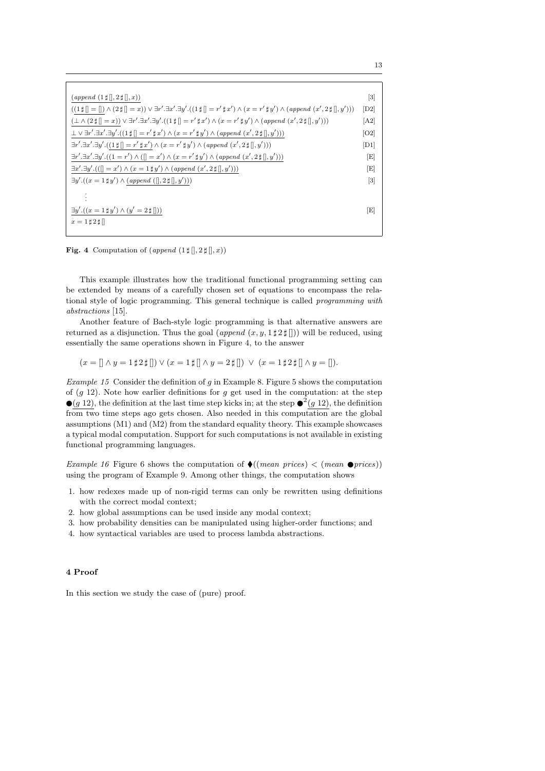$$
\begin{array}{ll}
\underline{(append\ (1\,\sharp\,[\,], 2\,\sharp\,[\,], x))} & [3] \\
(\underline{(1\,\sharp\,[\,] = [\,])} \wedge (2\,\sharp\,[\,] = x)) \vee \exists r'.\exists x'.\exists y'.((1\,\sharp\,[\,] = r'\,\sharp\,x') \wedge (x = r'\,\sharp\,y') \wedge (append\ (x', 2\,\sharp\,[\,], y'))) & [D2] \\
\underline{(\bot \wedge (2\,\sharp\,[\,] = x))} \vee \exists r'.\exists x'.\exists y'.((1\,\sharp\,[\,] = r'\,\sharp\,x') \wedge (x = r'\,\sharp\,y') \wedge (append\ (x', 2\,\sharp\,[\,], y'))) & [A2] \\
\underline{\bot \vee \exists r'.\exists x'.\exists y'.((1\,\sharp\,[\,] = r'\,\sharp\,x') \wedge (x = r'\,\sharp\,y') \wedge (append\ (x', 2\,\sharp\,[\,], y')))} & [O2] \\
\exists r'.\exists x'.\exists y'.(\underline{(1\,\sharp\,[\,] = r'\,\sharp\,x')} \wedge (x = r'\,\sharp\,y') \wedge (append\ (x', 2\,\sharp\,[\,], y'))) & [D1] \\
\underline{\exists r'.\exists x'.\exists y'.((1 = r') \wedge ([\,] = x') \wedge (x = r'\,\sharp\,y') \wedge (append\ (x', 2\,\sharp\,[\,], y')))} & [E] \\
\underline{\exists x'.\exists y'.(([\,] = x') \wedge (x = 1\,\sharp\,y') \wedge (append\ (x', 2\,\sharp\,[\,], y')))} & [E] \\
\exists y'.((x = 1\,\sharp\,y') \wedge \underline{(append\ ([\,], 2\,\sharp\,[\,], y'))}) & [3] \\
\quad\vdots & \\
\underline{\exists y'.((x = 1\,\sharp\,y') \wedge (y' = 2\,\sharp\,[\,]))} & [E] \\
x = 1\,\sharp\,2\,\sharp\,[\,] &
\end{array}
$$

**Fig. 4** Computation of $(append\ (1\,\sharp\,[\,], 2\,\sharp\,[\,], x))$

This example illustrates how the traditional functional programming setting can be extended by means of a carefully chosen set of equations to encompass the relational style of logic programming. This general technique is called *programming with abstractions* [15].

Another feature of Bach-style logic programming is that alternative answers are returned as a disjunction. Thus the goal $(append\ (x, y, 1\,\sharp\,2\,\sharp\,[\,]))$ will be reduced, using essentially the same operations shown in Figure 4, to the answer

$$(x = [\,] \wedge y = 1\,\sharp\,2\,\sharp\,[\,]) \vee (x = 1\,\sharp\,[\,] \wedge y = 2\,\sharp\,[\,]) \ \vee\ (x = 1\,\sharp\,2\,\sharp\,[\,] \wedge y = [\,]).$$

*Example 15* Consider the definition of $g$ in Example 8. Figure 5 shows the computation of $(g\ 12)$. Note how earlier definitions for $g$ get used in the computation: at the step $\bullet\underline{(g\ 12)}$, the definition at the last time step kicks in; at the step $\bullet^2\underline{(g\ 12)}$, the definition from two time steps ago gets chosen. Also needed in this computation are the global assumptions (M1) and (M2) from the standard equality theory. This example showcases a typical modal computation. Support for such computations is not available in existing functional programming languages.

*Example 16* Figure 6 shows the computation of $\blacklozenge((mean\ prices) < (mean\ \bullet prices))$ using the program of Example 9. Among other things, the computation shows

1. how redexes made up of non-rigid terms can only be rewritten using definitions with the correct modal context;
2. how global assumptions can be used inside any modal context;
3. how probability densities can be manipulated using higher-order functions; and
4. how syntactical variables are used to process lambda abstractions.

## 4 Proof

In this section we study the case of (pure) proof.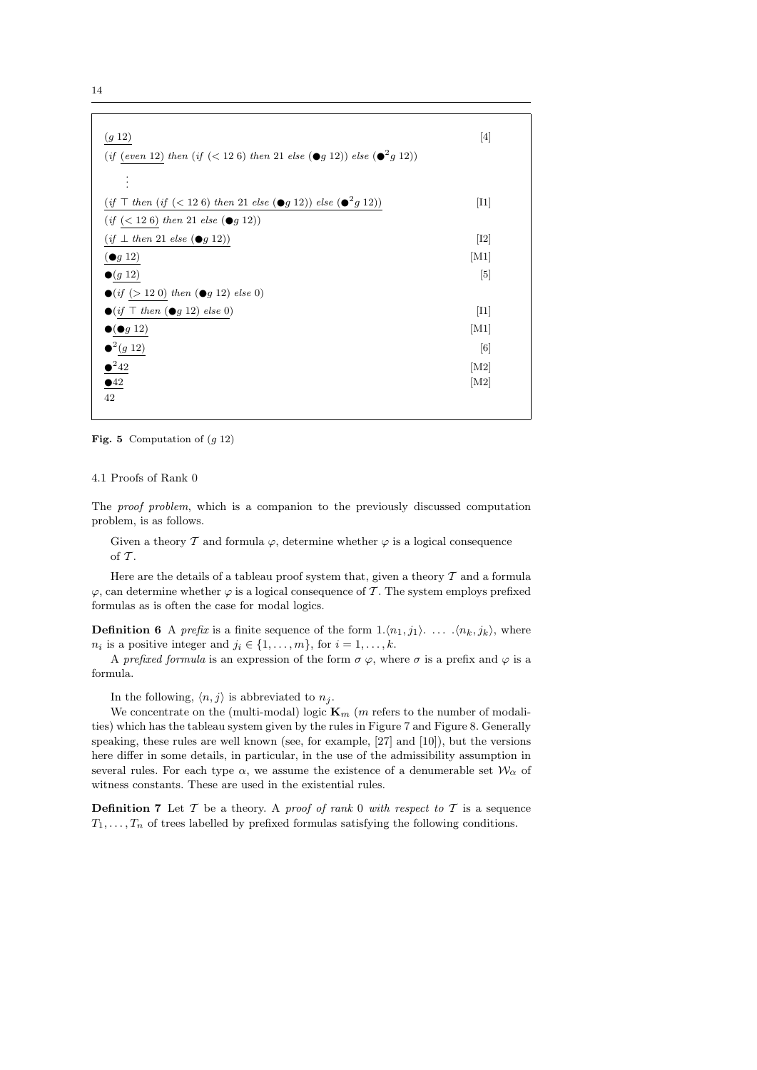$\underline{(g\ 12)}$ [4]

$(if\ \underline{(even\ 12)}\ then\ (if\ (<12\ 6)\ then\ 21\ else\ (\bullet g\ 12))\ else\ (\bullet^2 g\ 12))$

$\vdots$

$\underline{(if\ \top\ then\ (if\ (<12\ 6)\ then\ 21\ else\ (\bullet g\ 12))\ else\ (\bullet^2 g\ 12))}$ [I1]

$(if\ \underline{(<12\ 6)}\ then\ 21\ else\ (\bullet g\ 12))$

$\underline{(if\ \bot\ then\ 21\ else\ (\bullet g\ 12))}$ [I2]

$\underline{(\bullet g\ 12)}$ [M1]

$\bullet\underline{(g\ 12)}$ [5]

$\bullet(if\ \underline{(>12\ 0)}\ then\ (\bullet g\ 12)\ else\ 0)$

$\bullet\underline{(if\ \top\ then\ (\bullet g\ 12)\ else\ 0)}$ [I1]

$\bullet\underline{(\bullet g\ 12)}$ [M1]

$\bullet^2\underline{(g\ 12)}$ [6]

$\underline{\bullet^2 42}$ [M2]

$\underline{\bullet 42}$ [M2]

$42$

**Fig. 5** Computation of $(g\ 12)$

### 4.1 Proofs of Rank 0

The *proof problem*, which is a companion to the previously discussed computation problem, is as follows.

> Given a theory $\mathcal{T}$ and formula $\varphi$, determine whether $\varphi$ is a logical consequence of $\mathcal{T}$.

Here are the details of a tableau proof system that, given a theory $\mathcal{T}$ and a formula $\varphi$, can determine whether $\varphi$ is a logical consequence of $\mathcal{T}$. The system employs prefixed formulas as is often the case for modal logics.

**Definition 6** A *prefix* is a finite sequence of the form $1.\langle n_1, j_1\rangle. \ \ldots\ .\langle n_k, j_k\rangle$, where $n_i$ is a positive integer and $j_i \in \{1, \ldots, m\}$, for $i = 1, \ldots, k$.

A *prefixed formula* is an expression of the form $\sigma\ \varphi$, where $\sigma$ is a prefix and $\varphi$ is a formula.

In the following, $\langle n, j\rangle$ is abbreviated to $n_j$.

We concentrate on the (multi-modal) logic $\mathbf{K}_m$ ($m$ refers to the number of modalities) which has the tableau system given by the rules in Figure 7 and Figure 8. Generally speaking, these rules are well known (see, for example, [27] and [10]), but the versions here differ in some details, in particular, in the use of the admissibility assumption in several rules. For each type $\alpha$, we assume the existence of a denumerable set $\mathcal{W}_\alpha$ of witness constants. These are used in the existential rules.

**Definition 7** Let $\mathcal{T}$ be a theory. A *proof of rank 0 with respect to $\mathcal{T}$* is a sequence $T_1, \ldots, T_n$ of trees labelled by prefixed formulas satisfying the following conditions.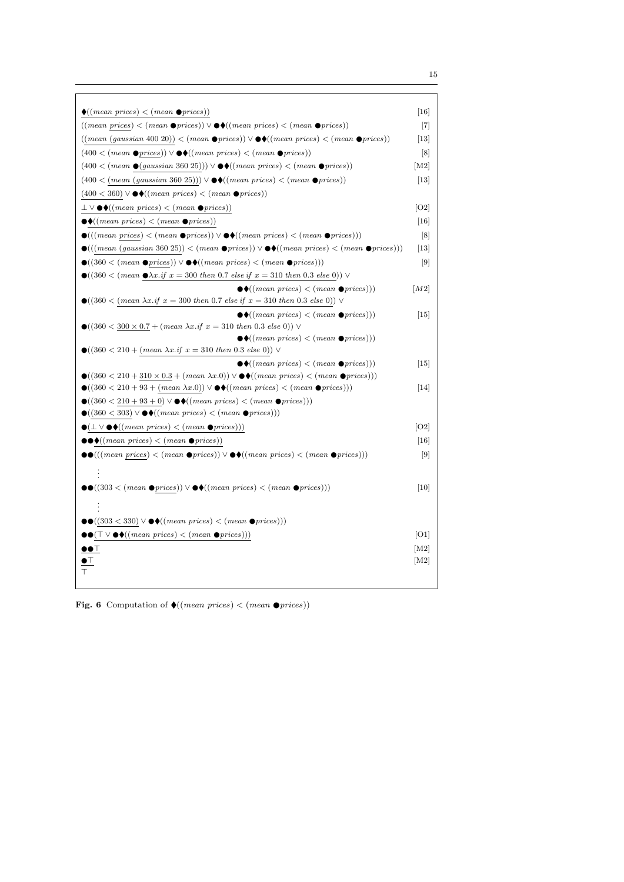$$\blacklozenge((mean\ prices) < (mean\ \bullet prices)) \quad [16]$$

$$((mean\ \underline{prices}) < (mean\ \bullet prices)) \vee \bullet\blacklozenge((mean\ prices) < (mean\ \bullet prices)) \quad [7]$$

$$((\underline{mean\ (gaussian\ 400\ 20)}) < (mean\ \bullet prices)) \vee \bullet\blacklozenge((mean\ prices) < (mean\ \bullet prices)) \quad [13]$$

$$(400 < (mean\ \bullet \underline{prices})) \vee \bullet\blacklozenge((mean\ prices) < (mean\ \bullet prices)) \quad [8]$$

$$(400 < (mean\ \underline{\bullet(gaussian\ 360\ 25)})) \vee \bullet\blacklozenge((mean\ prices) < (mean\ \bullet prices)) \quad [M2]$$

$$(400 < \underline{(mean\ (gaussian\ 360\ 25))}) \vee \bullet\blacklozenge((mean\ prices) < (mean\ \bullet prices)) \quad [13]$$

$$\underline{(400 < 360)} \vee \bullet\blacklozenge((mean\ prices) < (mean\ \bullet prices))$$

$$\underline{\bot \vee \bullet\blacklozenge((mean\ prices) < (mean\ \bullet prices))} \quad [O2]$$

$$\bullet\underline{\blacklozenge((mean\ prices) < (mean\ \bullet prices))} \quad [16]$$

$$\bullet(((mean\ \underline{prices}) < (mean\ \bullet prices)) \vee \bullet\blacklozenge((mean\ prices) < (mean\ \bullet prices))) \quad [8]$$

$$\bullet(((\underline{mean\ (gaussian\ 360\ 25)}) < (mean\ \bullet prices)) \vee \bullet\blacklozenge((mean\ prices) < (mean\ \bullet prices))) \quad [13]$$

$$\bullet((360 < (mean\ \bullet \underline{prices})) \vee \bullet\blacklozenge((mean\ prices) < (mean\ \bullet prices))) \quad [9]$$

$$\bullet((360 < (mean\ \underline{\bullet\lambda x.if\ x = 300\ then\ 0.7\ else\ if\ x = 310\ then\ 0.3\ else\ 0})) \vee \bullet\blacklozenge((mean\ prices) < (mean\ \bullet prices))) \quad [M2]$$

$$\bullet((360 < \underline{(mean\ \lambda x.if\ x = 300\ then\ 0.7\ else\ if\ x = 310\ then\ 0.3\ else\ 0)}) \vee \bullet\blacklozenge((mean\ prices) < (mean\ \bullet prices))) \quad [15]$$

$$\bullet((360 < \underline{300 \times 0.7} + (mean\ \lambda x.if\ x = 310\ then\ 0.3\ else\ 0)) \vee \bullet\blacklozenge((mean\ prices) < (mean\ \bullet prices)))$$

$$\bullet((360 < 210 + \underline{(mean\ \lambda x.if\ x = 310\ then\ 0.3\ else\ 0)}) \vee \bullet\blacklozenge((mean\ prices) < (mean\ \bullet prices))) \quad [15]$$

$$\bullet((360 < 210 + \underline{310 \times 0.3} + (mean\ \lambda x.0)) \vee \bullet\blacklozenge((mean\ prices) < (mean\ \bullet prices)))$$

$$\bullet((360 < 210 + 93 + \underline{(mean\ \lambda x.0)}) \vee \bullet\blacklozenge((mean\ prices) < (mean\ \bullet prices))) \quad [14]$$

$$\bullet((360 < \underline{210 + 93 + 0}) \vee \bullet\blacklozenge((mean\ prices) < (mean\ \bullet prices)))$$

$$\bullet(\underline{(360 < 303)} \vee \bullet\blacklozenge((mean\ prices) < (mean\ \bullet prices)))$$

$$\bullet(\underline{\bot \vee \bullet\blacklozenge((mean\ prices) < (mean\ \bullet prices))}) \quad [O2]$$

$$\bullet\bullet\underline{\blacklozenge((mean\ prices) < (mean\ \bullet prices))} \quad [16]$$

$$\bullet\bullet(((mean\ \underline{prices}) < (mean\ \bullet prices)) \vee \bullet\blacklozenge((mean\ prices) < (mean\ \bullet prices))) \quad [9]$$

$$\vdots$$

$$\bullet\bullet((303 < (mean\ \bullet \underline{prices})) \vee \bullet\blacklozenge((mean\ prices) < (mean\ \bullet prices))) \quad [10]$$

$$\vdots$$

$$\bullet\bullet(\underline{(303 < 330)} \vee \bullet\blacklozenge((mean\ prices) < (mean\ \bullet prices)))$$

$$\bullet\bullet(\underline{\top \vee \bullet\blacklozenge((mean\ prices) < (mean\ \bullet prices))}) \quad [O1]$$

$$\underline{\bullet\bullet\top} \quad [M2]$$

$$\underline{\bullet\top} \quad [M2]$$

$$\top$$

**Fig. 6** Computation of $\blacklozenge((mean\ prices) < (mean\ \bullet prices))$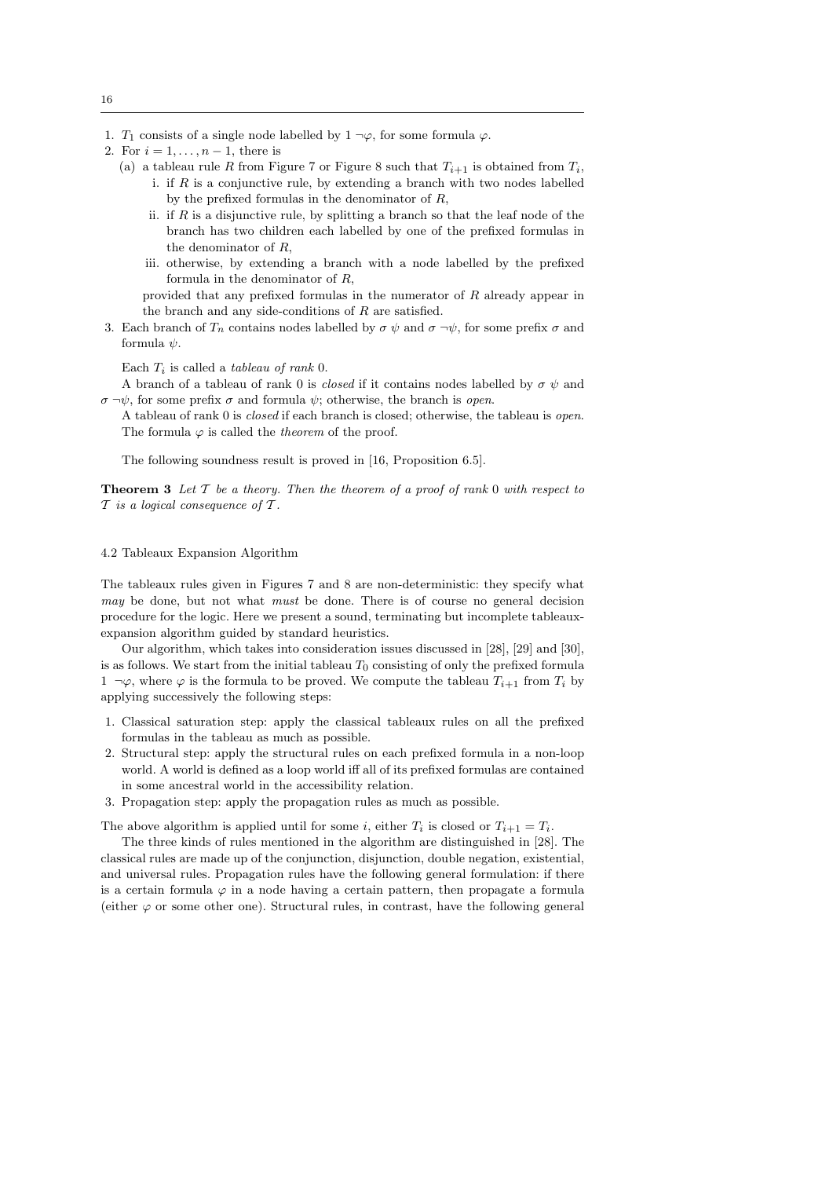1. $T_1$ consists of a single node labelled by $1\ \neg\varphi$, for some formula $\varphi$.
2. For $i = 1, \ldots, n-1$, there is
   (a) a tableau rule $R$ from Figure 7 or Figure 8 such that $T_{i+1}$ is obtained from $T_i$,
      i. if $R$ is a conjunctive rule, by extending a branch with two nodes labelled by the prefixed formulas in the denominator of $R$,
      ii. if $R$ is a disjunctive rule, by splitting a branch so that the leaf node of the branch has two children each labelled by one of the prefixed formulas in the denominator of $R$,
      iii. otherwise, by extending a branch with a node labelled by the prefixed formula in the denominator of $R$,

      provided that any prefixed formulas in the numerator of $R$ already appear in the branch and any side-conditions of $R$ are satisfied.
3. Each branch of $T_n$ contains nodes labelled by $\sigma\ \psi$ and $\sigma\ \neg\psi$, for some prefix $\sigma$ and formula $\psi$.

Each $T_i$ is called a *tableau of rank* 0.

A branch of a tableau of rank 0 is *closed* if it contains nodes labelled by $\sigma\ \psi$ and $\sigma\ \neg\psi$, for some prefix $\sigma$ and formula $\psi$; otherwise, the branch is *open*.

A tableau of rank 0 is *closed* if each branch is closed; otherwise, the tableau is *open*. The formula $\varphi$ is called the *theorem* of the proof.

The following soundness result is proved in [16, Proposition 6.5].

**Theorem 3** *Let $\mathcal{T}$ be a theory. Then the theorem of a proof of rank* 0 *with respect to $\mathcal{T}$ is a logical consequence of $\mathcal{T}$.*

### 4.2 Tableaux Expansion Algorithm

The tableaux rules given in Figures 7 and 8 are non-deterministic: they specify what *may* be done, but not what *must* be done. There is of course no general decision procedure for the logic. Here we present a sound, terminating but incomplete tableaux-expansion algorithm guided by standard heuristics.

Our algorithm, which takes into consideration issues discussed in [28], [29] and [30], is as follows. We start from the initial tableau $T_0$ consisting of only the prefixed formula $1\ \neg\varphi$, where $\varphi$ is the formula to be proved. We compute the tableau $T_{i+1}$ from $T_i$ by applying successively the following steps:

1. Classical saturation step: apply the classical tableaux rules on all the prefixed formulas in the tableau as much as possible.
2. Structural step: apply the structural rules on each prefixed formula in a non-loop world. A world is defined as a loop world iff all of its prefixed formulas are contained in some ancestral world in the accessibility relation.
3. Propagation step: apply the propagation rules as much as possible.

The above algorithm is applied until for some $i$, either $T_i$ is closed or $T_{i+1} = T_i$.

The three kinds of rules mentioned in the algorithm are distinguished in [28]. The classical rules are made up of the conjunction, disjunction, double negation, existential, and universal rules. Propagation rules have the following general formulation: if there is a certain formula $\varphi$ in a node having a certain pattern, then propagate a formula (either $\varphi$ or some other one). Structural rules, in contrast, have the following general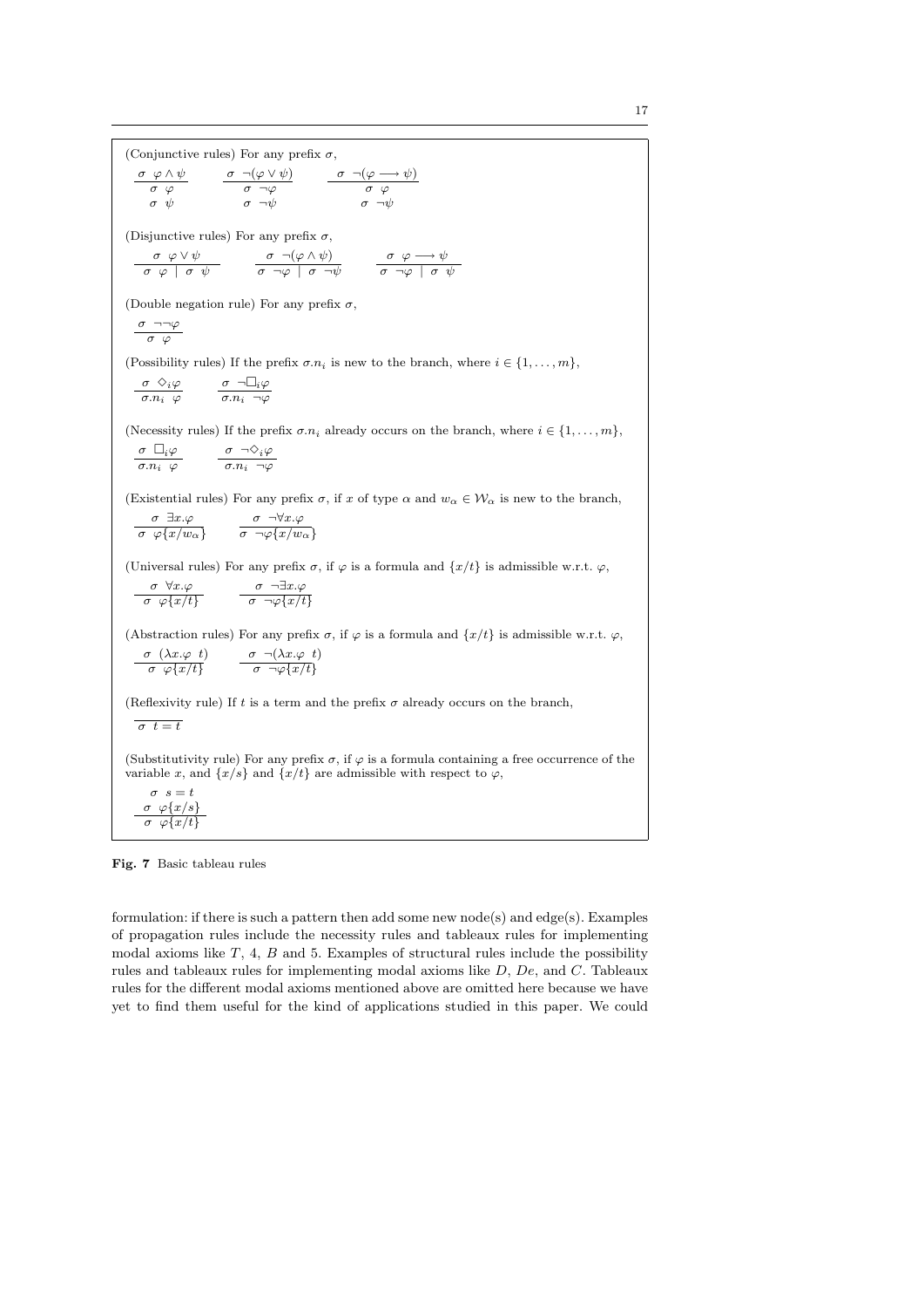(Conjunctive rules) For any prefix $\sigma$,

$$\frac{\sigma \;\; \varphi \wedge \psi}{\begin{array}{l}\sigma \;\; \varphi \\ \sigma \;\; \psi\end{array}} \qquad \frac{\sigma \;\; \neg(\varphi \vee \psi)}{\begin{array}{l}\sigma \;\; \neg\varphi \\ \sigma \;\; \neg\psi\end{array}} \qquad \frac{\sigma \;\; \neg(\varphi \longrightarrow \psi)}{\begin{array}{l}\sigma \;\; \varphi \\ \sigma \;\; \neg\psi\end{array}}$$

(Disjunctive rules) For any prefix $\sigma$,

$$\frac{\sigma \;\; \varphi \vee \psi}{\sigma \;\; \varphi \mid \sigma \;\; \psi} \qquad \frac{\sigma \;\; \neg(\varphi \wedge \psi)}{\sigma \;\; \neg\varphi \mid \sigma \;\; \neg\psi} \qquad \frac{\sigma \;\; \varphi \longrightarrow \psi}{\sigma \;\; \neg\varphi \mid \sigma \;\; \psi}$$

(Double negation rule) For any prefix $\sigma$,

$$\frac{\sigma \;\; \neg\neg\varphi}{\sigma \;\; \varphi}$$

(Possibility rules) If the prefix $\sigma.n_i$ is new to the branch, where $i \in \{1, \ldots, m\}$,

$$\frac{\sigma \;\; \Diamond_i \varphi}{\sigma.n_i \;\; \varphi} \qquad \frac{\sigma \;\; \neg\Box_i \varphi}{\sigma.n_i \;\; \neg\varphi}$$

(Necessity rules) If the prefix $\sigma.n_i$ already occurs on the branch, where $i \in \{1, \ldots, m\}$,

$$\frac{\sigma \;\; \Box_i \varphi}{\sigma.n_i \;\; \varphi} \qquad \frac{\sigma \;\; \neg\Diamond_i \varphi}{\sigma.n_i \;\; \neg\varphi}$$

(Existential rules) For any prefix $\sigma$, if $x$ of type $\alpha$ and $w_\alpha \in \mathcal{W}_\alpha$ is new to the branch,

$$\frac{\sigma \;\; \exists x.\varphi}{\sigma \;\; \varphi\{x/w_\alpha\}} \qquad \frac{\sigma \;\; \neg\forall x.\varphi}{\sigma \;\; \neg\varphi\{x/w_\alpha\}}$$

(Universal rules) For any prefix $\sigma$, if $\varphi$ is a formula and $\{x/t\}$ is admissible w.r.t. $\varphi$,

$$\frac{\sigma \;\; \forall x.\varphi}{\sigma \;\; \varphi\{x/t\}} \qquad \frac{\sigma \;\; \neg\exists x.\varphi}{\sigma \;\; \neg\varphi\{x/t\}}$$

(Abstraction rules) For any prefix $\sigma$, if $\varphi$ is a formula and $\{x/t\}$ is admissible w.r.t. $\varphi$,

$$\frac{\sigma \;\; (\lambda x.\varphi \;\; t)}{\sigma \;\; \varphi\{x/t\}} \qquad \frac{\sigma \;\; \neg(\lambda x.\varphi \;\; t)}{\sigma \;\; \neg\varphi\{x/t\}}$$

(Reflexivity rule) If $t$ is a term and the prefix $\sigma$ already occurs on the branch,

$$\frac{}{\sigma \;\; t = t}$$

(Substitutivity rule) For any prefix $\sigma$, if $\varphi$ is a formula containing a free occurrence of the variable $x$, and $\{x/s\}$ and $\{x/t\}$ are admissible with respect to $\varphi$,

$$\frac{\begin{array}{l}\sigma \;\; s = t \\ \sigma \;\; \varphi\{x/s\}\end{array}}{\sigma \;\; \varphi\{x/t\}}$$

**Fig. 7** Basic tableau rules

formulation: if there is such a pattern then add some new node(s) and edge(s). Examples of propagation rules include the necessity rules and tableaux rules for implementing modal axioms like $T$, 4, $B$ and 5. Examples of structural rules include the possibility rules and tableaux rules for implementing modal axioms like $D$, $De$, and $C$. Tableaux rules for the different modal axioms mentioned above are omitted here because we have yet to find them useful for the kind of applications studied in this paper. We could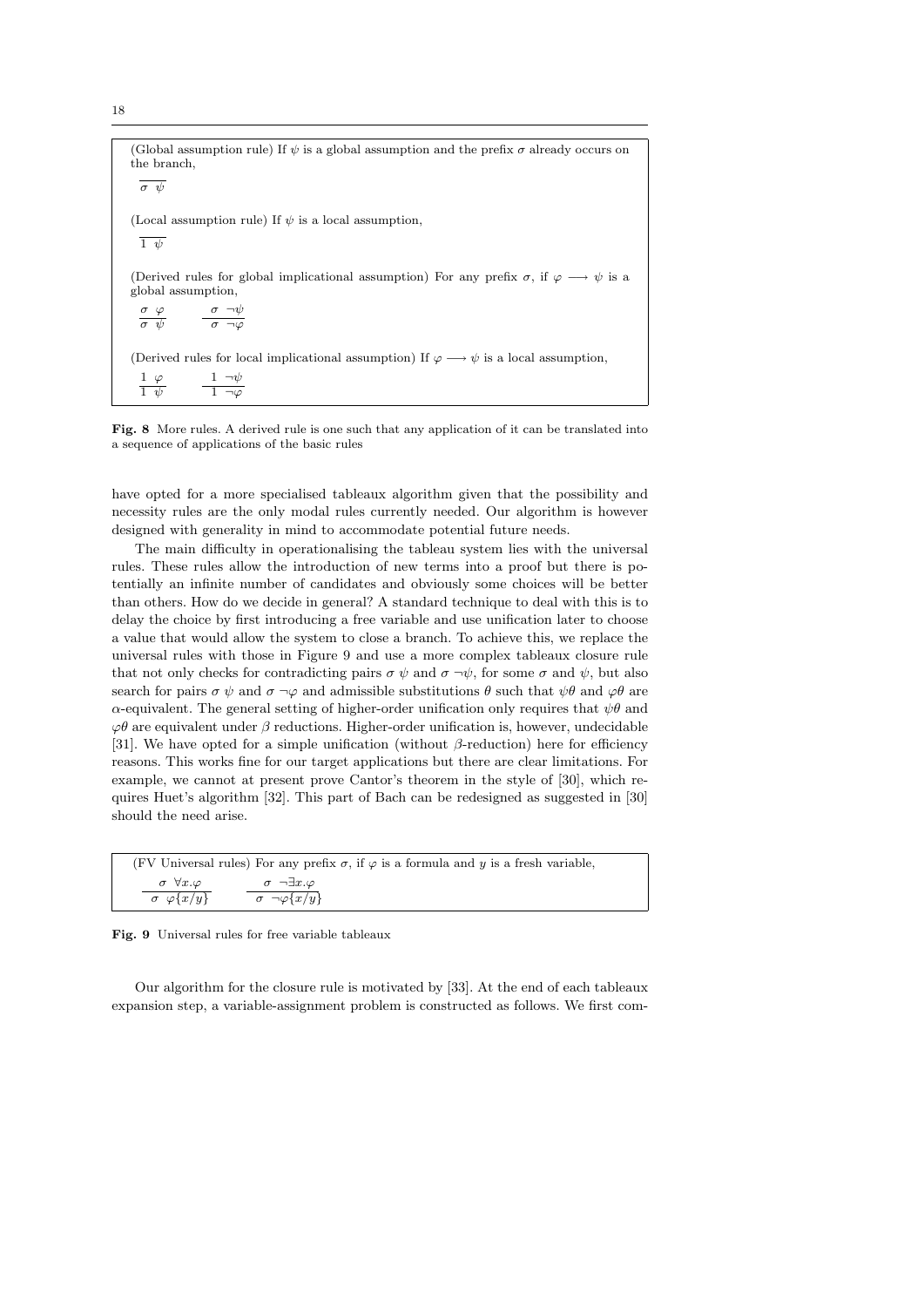(Global assumption rule) If $\psi$ is a global assumption and the prefix $\sigma$ already occurs on the branch,

$$\frac{}{\sigma\ \psi}$$

(Local assumption rule) If $\psi$ is a local assumption,

$$\frac{}{1\ \psi}$$

(Derived rules for global implicational assumption) For any prefix $\sigma$, if $\varphi \longrightarrow \psi$ is a global assumption,

$$\frac{\sigma\ \varphi}{\sigma\ \psi} \qquad \frac{\sigma\ \neg\psi}{\sigma\ \neg\varphi}$$

(Derived rules for local implicational assumption) If $\varphi \longrightarrow \psi$ is a local assumption,

$$\frac{1\ \varphi}{1\ \psi} \qquad \frac{1\ \neg\psi}{1\ \neg\varphi}$$

**Fig. 8** More rules. A derived rule is one such that any application of it can be translated into a sequence of applications of the basic rules

have opted for a more specialised tableaux algorithm given that the possibility and necessity rules are the only modal rules currently needed. Our algorithm is however designed with generality in mind to accommodate potential future needs.

The main difficulty in operationalising the tableau system lies with the universal rules. These rules allow the introduction of new terms into a proof but there is potentially an infinite number of candidates and obviously some choices will be better than others. How do we decide in general? A standard technique to deal with this is to delay the choice by first introducing a free variable and use unification later to choose a value that would allow the system to close a branch. To achieve this, we replace the universal rules with those in Figure 9 and use a more complex tableaux closure rule that not only checks for contradicting pairs $\sigma\ \psi$ and $\sigma\ \neg\psi$, for some $\sigma$ and $\psi$, but also search for pairs $\sigma\ \psi$ and $\sigma\ \neg\varphi$ and admissible substitutions $\theta$ such that $\psi\theta$ and $\varphi\theta$ are $\alpha$-equivalent. The general setting of higher-order unification only requires that $\psi\theta$ and $\varphi\theta$ are equivalent under $\beta$ reductions. Higher-order unification is, however, undecidable [31]. We have opted for a simple unification (without $\beta$-reduction) here for efficiency reasons. This works fine for our target applications but there are clear limitations. For example, we cannot at present prove Cantor's theorem in the style of [30], which requires Huet's algorithm [32]. This part of Bach can be redesigned as suggested in [30] should the need arise.

(FV Universal rules) For any prefix $\sigma$, if $\varphi$ is a formula and $y$ is a fresh variable,

$$\frac{\sigma\ \forall x.\varphi}{\sigma\ \varphi\{x/y\}} \qquad \frac{\sigma\ \neg\exists x.\varphi}{\sigma\ \neg\varphi\{x/y\}}$$

**Fig. 9** Universal rules for free variable tableaux

Our algorithm for the closure rule is motivated by [33]. At the end of each tableaux expansion step, a variable-assignment problem is constructed as follows. We first com-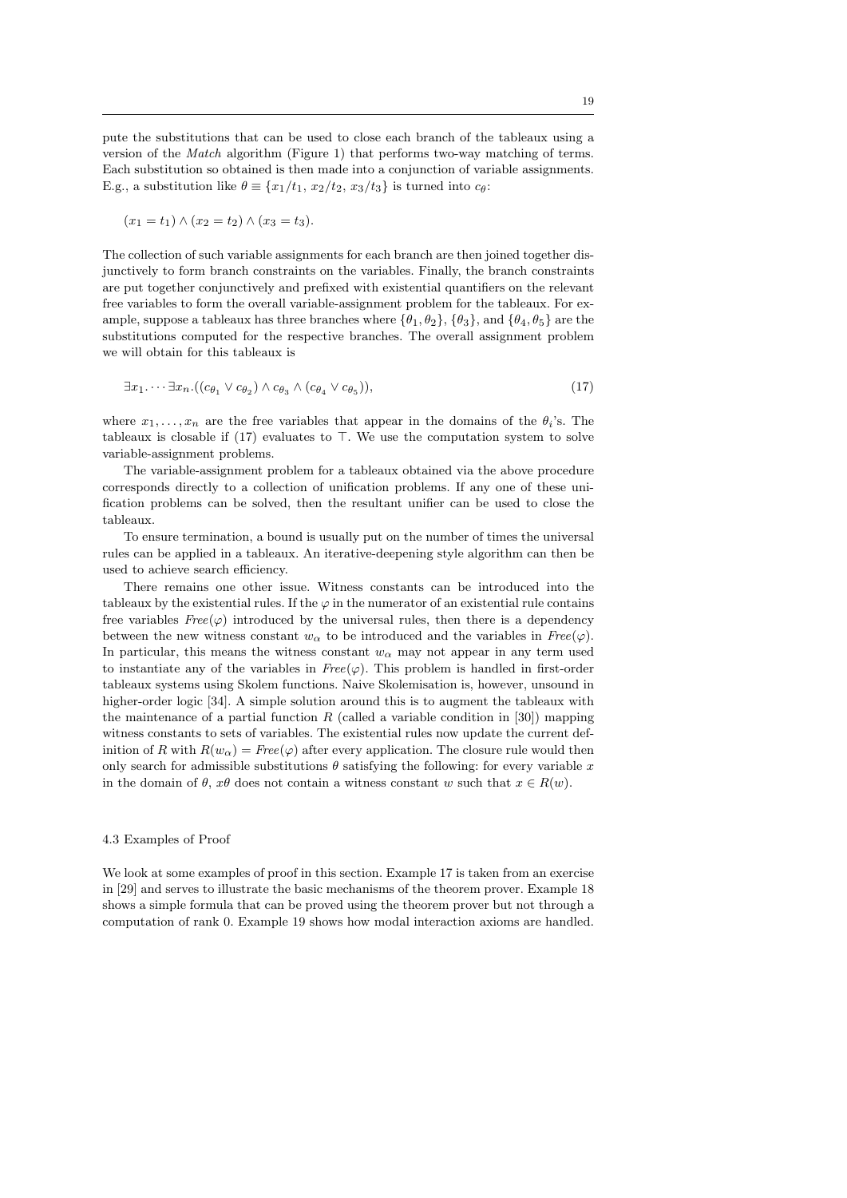pute the substitutions that can be used to close each branch of the tableaux using a version of the *Match* algorithm (Figure 1) that performs two-way matching of terms. Each substitution so obtained is then made into a conjunction of variable assignments. E.g., a substitution like $\theta \equiv \{x_1/t_1,\ x_2/t_2,\ x_3/t_3\}$ is turned into $c_\theta$:

$$(x_1 = t_1) \wedge (x_2 = t_2) \wedge (x_3 = t_3).$$

The collection of such variable assignments for each branch are then joined together disjunctively to form branch constraints on the variables. Finally, the branch constraints are put together conjunctively and prefixed with existential quantifiers on the relevant free variables to form the overall variable-assignment problem for the tableaux. For example, suppose a tableaux has three branches where $\{\theta_1, \theta_2\}$, $\{\theta_3\}$, and $\{\theta_4, \theta_5\}$ are the substitutions computed for the respective branches. The overall assignment problem we will obtain for this tableaux is

$$\exists x_1. \cdots \exists x_n.((c_{\theta_1} \vee c_{\theta_2}) \wedge c_{\theta_3} \wedge (c_{\theta_4} \vee c_{\theta_5})), \tag{17}$$

where $x_1, \ldots, x_n$ are the free variables that appear in the domains of the $\theta_i$'s. The tableaux is closable if (17) evaluates to $\top$. We use the computation system to solve variable-assignment problems.

The variable-assignment problem for a tableaux obtained via the above procedure corresponds directly to a collection of unification problems. If any one of these unification problems can be solved, then the resultant unifier can be used to close the tableaux.

To ensure termination, a bound is usually put on the number of times the universal rules can be applied in a tableaux. An iterative-deepening style algorithm can then be used to achieve search efficiency.

There remains one other issue. Witness constants can be introduced into the tableaux by the existential rules. If the $\varphi$ in the numerator of an existential rule contains free variables $\mathit{Free}(\varphi)$ introduced by the universal rules, then there is a dependency between the new witness constant $w_\alpha$ to be introduced and the variables in $\mathit{Free}(\varphi)$. In particular, this means the witness constant $w_\alpha$ may not appear in any term used to instantiate any of the variables in $\mathit{Free}(\varphi)$. This problem is handled in first-order tableaux systems using Skolem functions. Naive Skolemisation is, however, unsound in higher-order logic [34]. A simple solution around this is to augment the tableaux with the maintenance of a partial function $R$ (called a variable condition in [30]) mapping witness constants to sets of variables. The existential rules now update the current definition of $R$ with $R(w_\alpha) = \mathit{Free}(\varphi)$ after every application. The closure rule would then only search for admissible substitutions $\theta$ satisfying the following: for every variable $x$ in the domain of $\theta$, $x\theta$ does not contain a witness constant $w$ such that $x \in R(w)$.

### 4.3 Examples of Proof

We look at some examples of proof in this section. Example 17 is taken from an exercise in [29] and serves to illustrate the basic mechanisms of the theorem prover. Example 18 shows a simple formula that can be proved using the theorem prover but not through a computation of rank 0. Example 19 shows how modal interaction axioms are handled.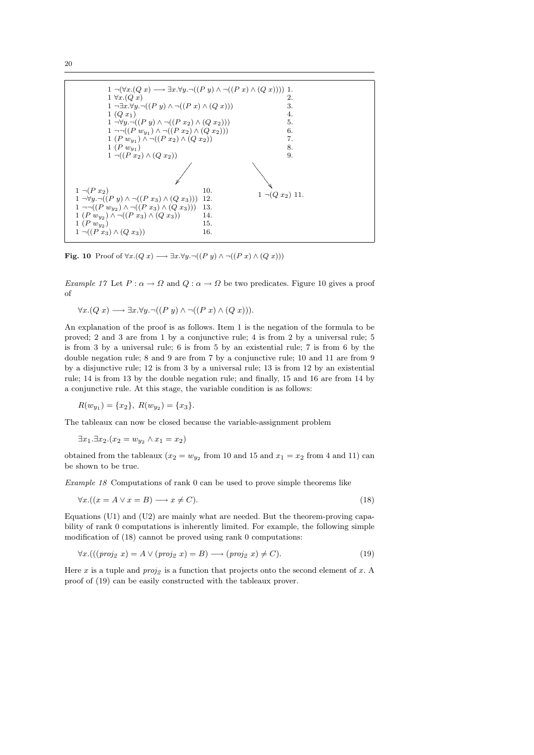$$
\begin{array}{ll}
1\ \neg(\forall x.(Q\ x) \longrightarrow \exists x.\forall y.\neg((P\ y) \wedge \neg((P\ x) \wedge (Q\ x)))) & 1.\\
1\ \forall x.(Q\ x) & 2.\\
1\ \neg\exists x.\forall y.\neg((P\ y) \wedge \neg((P\ x) \wedge (Q\ x))) & 3.\\
1\ (Q\ x_1) & 4.\\
1\ \neg\forall y.\neg((P\ y) \wedge \neg((P\ x_2) \wedge (Q\ x_2))) & 5.\\
1\ \neg\neg((P\ w_{y_1}) \wedge \neg((P\ x_2) \wedge (Q\ x_2))) & 6.\\
1\ (P\ w_{y_1}) \wedge \neg((P\ x_2) \wedge (Q\ x_2)) & 7.\\
1\ (P\ w_{y_1}) & 8.\\
1\ \neg((P\ x_2) \wedge (Q\ x_2)) & 9.
\end{array}
$$

Left branch:

$$
\begin{array}{ll}
1\ \neg(P\ x_2) & 10.\\
1\ \neg\forall y.\neg((P\ y) \wedge \neg((P\ x_3) \wedge (Q\ x_3))) & 12.\\
1\ \neg\neg((P\ w_{y_2}) \wedge \neg((P\ x_3) \wedge (Q\ x_3))) & 13.\\
1\ (P\ w_{y_2}) \wedge \neg((P\ x_3) \wedge (Q\ x_3)) & 14.\\
1\ (P\ w_{y_2}) & 15.\\
1\ \neg((P\ x_3) \wedge (Q\ x_3)) & 16.
\end{array}
$$

Right branch:

$$
1\ \neg(Q\ x_2)\quad 11.
$$

**Fig. 10** Proof of $\forall x.(Q\ x) \longrightarrow \exists x.\forall y.\neg((P\ y) \wedge \neg((P\ x) \wedge (Q\ x)))$

*Example 17* Let $P : \alpha \to \Omega$ and $Q : \alpha \to \Omega$ be two predicates. Figure 10 gives a proof of

$$\forall x.(Q\ x) \longrightarrow \exists x.\forall y.\neg((P\ y) \wedge \neg((P\ x) \wedge (Q\ x))).$$

An explanation of the proof is as follows. Item 1 is the negation of the formula to be proved; 2 and 3 are from 1 by a conjunctive rule; 4 is from 2 by a universal rule; 5 is from 3 by a universal rule; 6 is from 5 by an existential rule; 7 is from 6 by the double negation rule; 8 and 9 are from 7 by a conjunctive rule; 10 and 11 are from 9 by a disjunctive rule; 12 is from 3 by a universal rule; 13 is from 12 by an existential rule; 14 is from 13 by the double negation rule; and finally, 15 and 16 are from 14 by a conjunctive rule. At this stage, the variable condition is as follows:

$$R(w_{y_1}) = \{x_2\},\ R(w_{y_2}) = \{x_3\}.$$

The tableaux can now be closed because the variable-assignment problem

$$\exists x_1.\exists x_2.(x_2 = w_{y_2} \wedge x_1 = x_2)$$

obtained from the tableaux ($x_2 = w_{y_2}$ from 10 and 15 and $x_1 = x_2$ from 4 and 11) can be shown to be true.

*Example 18* Computations of rank 0 can be used to prove simple theorems like

$$\forall x.((x = A \vee x = B) \longrightarrow x \neq C). \tag{18}$$

Equations (U1) and (U2) are mainly what are needed. But the theorem-proving capability of rank 0 computations is inherently limited. For example, the following simple modification of (18) cannot be proved using rank 0 computations:

$$\forall x.(((proj_2\ x) = A \vee (proj_2\ x) = B) \longrightarrow (proj_2\ x) \neq C). \tag{19}$$

Here $x$ is a tuple and $proj_2$ is a function that projects onto the second element of $x$. A proof of (19) can be easily constructed with the tableaux prover.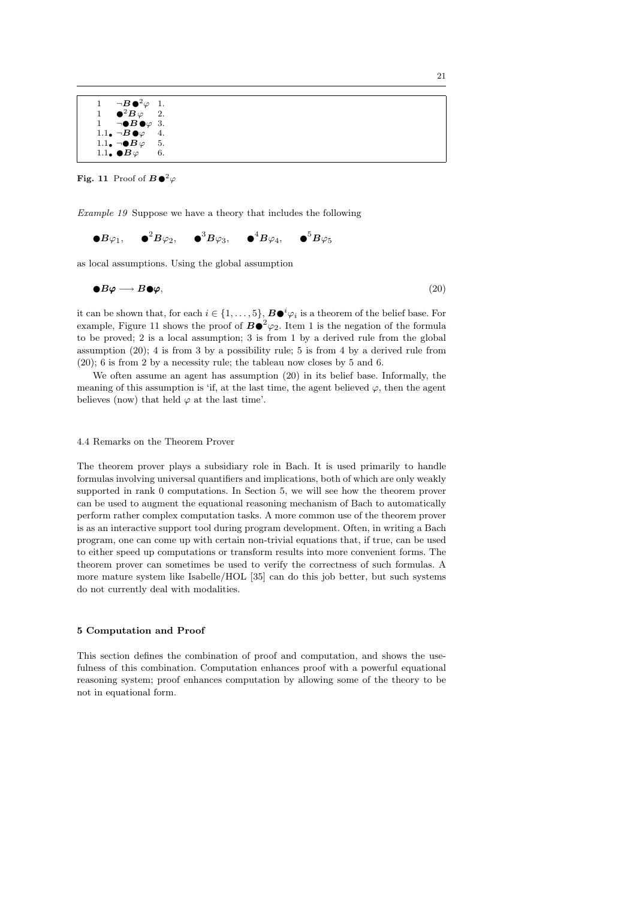| | | |
|---|---|---|
| 1 | $\neg \boldsymbol{B} \bullet^2 \varphi$ | 1. |
| 1 | $\bullet^2 \boldsymbol{B} \varphi$ | 2. |
| 1 | $\neg \bullet \boldsymbol{B} \bullet \varphi$ | 3. |
| $1.1_\bullet$ | $\neg \boldsymbol{B} \bullet \varphi$ | 4. |
| $1.1_\bullet$ | $\neg \bullet \boldsymbol{B} \varphi$ | 5. |
| $1.1_\bullet$ | $\bullet \boldsymbol{B} \varphi$ | 6. |

**Fig. 11** Proof of $\boldsymbol{B} \bullet^2 \varphi$

*Example 19* Suppose we have a theory that includes the following

$$\bullet \boldsymbol{B} \varphi_1, \quad \bullet^2 \boldsymbol{B} \varphi_2, \quad \bullet^3 \boldsymbol{B} \varphi_3, \quad \bullet^4 \boldsymbol{B} \varphi_4, \quad \bullet^5 \boldsymbol{B} \varphi_5$$

as local assumptions. Using the global assumption

$$\bullet \boldsymbol{B} \boldsymbol{\varphi} \longrightarrow \boldsymbol{B} \bullet \boldsymbol{\varphi}, \tag{20}$$

it can be shown that, for each $i \in \{1, \ldots, 5\}$, $\boldsymbol{B} \bullet^i \varphi_i$ is a theorem of the belief base. For example, Figure 11 shows the proof of $\boldsymbol{B} \bullet^2 \varphi_2$. Item 1 is the negation of the formula to be proved; 2 is a local assumption; 3 is from 1 by a derived rule from the global assumption (20); 4 is from 3 by a possibility rule; 5 is from 4 by a derived rule from (20); 6 is from 2 by a necessity rule; the tableau now closes by 5 and 6.

We often assume an agent has assumption (20) in its belief base. Informally, the meaning of this assumption is 'if, at the last time, the agent believed $\varphi$, then the agent believes (now) that held $\varphi$ at the last time'.

### 4.4 Remarks on the Theorem Prover

The theorem prover plays a subsidiary role in Bach. It is used primarily to handle formulas involving universal quantifiers and implications, both of which are only weakly supported in rank 0 computations. In Section 5, we will see how the theorem prover can be used to augment the equational reasoning mechanism of Bach to automatically perform rather complex computation tasks. A more common use of the theorem prover is as an interactive support tool during program development. Often, in writing a Bach program, one can come up with certain non-trivial equations that, if true, can be used to either speed up computations or transform results into more convenient forms. The theorem prover can sometimes be used to verify the correctness of such formulas. A more mature system like Isabelle/HOL [35] can do this job better, but such systems do not currently deal with modalities.

## 5 Computation and Proof

This section defines the combination of proof and computation, and shows the usefulness of this combination. Computation enhances proof with a powerful equational reasoning system; proof enhances computation by allowing some of the theory to be not in equational form.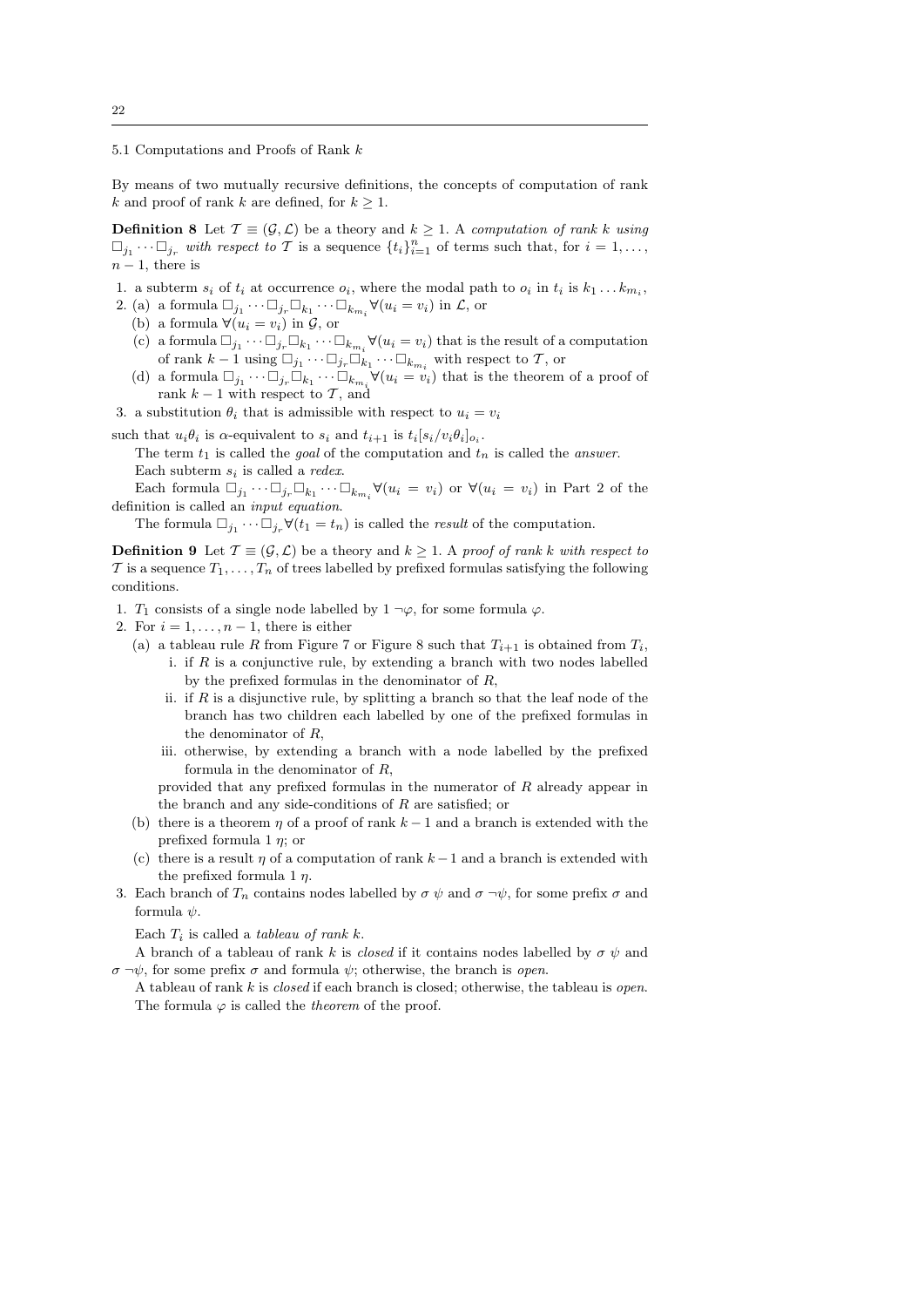### 5.1 Computations and Proofs of Rank $k$

By means of two mutually recursive definitions, the concepts of computation of rank $k$ and proof of rank $k$ are defined, for $k \geq 1$.

**Definition 8** Let $\mathcal{T} \equiv (\mathcal{G}, \mathcal{L})$ be a theory and $k \geq 1$. A *computation of rank $k$ using $\Box_{j_1} \cdots \Box_{j_r}$ with respect to $\mathcal{T}$* is a sequence $\{t_i\}_{i=1}^n$ of terms such that, for $i = 1, \ldots, n-1$, there is

1. a subterm $s_i$ of $t_i$ at occurrence $o_i$, where the modal path to $o_i$ in $t_i$ is $k_1 \ldots k_{m_i}$,
2. (a) a formula $\Box_{j_1} \cdots \Box_{j_r} \Box_{k_1} \cdots \Box_{k_{m_i}} \forall(u_i = v_i)$ in $\mathcal{L}$, or
   (b) a formula $\forall(u_i = v_i)$ in $\mathcal{G}$, or
   (c) a formula $\Box_{j_1} \cdots \Box_{j_r} \Box_{k_1} \cdots \Box_{k_{m_i}} \forall(u_i = v_i)$ that is the result of a computation of rank $k-1$ using $\Box_{j_1} \cdots \Box_{j_r} \Box_{k_1} \cdots \Box_{k_{m_i}}$ with respect to $\mathcal{T}$, or
   (d) a formula $\Box_{j_1} \cdots \Box_{j_r} \Box_{k_1} \cdots \Box_{k_{m_i}} \forall(u_i = v_i)$ that is the theorem of a proof of rank $k-1$ with respect to $\mathcal{T}$, and
3. a substitution $\theta_i$ that is admissible with respect to $u_i = v_i$

such that $u_i\theta_i$ is $\alpha$-equivalent to $s_i$ and $t_{i+1}$ is $t_i[s_i/v_i\theta_i]_{o_i}$.

The term $t_1$ is called the *goal* of the computation and $t_n$ is called the *answer*.

Each subterm $s_i$ is called a *redex*.

Each formula $\Box_{j_1} \cdots \Box_{j_r} \Box_{k_1} \cdots \Box_{k_{m_i}} \forall(u_i = v_i)$ or $\forall(u_i = v_i)$ in Part 2 of the definition is called an *input equation*.

The formula $\Box_{j_1} \cdots \Box_{j_r} \forall(t_1 = t_n)$ is called the *result* of the computation.

**Definition 9** Let $\mathcal{T} \equiv (\mathcal{G}, \mathcal{L})$ be a theory and $k \geq 1$. A *proof of rank $k$ with respect to $\mathcal{T}$* is a sequence $T_1, \ldots, T_n$ of trees labelled by prefixed formulas satisfying the following conditions.

1. $T_1$ consists of a single node labelled by $1\ \neg\varphi$, for some formula $\varphi$.
2. For $i = 1, \ldots, n-1$, there is either
   (a) a tableau rule $R$ from Figure 7 or Figure 8 such that $T_{i+1}$ is obtained from $T_i$,
      i. if $R$ is a conjunctive rule, by extending a branch with two nodes labelled by the prefixed formulas in the denominator of $R$,
      ii. if $R$ is a disjunctive rule, by splitting a branch so that the leaf node of the branch has two children each labelled by one of the prefixed formulas in the denominator of $R$,
      iii. otherwise, by extending a branch with a node labelled by the prefixed formula in the denominator of $R$,

   provided that any prefixed formulas in the numerator of $R$ already appear in the branch and any side-conditions of $R$ are satisfied; or
   (b) there is a theorem $\eta$ of a proof of rank $k-1$ and a branch is extended with the prefixed formula $1\ \eta$; or
   (c) there is a result $\eta$ of a computation of rank $k-1$ and a branch is extended with the prefixed formula $1\ \eta$.
3. Each branch of $T_n$ contains nodes labelled by $\sigma\ \psi$ and $\sigma\ \neg\psi$, for some prefix $\sigma$ and formula $\psi$.

Each $T_i$ is called a *tableau of rank $k$*.

A branch of a tableau of rank $k$ is *closed* if it contains nodes labelled by $\sigma\ \psi$ and $\sigma\ \neg\psi$, for some prefix $\sigma$ and formula $\psi$; otherwise, the branch is *open*.

A tableau of rank $k$ is *closed* if each branch is closed; otherwise, the tableau is *open*.

The formula $\varphi$ is called the *theorem* of the proof.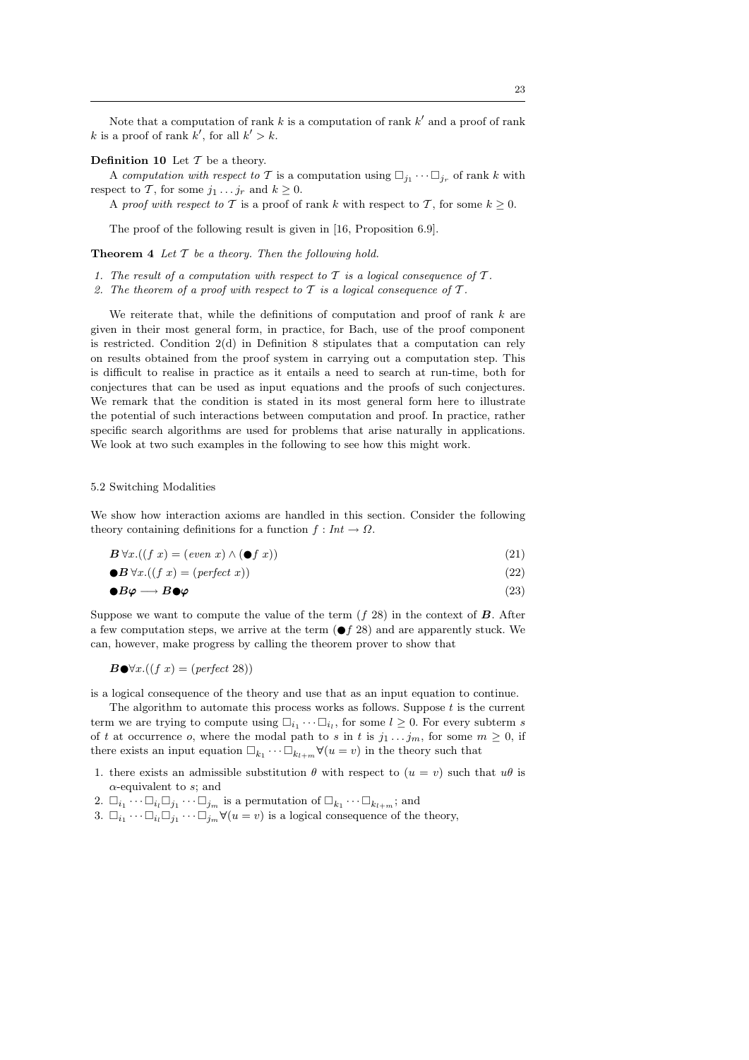Note that a computation of rank $k$ is a computation of rank $k'$ and a proof of rank $k$ is a proof of rank $k'$, for all $k' > k$.

**Definition 10** Let $\mathcal{T}$ be a theory.

A *computation with respect to* $\mathcal{T}$ is a computation using $\Box_{j_1} \cdots \Box_{j_r}$ of rank $k$ with respect to $\mathcal{T}$, for some $j_1 \ldots j_r$ and $k \geq 0$.

A *proof with respect to* $\mathcal{T}$ is a proof of rank $k$ with respect to $\mathcal{T}$, for some $k \geq 0$.

The proof of the following result is given in [16, Proposition 6.9].

**Theorem 4** *Let $\mathcal{T}$ be a theory. Then the following hold.*

1. *The result of a computation with respect to $\mathcal{T}$ is a logical consequence of $\mathcal{T}$.*
2. *The theorem of a proof with respect to $\mathcal{T}$ is a logical consequence of $\mathcal{T}$.*

We reiterate that, while the definitions of computation and proof of rank $k$ are given in their most general form, in practice, for Bach, use of the proof component is restricted. Condition 2(d) in Definition 8 stipulates that a computation can rely on results obtained from the proof system in carrying out a computation step. This is difficult to realise in practice as it entails a need to search at run-time, both for conjectures that can be used as input equations and the proofs of such conjectures. We remark that the condition is stated in its most general form here to illustrate the potential of such interactions between computation and proof. In practice, rather specific search algorithms are used for problems that arise naturally in applications. We look at two such examples in the following to see how this might work.

## 5.2 Switching Modalities

We show how interaction axioms are handled in this section. Consider the following theory containing definitions for a function $f : \mathit{Int} \rightarrow \Omega$.

$$\boldsymbol{B}\, \forall x.((f\ x) = (\mathit{even}\ x) \wedge (\bullet f\ x)) \tag{21}$$

$$\bullet\boldsymbol{B}\, \forall x.((f\ x) = (\mathit{perfect}\ x)) \tag{22}$$

$$\bullet\boldsymbol{B}\boldsymbol{\varphi} \longrightarrow \boldsymbol{B}\bullet\boldsymbol{\varphi} \tag{23}$$

Suppose we want to compute the value of the term $(f\ 28)$ in the context of $\boldsymbol{B}$. After a few computation steps, we arrive at the term $(\bullet f\ 28)$ and are apparently stuck. We can, however, make progress by calling the theorem prover to show that

$$\boldsymbol{B}\bullet\forall x.((f\ x) = (\mathit{perfect}\ 28))$$

is a logical consequence of the theory and use that as an input equation to continue.

The algorithm to automate this process works as follows. Suppose $t$ is the current term we are trying to compute using $\Box_{i_1} \cdots \Box_{i_l}$, for some $l \geq 0$. For every subterm $s$ of $t$ at occurrence $o$, where the modal path to $s$ in $t$ is $j_1 \ldots j_m$, for some $m \geq 0$, if there exists an input equation $\Box_{k_1} \cdots \Box_{k_{l+m}} \forall(u = v)$ in the theory such that

1. there exists an admissible substitution $\theta$ with respect to $(u = v)$ such that $u\theta$ is $\alpha$-equivalent to $s$; and
2. $\Box_{i_1} \cdots \Box_{i_l} \Box_{j_1} \cdots \Box_{j_m}$ is a permutation of $\Box_{k_1} \cdots \Box_{k_{l+m}}$; and
3. $\Box_{i_1} \cdots \Box_{i_l} \Box_{j_1} \cdots \Box_{j_m} \forall(u = v)$ is a logical consequence of the theory,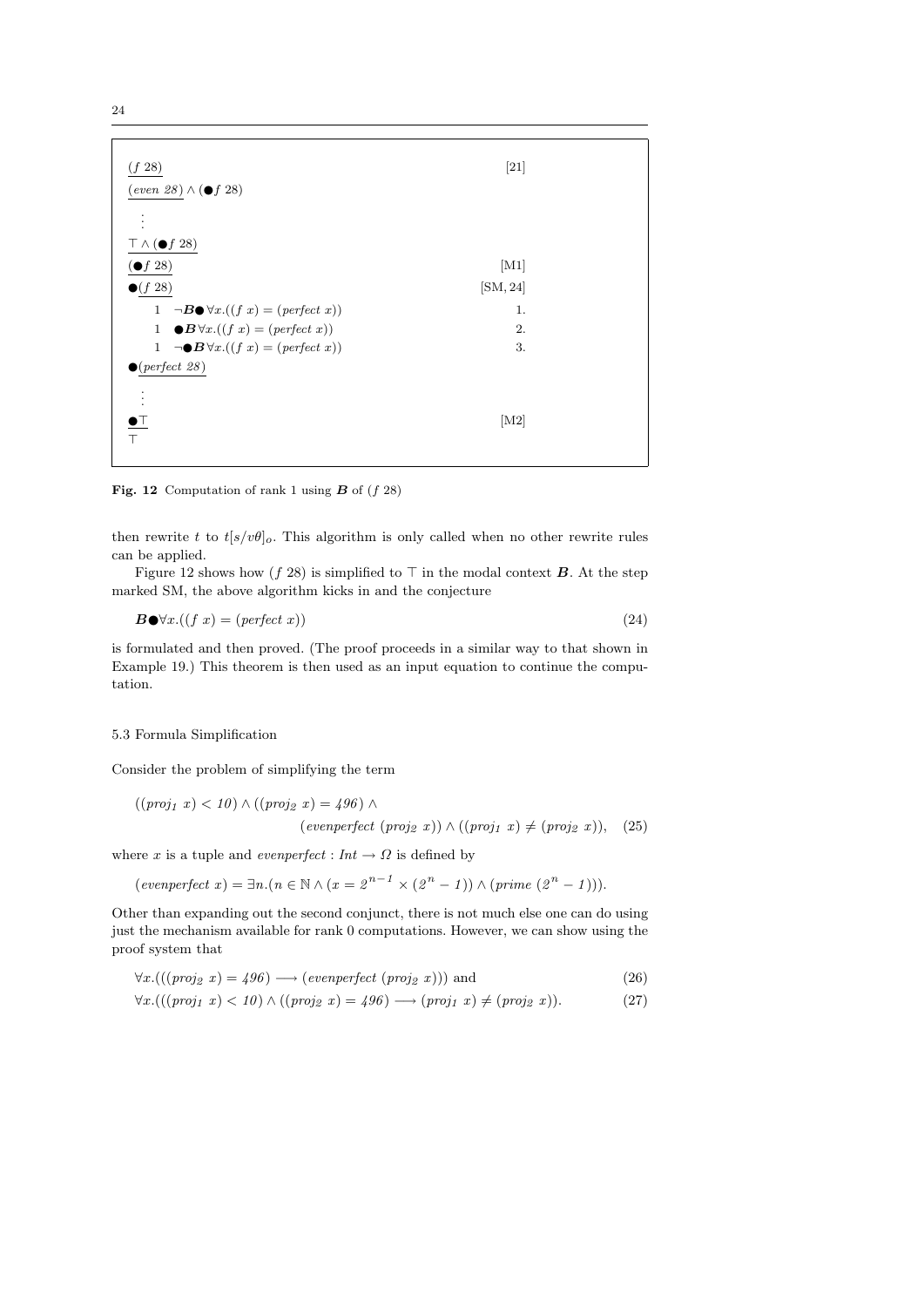$$
\begin{array}{ll}
\underline{(f\ 28)} & [21] \\
\underline{(\mathit{even}\ 28)} \wedge (\bullet f\ 28) & \\
\quad\vdots & \\
\underline{\top \wedge (\bullet f\ 28)} & \\
\underline{(\bullet f\ 28)} & [\mathrm{M1}] \\
\bullet\underline{(f\ 28)} & [\mathrm{SM}, 24] \\
\quad 1 \quad \neg \boldsymbol{B} \bullet \forall x.((f\ x) = (\mathit{perfect}\ x)) & 1. \\
\quad 1 \quad \bullet \boldsymbol{B} \forall x.((f\ x) = (\mathit{perfect}\ x)) & 2. \\
\quad 1 \quad \neg \bullet \boldsymbol{B} \forall x.((f\ x) = (\mathit{perfect}\ x)) & 3. \\
\bullet\underline{(\mathit{perfect}\ 28)} & \\
\quad\vdots & \\
\underline{\bullet\top} & [\mathrm{M2}] \\
\top &
\end{array}
$$

**Fig. 12** Computation of rank 1 using $\boldsymbol{B}$ of $(f\ 28)$

then rewrite $t$ to $t[s/v\theta]_o$. This algorithm is only called when no other rewrite rules can be applied.

Figure 12 shows how $(f\ 28)$ is simplified to $\top$ in the modal context $\boldsymbol{B}$. At the step marked SM, the above algorithm kicks in and the conjecture

$$\boldsymbol{B} \bullet \forall x.((f\ x) = (\mathit{perfect}\ x)) \tag{24}$$

is formulated and then proved. (The proof proceeds in a similar way to that shown in Example 19.) This theorem is then used as an input equation to continue the computation.

### 5.3 Formula Simplification

Consider the problem of simplifying the term

$$((\mathit{proj}_1\ x) < 10) \wedge ((\mathit{proj}_2\ x) = 496) \wedge (\mathit{evenperfect}\ (\mathit{proj}_2\ x)) \wedge ((\mathit{proj}_1\ x) \neq (\mathit{proj}_2\ x)), \tag{25}$$

where $x$ is a tuple and $\mathit{evenperfect} : \mathit{Int} \rightarrow \Omega$ is defined by

$$(\mathit{evenperfect}\ x) = \exists n.(n \in \mathbb{N} \wedge (x = 2^{n-1} \times (2^n - 1)) \wedge (\mathit{prime}\ (2^n - 1))).$$

Other than expanding out the second conjunct, there is not much else one can do using just the mechanism available for rank 0 computations. However, we can show using the proof system that

$$\forall x.(((\mathit{proj}_2\ x) = 496) \longrightarrow (\mathit{evenperfect}\ (\mathit{proj}_2\ x))) \text{ and} \tag{26}$$

$$\forall x.(((\mathit{proj}_1\ x) < 10) \wedge ((\mathit{proj}_2\ x) = 496) \longrightarrow (\mathit{proj}_1\ x) \neq (\mathit{proj}_2\ x)). \tag{27}$$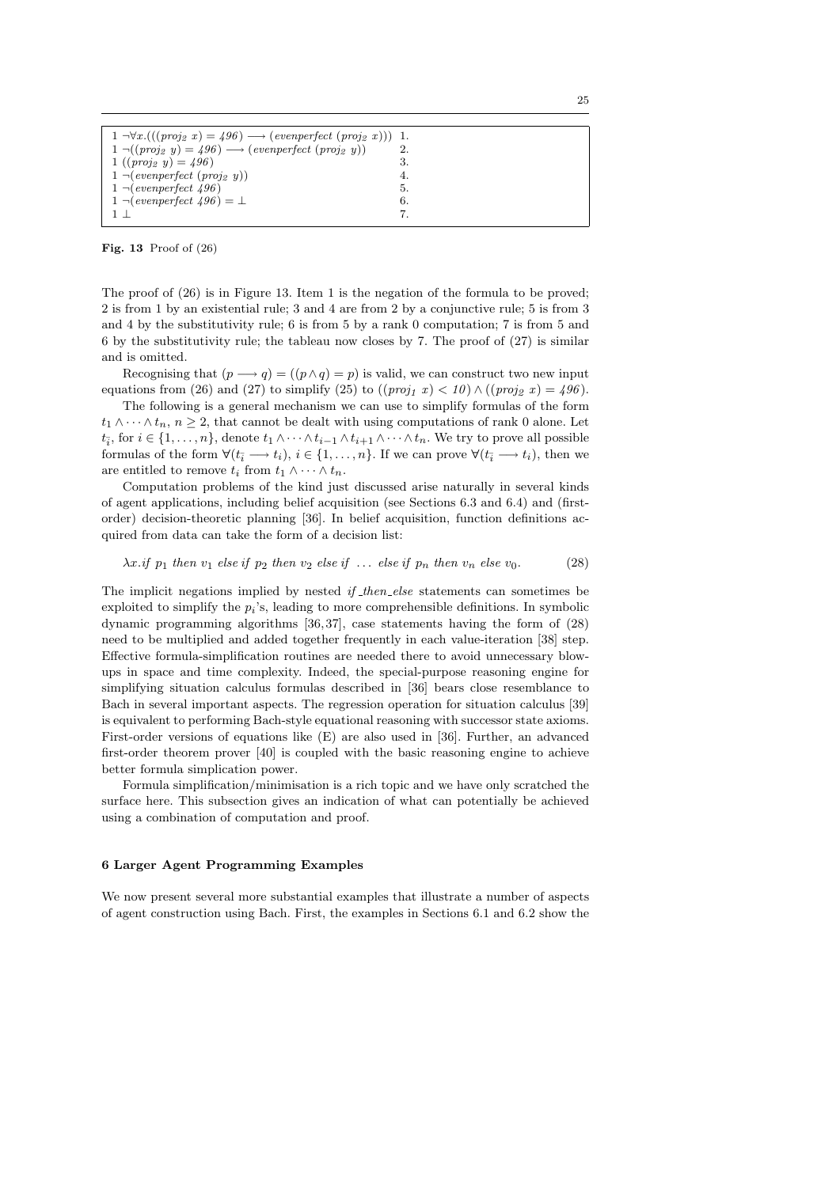| | |
|---|---|
| $1\ \neg\forall x.(((proj_2\ x) = 496) \longrightarrow (evenperfect\ (proj_2\ x)))$ | 1. |
| $1\ \neg((proj_2\ y) = 496) \longrightarrow (evenperfect\ (proj_2\ y))$ | 2. |
| $1\ ((proj_2\ y) = 496)$ | 3. |
| $1\ \neg(evenperfect\ (proj_2\ y))$ | 4. |
| $1\ \neg(evenperfect\ 496)$ | 5. |
| $1\ \neg(evenperfect\ 496) = \bot$ | 6. |
| $1\ \bot$ | 7. |

**Fig. 13** Proof of (26)

The proof of (26) is in Figure 13. Item 1 is the negation of the formula to be proved; 2 is from 1 by an existential rule; 3 and 4 are from 2 by a conjunctive rule; 5 is from 3 and 4 by the substitutivity rule; 6 is from 5 by a rank 0 computation; 7 is from 5 and 6 by the substitutivity rule; the tableau now closes by 7. The proof of (27) is similar and is omitted.

Recognising that $(p \longrightarrow q) = ((p \wedge q) = p)$ is valid, we can construct two new input equations from (26) and (27) to simplify (25) to $((proj_1\ x) < 10) \wedge ((proj_2\ x) = 496)$.

The following is a general mechanism we can use to simplify formulas of the form $t_1 \wedge \cdots \wedge t_n$, $n \geq 2$, that cannot be dealt with using computations of rank 0 alone. Let $t_{\bar{i}}$, for $i \in \{1, \ldots, n\}$, denote $t_1 \wedge \cdots \wedge t_{i-1} \wedge t_{i+1} \wedge \cdots \wedge t_n$. We try to prove all possible formulas of the form $\forall(t_{\bar{i}} \longrightarrow t_i)$, $i \in \{1, \ldots, n\}$. If we can prove $\forall(t_{\bar{i}} \longrightarrow t_i)$, then we are entitled to remove $t_i$ from $t_1 \wedge \cdots \wedge t_n$.

Computation problems of the kind just discussed arise naturally in several kinds of agent applications, including belief acquisition (see Sections 6.3 and 6.4) and (first-order) decision-theoretic planning [36]. In belief acquisition, function definitions acquired from data can take the form of a decision list:

$$\lambda x.if\ p_1\ then\ v_1\ else\ if\ p_2\ then\ v_2\ else\ if\ \ldots\ else\ if\ p_n\ then\ v_n\ else\ v_0. \tag{28}$$

The implicit negations implied by nested *if_then_else* statements can sometimes be exploited to simplify the $p_i$'s, leading to more comprehensible definitions. In symbolic dynamic programming algorithms [36,37], case statements having the form of (28) need to be multiplied and added together frequently in each value-iteration [38] step. Effective formula-simplification routines are needed there to avoid unnecessary blow-ups in space and time complexity. Indeed, the special-purpose reasoning engine for simplifying situation calculus formulas described in [36] bears close resemblance to Bach in several important aspects. The regression operation for situation calculus [39] is equivalent to performing Bach-style equational reasoning with successor state axioms. First-order versions of equations like (E) are also used in [36]. Further, an advanced first-order theorem prover [40] is coupled with the basic reasoning engine to achieve better formula simplication power.

Formula simplification/minimisation is a rich topic and we have only scratched the surface here. This subsection gives an indication of what can potentially be achieved using a combination of computation and proof.

## 6 Larger Agent Programming Examples

We now present several more substantial examples that illustrate a number of aspects of agent construction using Bach. First, the examples in Sections 6.1 and 6.2 show the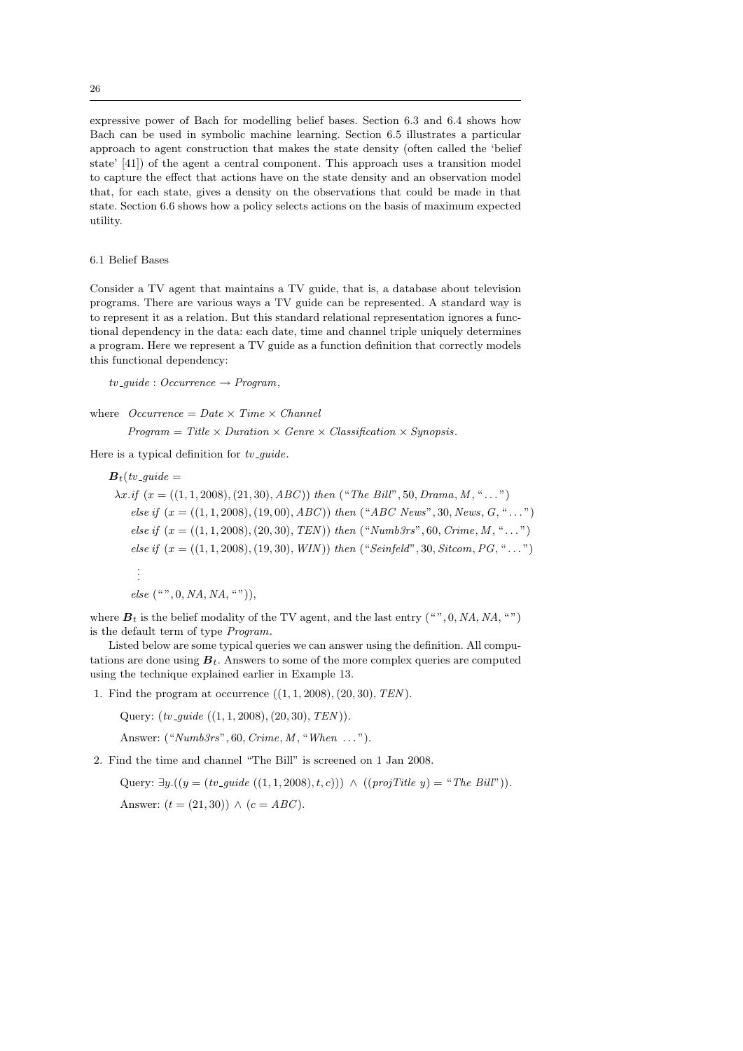expressive power of Bach for modelling belief bases. Section 6.3 and 6.4 shows how Bach can be used in symbolic machine learning. Section 6.5 illustrates a particular approach to agent construction that makes the state density (often called the 'belief state' [41]) of the agent a central component. This approach uses a transition model to capture the effect that actions have on the state density and an observation model that, for each state, gives a density on the observations that could be made in that state. Section 6.6 shows how a policy selects actions on the basis of maximum expected utility.

### 6.1 Belief Bases

Consider a TV agent that maintains a TV guide, that is, a database about television programs. There are various ways a TV guide can be represented. A standard way is to represent it as a relation. But this standard relational representation ignores a functional dependency in the data: each date, time and channel triple uniquely determines a program. Here we represent a TV guide as a function definition that correctly models this functional dependency:

$$tv\_guide : Occurrence \rightarrow Program,$$

where $Occurrence = Date \times Time \times Channel$

$Program = Title \times Duration \times Genre \times Classification \times Synopsis.$

Here is a typical definition for $tv\_guide$.

$$
\begin{aligned}
&\boldsymbol{B}_t(tv\_guide = \\
&\quad \lambda x.if\ (x = ((1,1,2008),(21,30),ABC))\ then\ (\text{“The Bill”}, 50, Drama, M, \text{“}\ldots\text{”}) \\
&\qquad else\ if\ (x = ((1,1,2008),(19,00),ABC))\ then\ (\text{“ABC News”}, 30, News, G, \text{“}\ldots\text{”}) \\
&\qquad else\ if\ (x = ((1,1,2008),(20,30),TEN))\ then\ (\text{“Numb3rs”}, 60, Crime, M, \text{“}\ldots\text{”}) \\
&\qquad else\ if\ (x = ((1,1,2008),(19,30),WIN))\ then\ (\text{“Seinfeld”}, 30, Sitcom, PG, \text{“}\ldots\text{”}) \\
&\qquad\quad \vdots \\
&\qquad else\ (\text{“”}, 0, NA, NA, \text{“”})),
\end{aligned}
$$

where $\boldsymbol{B}_t$ is the belief modality of the TV agent, and the last entry $(\text{“”}, 0, NA, NA, \text{“”})$ is the default term of type *Program*.

Listed below are some typical queries we can answer using the definition. All computations are done using $\boldsymbol{B}_t$. Answers to some of the more complex queries are computed using the technique explained earlier in Example 13.

1. Find the program at occurrence $((1,1,2008),(20,30),TEN)$.

   Query: $(tv\_guide\ ((1,1,2008),(20,30),TEN))$.

   Answer: $(\text{“Numb3rs”}, 60, Crime, M, \text{“When }\ldots\text{”})$.

2. Find the time and channel "The Bill" is screened on 1 Jan 2008.

   Query: $\exists y.((y = (tv\_guide\ ((1,1,2008),t,c)))\ \wedge\ ((projTitle\ y) = \text{“The Bill”}))$.

   Answer: $(t = (21,30))\ \wedge\ (c = ABC)$.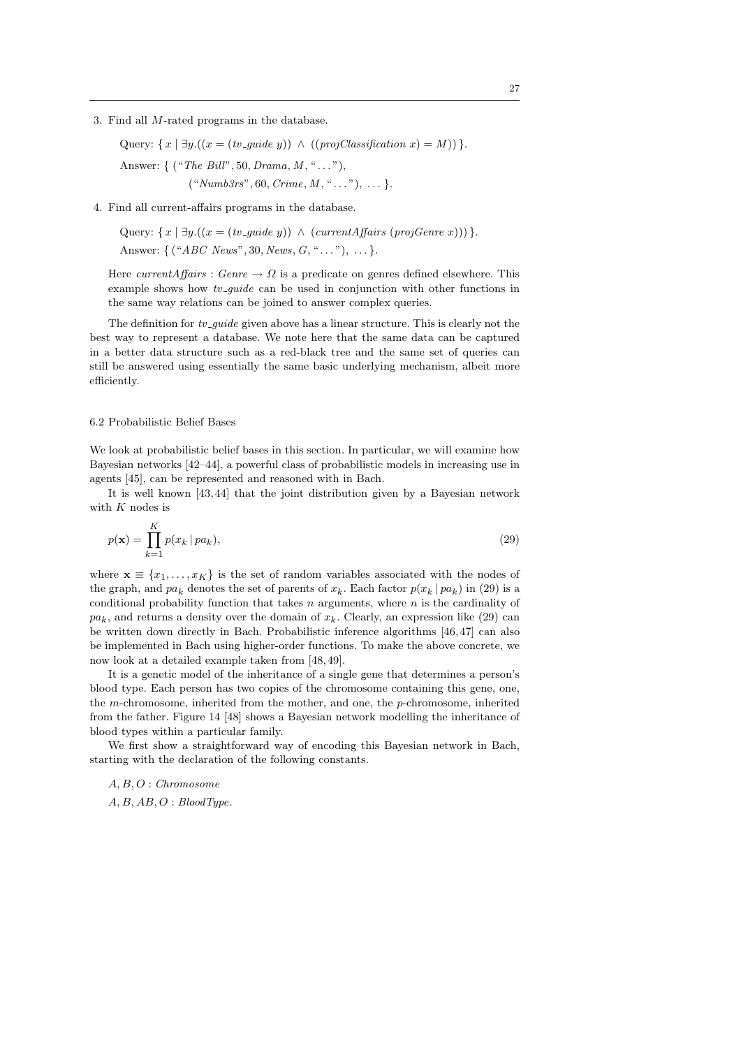3. Find all $M$-rated programs in the database.

   Query: $\{\, x \mid \exists y.((x = (tv\_guide\ y)) \;\wedge\; ((projClassification\ x) = M))\,\}$.

   Answer: $\{\, (\text{"}\textit{The Bill}\text{"}, 50, \textit{Drama}, M, \text{"}\ldots\text{"}),$
   $(\text{"}\textit{Numb3rs}\text{"}, 60, \textit{Crime}, M, \text{"}\ldots\text{"}),\ \ldots\,\}$.

4. Find all current-affairs programs in the database.

   Query: $\{\, x \mid \exists y.((x = (tv\_guide\ y)) \;\wedge\; (currentAffairs\ (projGenre\ x)))\,\}$.

   Answer: $\{\, (\text{"}\textit{ABC News}\text{"}, 30, \textit{News}, G, \text{"}\ldots\text{"}),\ \ldots\,\}$.

   Here $currentAffairs : Genre \to \Omega$ is a predicate on genres defined elsewhere. This example shows how *tv_guide* can be used in conjunction with other functions in the same way relations can be joined to answer complex queries.

The definition for *tv_guide* given above has a linear structure. This is clearly not the best way to represent a database. We note here that the same data can be captured in a better data structure such as a red-black tree and the same set of queries can still be answered using essentially the same basic underlying mechanism, albeit more efficiently.

### 6.2 Probabilistic Belief Bases

We look at probabilistic belief bases in this section. In particular, we will examine how Bayesian networks [42–44], a powerful class of probabilistic models in increasing use in agents [45], can be represented and reasoned with in Bach.

It is well known [43, 44] that the joint distribution given by a Bayesian network with $K$ nodes is

$$p(\mathbf{x}) = \prod_{k=1}^{K} p(x_k \mid pa_k), \tag{29}$$

where $\mathbf{x} \equiv \{x_1, \ldots, x_K\}$ is the set of random variables associated with the nodes of the graph, and $pa_k$ denotes the set of parents of $x_k$. Each factor $p(x_k \mid pa_k)$ in (29) is a conditional probability function that takes $n$ arguments, where $n$ is the cardinality of $pa_k$, and returns a density over the domain of $x_k$. Clearly, an expression like (29) can be written down directly in Bach. Probabilistic inference algorithms [46, 47] can also be implemented in Bach using higher-order functions. To make the above concrete, we now look at a detailed example taken from [48, 49].

It is a genetic model of the inheritance of a single gene that determines a person's blood type. Each person has two copies of the chromosome containing this gene, one, the $m$-chromosome, inherited from the mother, and one, the $p$-chromosome, inherited from the father. Figure 14 [48] shows a Bayesian network modelling the inheritance of blood types within a particular family.

We first show a straightforward way of encoding this Bayesian network in Bach, starting with the declaration of the following constants.

$A, B, O : \textit{Chromosome}$

$A, B, AB, O : \textit{BloodType}$.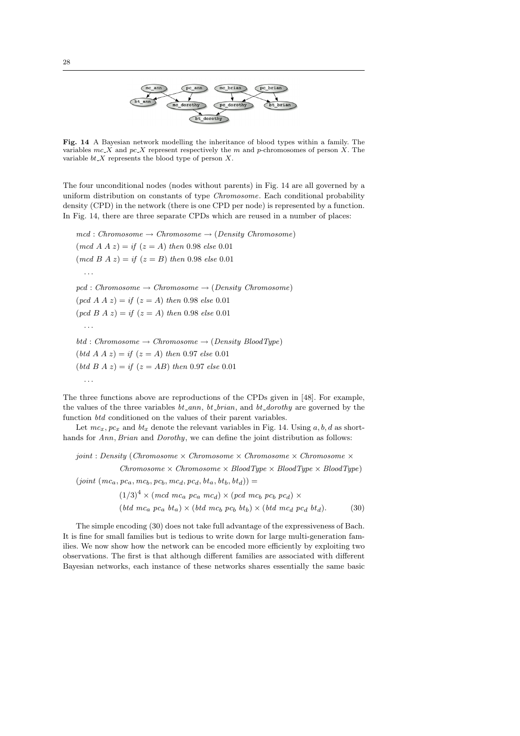**Fig. 14** A Bayesian network modelling the inheritance of blood types within a family. The variables $mc\_X$ and $pc\_X$ represent respectively the $m$ and $p$-chromosomes of person $X$. The variable $bt\_X$ represents the blood type of person $X$.

The four unconditional nodes (nodes without parents) in Fig. 14 are all governed by a uniform distribution on constants of type *Chromosome*. Each conditional probability density (CPD) in the network (there is one CPD per node) is represented by a function. In Fig. 14, there are three separate CPDs which are reused in a number of places:

$$
\begin{aligned}
&mcd : Chromosome \rightarrow Chromosome \rightarrow (Density\ Chromosome)\\
&(mcd\ A\ A\ z) = if\ (z = A)\ then\ 0.98\ else\ 0.01\\
&(mcd\ B\ A\ z) = if\ (z = B)\ then\ 0.98\ else\ 0.01\\
&\quad \ldots\\
&pcd : Chromosome \rightarrow Chromosome \rightarrow (Density\ Chromosome)\\
&(pcd\ A\ A\ z) = if\ (z = A)\ then\ 0.98\ else\ 0.01\\
&(pcd\ B\ A\ z) = if\ (z = A)\ then\ 0.98\ else\ 0.01\\
&\quad \ldots\\
&btd : Chromosome \rightarrow Chromosome \rightarrow (Density\ BloodType)\\
&(btd\ A\ A\ z) = if\ (z = A)\ then\ 0.97\ else\ 0.01\\
&(btd\ B\ A\ z) = if\ (z = AB)\ then\ 0.97\ else\ 0.01\\
&\quad \ldots
\end{aligned}
$$

The three functions above are reproductions of the CPDs given in [48]. For example, the values of the three variables $bt\_ann$, $bt\_brian$, and $bt\_dorothy$ are governed by the function $btd$ conditioned on the values of their parent variables.

Let $mc_x$, $pc_x$ and $bt_x$ denote the relevant variables in Fig. 14. Using $a, b, d$ as shorthands for *Ann*, *Brian* and *Dorothy*, we can define the joint distribution as follows:

$$
\begin{aligned}
&joint : Density\ (Chromosome \times Chromosome \times Chromosome \times Chromosome \times\\
&\qquad Chromosome \times Chromosome \times BloodType \times BloodType \times BloodType)\\
&(joint\ (mc_a, pc_a, mc_b, pc_b, mc_d, pc_d, bt_a, bt_b, bt_d)) =\\
&\qquad (1/3)^4 \times (mcd\ mc_a\ pc_a\ mc_d) \times (pcd\ mc_b\ pc_b\ pc_d) \times\\
&\qquad (btd\ mc_a\ pc_a\ bt_a) \times (btd\ mc_b\ pc_b\ bt_b) \times (btd\ mc_d\ pc_d\ bt_d). \qquad (30)
\end{aligned}
$$

The simple encoding (30) does not take full advantage of the expressiveness of Bach. It is fine for small families but is tedious to write down for large multi-generation families. We now show how the network can be encoded more efficiently by exploiting two observations. The first is that although different families are associated with different Bayesian networks, each instance of these networks shares essentially the same basic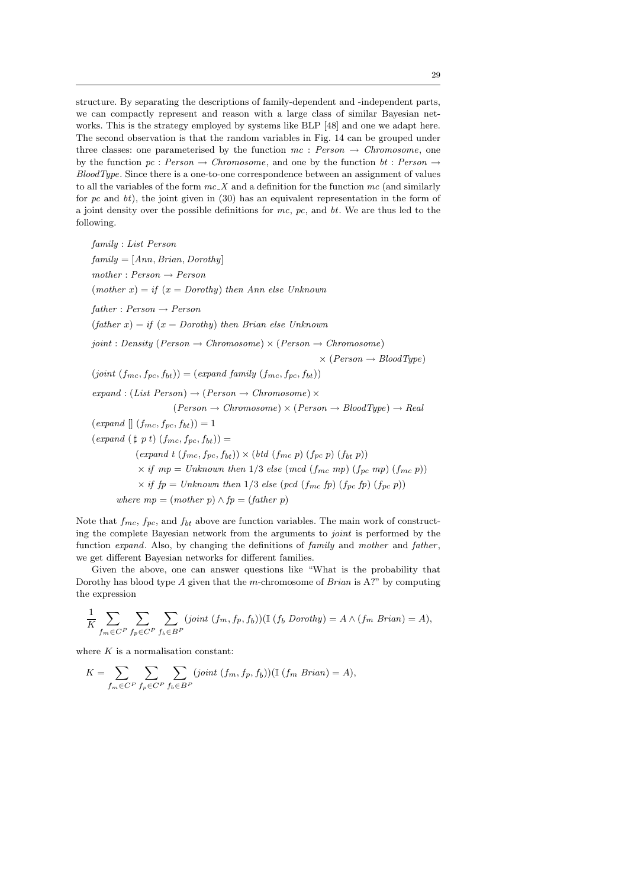structure. By separating the descriptions of family-dependent and -independent parts, we can compactly represent and reason with a large class of similar Bayesian networks. This is the strategy employed by systems like BLP [48] and one we adapt here. The second observation is that the random variables in Fig. 14 can be grouped under three classes: one parameterised by the function $mc : Person \rightarrow Chromosome$, one by the function $pc : Person \rightarrow Chromosome$, and one by the function $bt : Person \rightarrow BloodType$. Since there is a one-to-one correspondence between an assignment of values to all the variables of the form $mc\_X$ and a definition for the function $mc$ (and similarly for $pc$ and $bt$), the joint given in (30) has an equivalent representation in the form of a joint density over the possible definitions for $mc$, $pc$, and $bt$. We are thus led to the following.

$$
\begin{aligned}
& family : List\ Person \\
& family = [Ann, Brian, Dorothy] \\
& mother : Person \rightarrow Person \\
& (mother\ x) = if\ (x = Dorothy)\ then\ Ann\ else\ Unknown \\
& father : Person \rightarrow Person \\
& (father\ x) = if\ (x = Dorothy)\ then\ Brian\ else\ Unknown \\
& joint : Density\ (Person \rightarrow Chromosome) \times (Person \rightarrow Chromosome) \\
& \qquad\qquad\qquad\qquad\qquad\qquad\qquad\qquad \times (Person \rightarrow BloodType) \\
& (joint\ (f_{mc}, f_{pc}, f_{bt})) = (expand\ family\ (f_{mc}, f_{pc}, f_{bt})) \\
& expand : (List\ Person) \rightarrow (Person \rightarrow Chromosome) \times \\
& \qquad\qquad (Person \rightarrow Chromosome) \times (Person \rightarrow BloodType) \rightarrow Real \\
& (expand\ []\ (f_{mc}, f_{pc}, f_{bt})) = 1 \\
& (expand\ (\sharp\ p\ t)\ (f_{mc}, f_{pc}, f_{bt})) = \\
& \qquad (expand\ t\ (f_{mc}, f_{pc}, f_{bt})) \times (btd\ (f_{mc}\ p)\ (f_{pc}\ p)\ (f_{bt}\ p)) \\
& \qquad \times if\ mp = Unknown\ then\ 1/3\ else\ (mcd\ (f_{mc}\ mp)\ (f_{pc}\ mp)\ (f_{mc}\ p)) \\
& \qquad \times if\ fp = Unknown\ then\ 1/3\ else\ (pcd\ (f_{mc}\ fp)\ (f_{pc}\ fp)\ (f_{pc}\ p)) \\
& \quad where\ mp = (mother\ p) \wedge fp = (father\ p)
\end{aligned}
$$

Note that $f_{mc}$, $f_{pc}$, and $f_{bt}$ above are function variables. The main work of constructing the complete Bayesian network from the arguments to *joint* is performed by the function *expand*. Also, by changing the definitions of *family* and *mother* and *father*, we get different Bayesian networks for different families.

Given the above, one can answer questions like "What is the probability that Dorothy has blood type $A$ given that the $m$-chromosome of *Brian* is A?" by computing the expression

$$
\frac{1}{K} \sum_{f_m \in C^P} \sum_{f_p \in C^P} \sum_{f_b \in B^P} (joint\ (f_m, f_p, f_b))(\mathbb{I}\ (f_b\ Dorothy) = A \wedge (f_m\ Brian) = A),
$$

where $K$ is a normalisation constant:

$$
K = \sum_{f_m \in C^P} \sum_{f_p \in C^P} \sum_{f_b \in B^P} (joint\ (f_m, f_p, f_b))(\mathbb{I}\ (f_m\ Brian) = A),
$$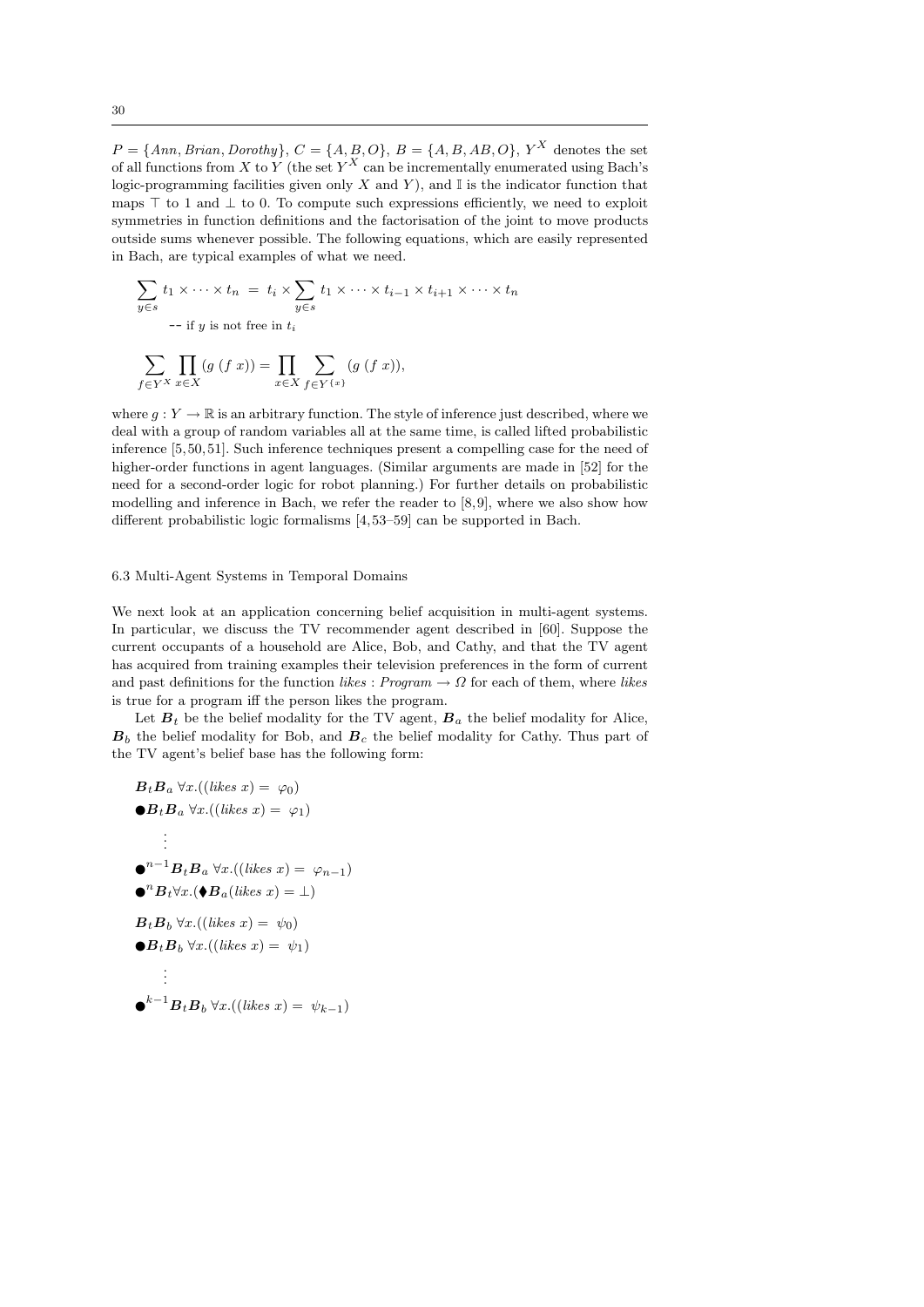$P = \{Ann, Brian, Dorothy\}$, $C = \{A, B, O\}$, $B = \{A, B, AB, O\}$, $Y^X$ denotes the set of all functions from $X$ to $Y$ (the set $Y^X$ can be incrementally enumerated using Bach's logic-programming facilities given only $X$ and $Y$), and $\mathbb{I}$ is the indicator function that maps $\top$ to 1 and $\bot$ to 0. To compute such expressions efficiently, we need to exploit symmetries in function definitions and the factorisation of the joint to move products outside sums whenever possible. The following equations, which are easily represented in Bach, are typical examples of what we need.

$$\sum_{y \in s} t_1 \times \cdots \times t_n \;=\; t_i \times \sum_{y \in s} t_1 \times \cdots \times t_{i-1} \times t_{i+1} \times \cdots \times t_n$$

-- if $y$ is not free in $t_i$

$$\sum_{f \in Y^X} \prod_{x \in X} (g\ (f\ x)) = \prod_{x \in X} \sum_{f \in Y^{\{x\}}} (g\ (f\ x)),$$

where $g : Y \to \mathbb{R}$ is an arbitrary function. The style of inference just described, where we deal with a group of random variables all at the same time, is called lifted probabilistic inference [5, 50, 51]. Such inference techniques present a compelling case for the need of higher-order functions in agent languages. (Similar arguments are made in [52] for the need for a second-order logic for robot planning.) For further details on probabilistic modelling and inference in Bach, we refer the reader to [8, 9], where we also show how different probabilistic logic formalisms [4, 53–59] can be supported in Bach.

### 6.3 Multi-Agent Systems in Temporal Domains

We next look at an application concerning belief acquisition in multi-agent systems. In particular, we discuss the TV recommender agent described in [60]. Suppose the current occupants of a household are Alice, Bob, and Cathy, and that the TV agent has acquired from training examples their television preferences in the form of current and past definitions for the function $likes : Program \to \Omega$ for each of them, where *likes* is true for a program iff the person likes the program.

Let $\boldsymbol{B}_t$ be the belief modality for the TV agent, $\boldsymbol{B}_a$ the belief modality for Alice, $\boldsymbol{B}_b$ the belief modality for Bob, and $\boldsymbol{B}_c$ the belief modality for Cathy. Thus part of the TV agent's belief base has the following form:

$$\boldsymbol{B}_t \boldsymbol{B}_a\ \forall x.((likes\ x) =\ \varphi_0)$$

$$\bullet \boldsymbol{B}_t \boldsymbol{B}_a\ \forall x.((likes\ x) =\ \varphi_1)$$

$$\vdots$$

$$\bullet^{n-1} \boldsymbol{B}_t \boldsymbol{B}_a\ \forall x.((likes\ x) =\ \varphi_{n-1})$$

$$\bullet^{n} \boldsymbol{B}_t \forall x.(\blacklozenge \boldsymbol{B}_a (likes\ x) = \bot)$$

$$\boldsymbol{B}_t \boldsymbol{B}_b\ \forall x.((likes\ x) =\ \psi_0)$$

$$\bullet \boldsymbol{B}_t \boldsymbol{B}_b\ \forall x.((likes\ x) =\ \psi_1)$$

$$\vdots$$

$$\bullet^{k-1} \boldsymbol{B}_t \boldsymbol{B}_b\ \forall x.((likes\ x) =\ \psi_{k-1})$$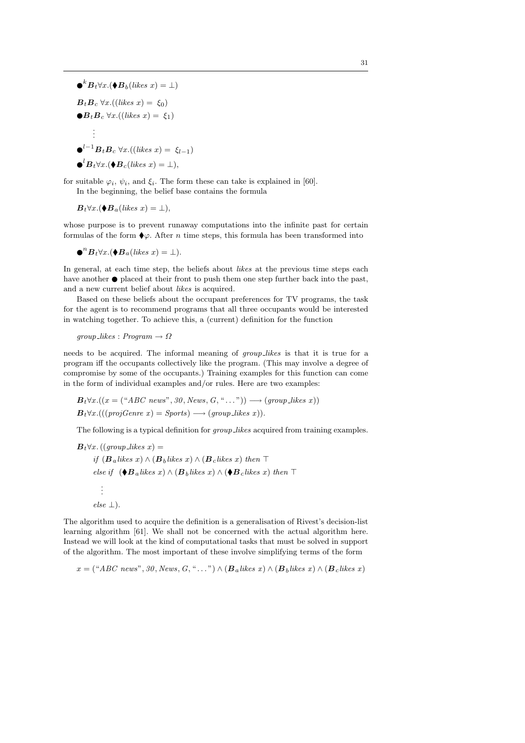$$\bullet^k \boldsymbol{B}_t \forall x.(\blacklozenge \boldsymbol{B}_b(\mathit{likes}\ x) = \bot)$$

$$\boldsymbol{B}_t \boldsymbol{B}_c\ \forall x.((\mathit{likes}\ x) =\ \xi_0)$$

$$\bullet \boldsymbol{B}_t \boldsymbol{B}_c\ \forall x.((\mathit{likes}\ x) =\ \xi_1)$$

$$\vdots$$

$$\bullet^{l-1} \boldsymbol{B}_t \boldsymbol{B}_c\ \forall x.((\mathit{likes}\ x) =\ \xi_{l-1})$$

$$\bullet^l \boldsymbol{B}_t \forall x.(\blacklozenge \boldsymbol{B}_c(\mathit{likes}\ x) = \bot),$$

for suitable $\varphi_i$, $\psi_i$, and $\xi_i$. The form these can take is explained in [60].

In the beginning, the belief base contains the formula

$$\boldsymbol{B}_t \forall x.(\blacklozenge \boldsymbol{B}_a(\mathit{likes}\ x) = \bot),$$

whose purpose is to prevent runaway computations into the infinite past for certain formulas of the form $\blacklozenge\varphi$. After $n$ time steps, this formula has been transformed into

$$\bullet^n \boldsymbol{B}_t \forall x.(\blacklozenge \boldsymbol{B}_a(\mathit{likes}\ x) = \bot).$$

In general, at each time step, the beliefs about *likes* at the previous time steps each have another $\bullet$ placed at their front to push them one step further back into the past, and a new current belief about *likes* is acquired.

Based on these beliefs about the occupant preferences for TV programs, the task for the agent is to recommend programs that all three occupants would be interested in watching together. To achieve this, a (current) definition for the function

$$\mathit{group\_likes} : \mathit{Program} \to \Omega$$

needs to be acquired. The informal meaning of *group_likes* is that it is true for a program iff the occupants collectively like the program. (This may involve a degree of compromise by some of the occupants.) Training examples for this function can come in the form of individual examples and/or rules. Here are two examples:

$$\boldsymbol{B}_t \forall x.((x = (\text{“}\mathit{ABC\ news}\text{”}, \mathit{30}, \mathit{News}, G, \text{“}\ldots\text{”})) \longrightarrow (\mathit{group\_likes}\ x))$$

$$\boldsymbol{B}_t \forall x.(((\mathit{projGenre}\ x) = \mathit{Sports}) \longrightarrow (\mathit{group\_likes}\ x)).$$

The following is a typical definition for *group_likes* acquired from training examples.

$$\begin{aligned}
&\boldsymbol{B}_t \forall x.\,((\mathit{group\_likes}\ x) = \\
&\quad \mathit{if}\ (\boldsymbol{B}_a \mathit{likes}\ x) \wedge (\boldsymbol{B}_b \mathit{likes}\ x) \wedge (\boldsymbol{B}_c \mathit{likes}\ x)\ \mathit{then}\ \top \\
&\quad \mathit{else\ if}\ \ (\blacklozenge \boldsymbol{B}_a \mathit{likes}\ x) \wedge (\boldsymbol{B}_b \mathit{likes}\ x) \wedge (\blacklozenge \boldsymbol{B}_c \mathit{likes}\ x)\ \mathit{then}\ \top \\
&\qquad \vdots \\
&\quad \mathit{else}\ \bot).
\end{aligned}$$

The algorithm used to acquire the definition is a generalisation of Rivest's decision-list learning algorithm [61]. We shall not be concerned with the actual algorithm here. Instead we will look at the kind of computational tasks that must be solved in support of the algorithm. The most important of these involve simplifying terms of the form

$$x = (\text{“}\mathit{ABC\ news}\text{”}, \mathit{30}, \mathit{News}, G, \text{“}\ldots\text{”}) \wedge (\boldsymbol{B}_a \mathit{likes}\ x) \wedge (\boldsymbol{B}_b \mathit{likes}\ x) \wedge (\boldsymbol{B}_c \mathit{likes}\ x)$$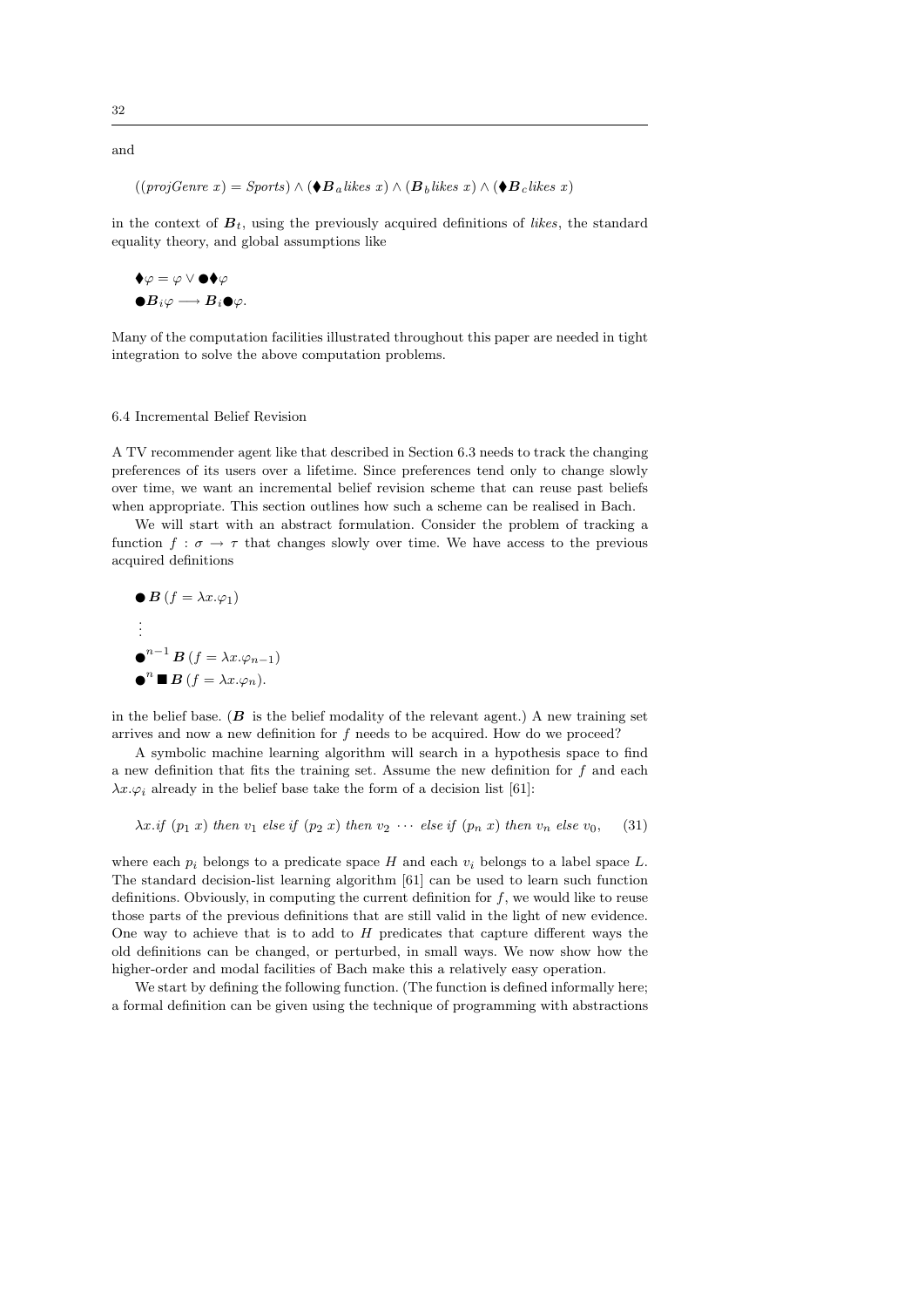and

$$((projGenre\ x) = Sports) \wedge (\blacklozenge \boldsymbol{B}_a likes\ x) \wedge (\boldsymbol{B}_b likes\ x) \wedge (\blacklozenge \boldsymbol{B}_c likes\ x)$$

in the context of $\boldsymbol{B}_t$, using the previously acquired definitions of *likes*, the standard equality theory, and global assumptions like

$$\blacklozenge \varphi = \varphi \vee \bullet \blacklozenge \varphi$$
$$\bullet \boldsymbol{B}_i \varphi \longrightarrow \boldsymbol{B}_i \bullet \varphi.$$

Many of the computation facilities illustrated throughout this paper are needed in tight integration to solve the above computation problems.

### 6.4 Incremental Belief Revision

A TV recommender agent like that described in Section 6.3 needs to track the changing preferences of its users over a lifetime. Since preferences tend only to change slowly over time, we want an incremental belief revision scheme that can reuse past beliefs when appropriate. This section outlines how such a scheme can be realised in Bach.

We will start with an abstract formulation. Consider the problem of tracking a function $f : \sigma \to \tau$ that changes slowly over time. We have access to the previous acquired definitions

$$\bullet\, \boldsymbol{B}\,(f = \lambda x.\varphi_1)$$
$$\vdots$$
$$\bullet^{n-1}\, \boldsymbol{B}\,(f = \lambda x.\varphi_{n-1})$$
$$\bullet^{n}\, \blacksquare\, \boldsymbol{B}\,(f = \lambda x.\varphi_n).$$

in the belief base. ($\boldsymbol{B}$ is the belief modality of the relevant agent.) A new training set arrives and now a new definition for $f$ needs to be acquired. How do we proceed?

A symbolic machine learning algorithm will search in a hypothesis space to find a new definition that fits the training set. Assume the new definition for $f$ and each $\lambda x.\varphi_i$ already in the belief base take the form of a decision list [61]:

$$\lambda x.if\ (p_1\ x)\ then\ v_1\ else\ if\ (p_2\ x)\ then\ v_2\ \cdots\ else\ if\ (p_n\ x)\ then\ v_n\ else\ v_0, \quad (31)$$

where each $p_i$ belongs to a predicate space $H$ and each $v_i$ belongs to a label space $L$. The standard decision-list learning algorithm [61] can be used to learn such function definitions. Obviously, in computing the current definition for $f$, we would like to reuse those parts of the previous definitions that are still valid in the light of new evidence. One way to achieve that is to add to $H$ predicates that capture different ways the old definitions can be changed, or perturbed, in small ways. We now show how the higher-order and modal facilities of Bach make this a relatively easy operation.

We start by defining the following function. (The function is defined informally here; a formal definition can be given using the technique of programming with abstractions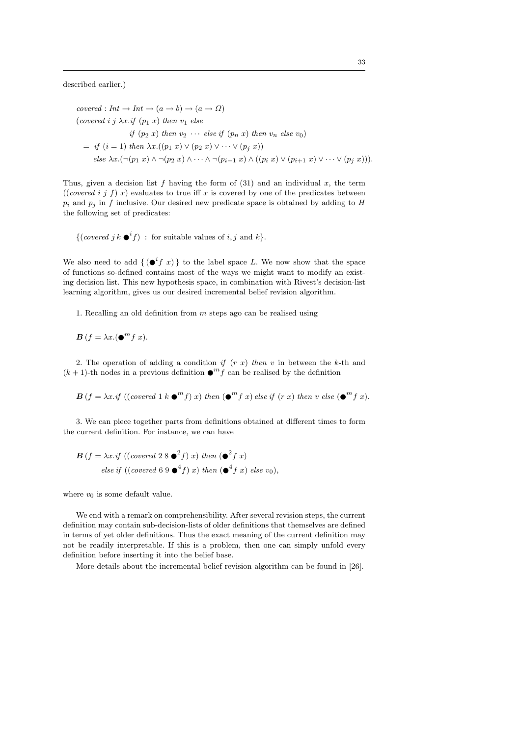described earlier.)

$$
\begin{aligned}
& \mathit{covered} : \mathit{Int} \to \mathit{Int} \to (a \to b) \to (a \to \Omega) \\
& (\mathit{covered}\ i\ j\ \lambda x.\mathit{if}\ (p_1\ x)\ \mathit{then}\ v_1\ \mathit{else} \\
& \qquad\qquad \mathit{if}\ (p_2\ x)\ \mathit{then}\ v_2\ \cdots\ \mathit{else\ if}\ (p_n\ x)\ \mathit{then}\ v_n\ \mathit{else}\ v_0) \\
& \quad = \mathit{if}\ (i = 1)\ \mathit{then}\ \lambda x.((p_1\ x) \vee (p_2\ x) \vee \cdots \vee (p_j\ x)) \\
& \qquad \mathit{else}\ \lambda x.(\neg(p_1\ x) \wedge \neg(p_2\ x) \wedge \cdots \wedge \neg(p_{i-1}\ x) \wedge ((p_i\ x) \vee (p_{i+1}\ x) \vee \cdots \vee (p_j\ x))).
\end{aligned}
$$

Thus, given a decision list $f$ having the form of (31) and an individual $x$, the term $((\mathit{covered}\ i\ j\ f)\ x)$ evaluates to true iff $x$ is covered by one of the predicates between $p_i$ and $p_j$ in $f$ inclusive. Our desired new predicate space is obtained by adding to $H$ the following set of predicates:

$$\{(\mathit{covered}\ j\ k\ \bullet^i f)\ :\ \text{for suitable values of } i, j \text{ and } k\}.$$

We also need to add $\{\,(\bullet^i f\ x)\,\}$ to the label space $L$. We now show that the space of functions so-defined contains most of the ways we might want to modify an existing decision list. This new hypothesis space, in combination with Rivest's decision-list learning algorithm, gives us our desired incremental belief revision algorithm.

1. Recalling an old definition from $m$ steps ago can be realised using

$$\boldsymbol{B}\,(f = \lambda x.(\bullet^m f\ x).$$

2. The operation of adding a condition $\mathit{if}\ (r\ x)\ \mathit{then}\ v$ in between the $k$-th and $(k+1)$-th nodes in a previous definition $\bullet^m f$ can be realised by the definition

$$\boldsymbol{B}\,(f = \lambda x.\mathit{if}\ ((\mathit{covered}\ 1\ k\ \bullet^m f)\ x)\ \mathit{then}\ (\bullet^m f\ x)\ \mathit{else\ if}\ (r\ x)\ \mathit{then}\ v\ \mathit{else}\ (\bullet^m f\ x).$$

3. We can piece together parts from definitions obtained at different times to form the current definition. For instance, we can have

$$
\begin{aligned}
& \boldsymbol{B}\,(f = \lambda x.\mathit{if}\ ((\mathit{covered}\ 2\ 8\ \bullet^2 f)\ x)\ \mathit{then}\ (\bullet^2 f\ x) \\
& \qquad \mathit{else\ if}\ ((\mathit{covered}\ 6\ 9\ \bullet^4 f)\ x)\ \mathit{then}\ (\bullet^4 f\ x)\ \mathit{else}\ v_0),
\end{aligned}
$$

where $v_0$ is some default value.

We end with a remark on comprehensibility. After several revision steps, the current definition may contain sub-decision-lists of older definitions that themselves are defined in terms of yet older definitions. Thus the exact meaning of the current definition may not be readily interpretable. If this is a problem, then one can simply unfold every definition before inserting it into the belief base.

More details about the incremental belief revision algorithm can be found in [26].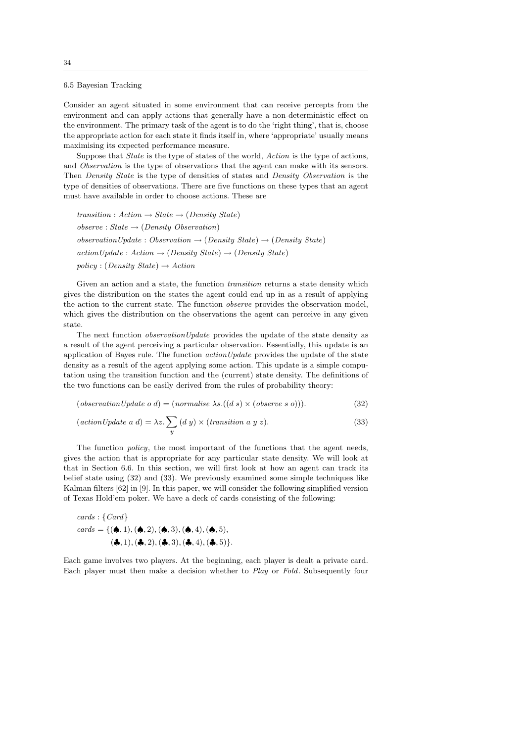### 6.5 Bayesian Tracking

Consider an agent situated in some environment that can receive percepts from the environment and can apply actions that generally have a non-deterministic effect on the environment. The primary task of the agent is to do the 'right thing', that is, choose the appropriate action for each state it finds itself in, where 'appropriate' usually means maximising its expected performance measure.

Suppose that *State* is the type of states of the world, *Action* is the type of actions, and *Observation* is the type of observations that the agent can make with its sensors. Then *Density State* is the type of densities of states and *Density Observation* is the type of densities of observations. There are five functions on these types that an agent must have available in order to choose actions. These are

$$
\begin{aligned}
&\mathit{transition} : \mathit{Action} \to \mathit{State} \to (\mathit{Density}\ \mathit{State})\\
&\mathit{observe} : \mathit{State} \to (\mathit{Density}\ \mathit{Observation})\\
&\mathit{observationUpdate} : \mathit{Observation} \to (\mathit{Density}\ \mathit{State}) \to (\mathit{Density}\ \mathit{State})\\
&\mathit{actionUpdate} : \mathit{Action} \to (\mathit{Density}\ \mathit{State}) \to (\mathit{Density}\ \mathit{State})\\
&\mathit{policy} : (\mathit{Density}\ \mathit{State}) \to \mathit{Action}
\end{aligned}
$$

Given an action and a state, the function *transition* returns a state density which gives the distribution on the states the agent could end up in as a result of applying the action to the current state. The function *observe* provides the observation model, which gives the distribution on the observations the agent can perceive in any given state.

The next function *observationUpdate* provides the update of the state density as a result of the agent perceiving a particular observation. Essentially, this update is an application of Bayes rule. The function *actionUpdate* provides the update of the state density as a result of the agent applying some action. This update is a simple computation using the transition function and the (current) state density. The definitions of the two functions can be easily derived from the rules of probability theory:

$$(\mathit{observationUpdate}\ o\ d) = (\mathit{normalise}\ \lambda s.((d\ s) \times (\mathit{observe}\ s\ o))). \tag{32}$$

$$(\mathit{actionUpdate}\ a\ d) = \lambda z. \sum_{y} (d\ y) \times (\mathit{transition}\ a\ y\ z). \tag{33}$$

The function *policy*, the most important of the functions that the agent needs, gives the action that is appropriate for any particular state density. We will look at that in Section 6.6. In this section, we will first look at how an agent can track its belief state using (32) and (33). We previously examined some simple techniques like Kalman filters [62] in [9]. In this paper, we will consider the following simplified version of Texas Hold'em poker. We have a deck of cards consisting of the following:

$$
\begin{aligned}
&\mathit{cards} : \{\mathit{Card}\}\\
&\mathit{cards} = \{(\spadesuit, 1), (\spadesuit, 2), (\spadesuit, 3), (\spadesuit, 4), (\spadesuit, 5),\\
&\qquad\qquad (\clubsuit, 1), (\clubsuit, 2), (\clubsuit, 3), (\clubsuit, 4), (\clubsuit, 5)\}.
\end{aligned}
$$

Each game involves two players. At the beginning, each player is dealt a private card. Each player must then make a decision whether to *Play* or *Fold*. Subsequently four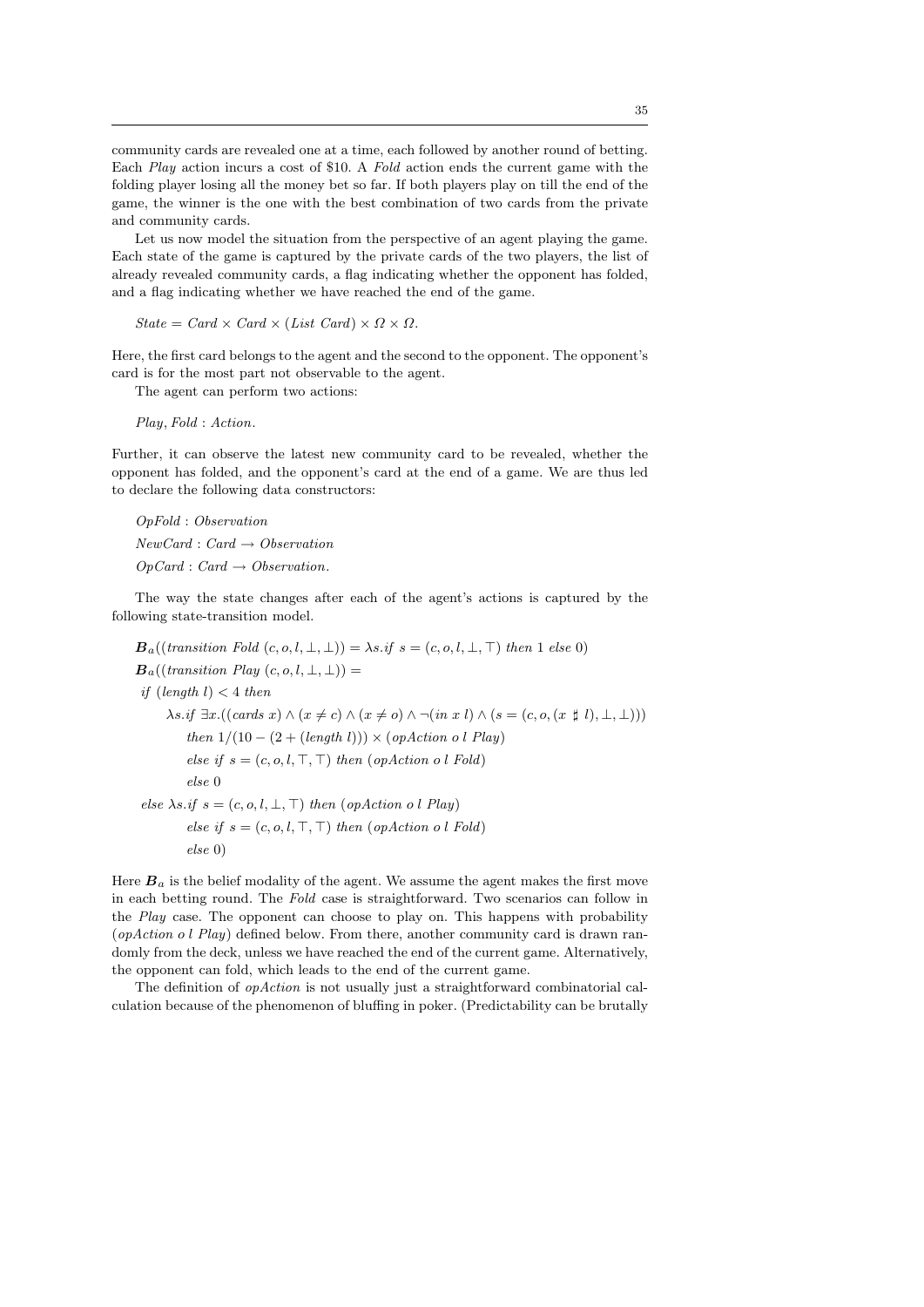community cards are revealed one at a time, each followed by another round of betting. Each *Play* action incurs a cost of \$10. A *Fold* action ends the current game with the folding player losing all the money bet so far. If both players play on till the end of the game, the winner is the one with the best combination of two cards from the private and community cards.

Let us now model the situation from the perspective of an agent playing the game. Each state of the game is captured by the private cards of the two players, the list of already revealed community cards, a flag indicating whether the opponent has folded, and a flag indicating whether we have reached the end of the game.

$$State = Card \times Card \times (List\ Card) \times \Omega \times \Omega.$$

Here, the first card belongs to the agent and the second to the opponent. The opponent's card is for the most part not observable to the agent.

The agent can perform two actions:

$$Play, Fold : Action.$$

Further, it can observe the latest new community card to be revealed, whether the opponent has folded, and the opponent's card at the end of a game. We are thus led to declare the following data constructors:

$$OpFold : Observation$$

$$NewCard : Card \to Observation$$

$$OpCard : Card \to Observation.$$

The way the state changes after each of the agent's actions is captured by the following state-transition model.

$$\boldsymbol{B}_a((transition\ Fold\ (c, o, l, \bot, \bot)) = \lambda s.if\ s = (c, o, l, \bot, \top)\ then\ 1\ else\ 0)$$

$$
\begin{aligned}
&\boldsymbol{B}_a((transition\ Play\ (c, o, l, \bot, \bot)) = \\
&\quad if\ (length\ l) < 4\ then \\
&\qquad \lambda s.if\ \exists x.((cards\ x) \wedge (x \neq c) \wedge (x \neq o) \wedge \neg(in\ x\ l) \wedge (s = (c, o, (x \sharp l), \bot, \bot))) \\
&\qquad\quad then\ 1/(10 - (2 + (length\ l))) \times (opAction\ o\ l\ Play) \\
&\qquad\quad else\ if\ s = (c, o, l, \top, \top)\ then\ (opAction\ o\ l\ Fold) \\
&\qquad\quad else\ 0 \\
&\quad else\ \lambda s.if\ s = (c, o, l, \bot, \top)\ then\ (opAction\ o\ l\ Play) \\
&\qquad\quad else\ if\ s = (c, o, l, \top, \top)\ then\ (opAction\ o\ l\ Fold) \\
&\qquad\quad else\ 0)
\end{aligned}
$$

Here $\boldsymbol{B}_a$ is the belief modality of the agent. We assume the agent makes the first move in each betting round. The *Fold* case is straightforward. Two scenarios can follow in the *Play* case. The opponent can choose to play on. This happens with probability (*opAction o l Play*) defined below. From there, another community card is drawn randomly from the deck, unless we have reached the end of the current game. Alternatively, the opponent can fold, which leads to the end of the current game.

The definition of *opAction* is not usually just a straightforward combinatorial calculation because of the phenomenon of bluffing in poker. (Predictability can be brutally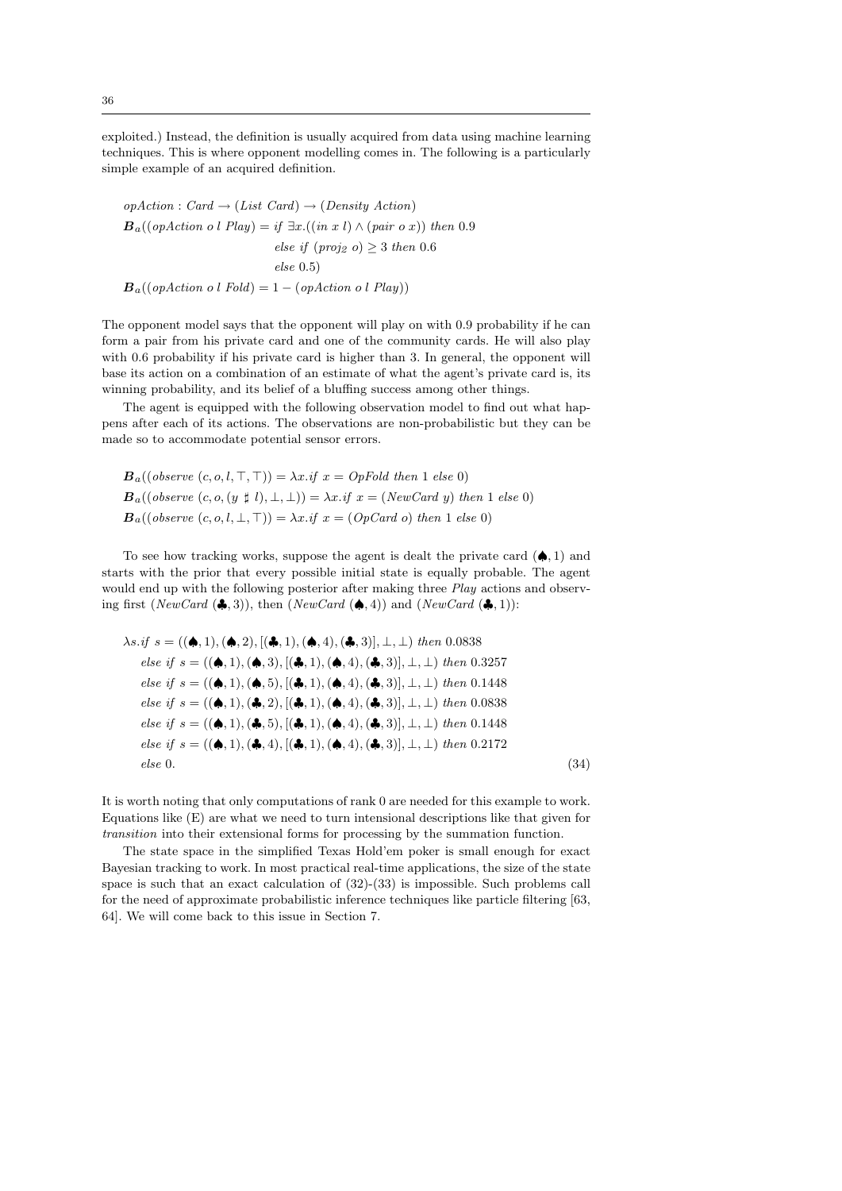exploited.) Instead, the definition is usually acquired from data using machine learning techniques. This is where opponent modelling comes in. The following is a particularly simple example of an acquired definition.

$$
\begin{aligned}
&opAction : Card \rightarrow (List\ Card) \rightarrow (Density\ Action) \\
&\boldsymbol{B}_a((opAction\ o\ l\ Play) = if\ \exists x.((in\ x\ l) \wedge (pair\ o\ x))\ then\ 0.9 \\
&\qquad\qquad\qquad\qquad\qquad\quad else\ if\ (proj_2\ o) \geq 3\ then\ 0.6 \\
&\qquad\qquad\qquad\qquad\qquad\quad else\ 0.5) \\
&\boldsymbol{B}_a((opAction\ o\ l\ Fold) = 1 - (opAction\ o\ l\ Play))
\end{aligned}
$$

The opponent model says that the opponent will play on with 0.9 probability if he can form a pair from his private card and one of the community cards. He will also play with 0.6 probability if his private card is higher than 3. In general, the opponent will base its action on a combination of an estimate of what the agent's private card is, its winning probability, and its belief of a bluffing success among other things.

The agent is equipped with the following observation model to find out what happens after each of its actions. The observations are non-probabilistic but they can be made so to accommodate potential sensor errors.

$$
\begin{aligned}
&\boldsymbol{B}_a((observe\ (c, o, l, \top, \top)) = \lambda x.if\ x = OpFold\ then\ 1\ else\ 0) \\
&\boldsymbol{B}_a((observe\ (c, o, (y \sharp l), \bot, \bot)) = \lambda x.if\ x = (NewCard\ y)\ then\ 1\ else\ 0) \\
&\boldsymbol{B}_a((observe\ (c, o, l, \bot, \top)) = \lambda x.if\ x = (OpCard\ o)\ then\ 1\ else\ 0)
\end{aligned}
$$

To see how tracking works, suppose the agent is dealt the private card $(\spadesuit, 1)$ and starts with the prior that every possible initial state is equally probable. The agent would end up with the following posterior after making three *Play* actions and observing first $(NewCard\ (\clubsuit, 3))$, then $(NewCard\ (\spadesuit, 4))$ and $(NewCard\ (\clubsuit, 1))$:

$$
\begin{aligned}
&\lambda s.if\ s = ((\spadesuit, 1), (\spadesuit, 2), [(\clubsuit, 1), (\spadesuit, 4), (\clubsuit, 3)], \bot, \bot)\ then\ 0.0838 \\
&\quad else\ if\ s = ((\spadesuit, 1), (\spadesuit, 3), [(\clubsuit, 1), (\spadesuit, 4), (\clubsuit, 3)], \bot, \bot)\ then\ 0.3257 \\
&\quad else\ if\ s = ((\spadesuit, 1), (\spadesuit, 5), [(\clubsuit, 1), (\spadesuit, 4), (\clubsuit, 3)], \bot, \bot)\ then\ 0.1448 \\
&\quad else\ if\ s = ((\spadesuit, 1), (\clubsuit, 2), [(\clubsuit, 1), (\spadesuit, 4), (\clubsuit, 3)], \bot, \bot)\ then\ 0.0838 \\
&\quad else\ if\ s = ((\spadesuit, 1), (\clubsuit, 5), [(\clubsuit, 1), (\spadesuit, 4), (\clubsuit, 3)], \bot, \bot)\ then\ 0.1448 \\
&\quad else\ if\ s = ((\spadesuit, 1), (\clubsuit, 4), [(\clubsuit, 1), (\spadesuit, 4), (\clubsuit, 3)], \bot, \bot)\ then\ 0.2172 \\
&\quad else\ 0.
\end{aligned}
\tag{34}
$$

It is worth noting that only computations of rank 0 are needed for this example to work. Equations like (E) are what we need to turn intensional descriptions like that given for *transition* into their extensional forms for processing by the summation function.

The state space in the simplified Texas Hold'em poker is small enough for exact Bayesian tracking to work. In most practical real-time applications, the size of the state space is such that an exact calculation of (32)-(33) is impossible. Such problems call for the need of approximate probabilistic inference techniques like particle filtering [63, 64]. We will come back to this issue in Section 7.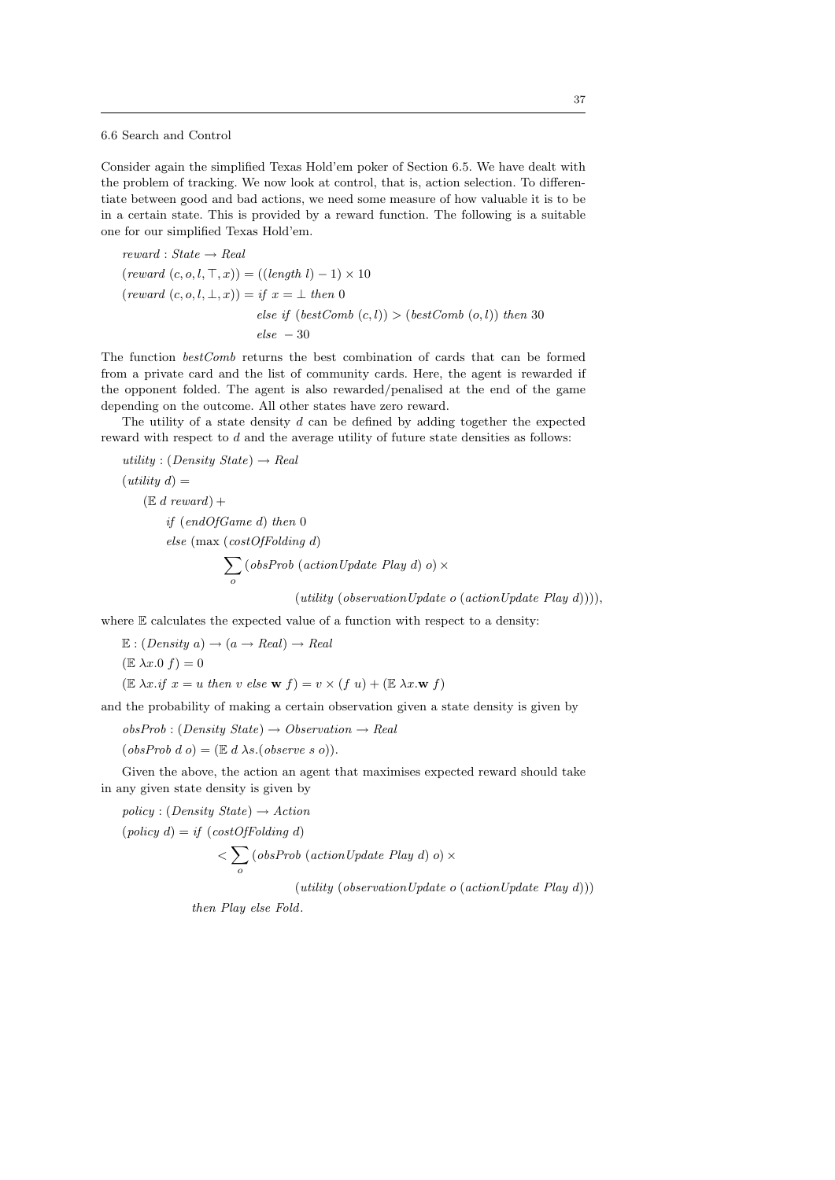## 6.6 Search and Control

Consider again the simplified Texas Hold'em poker of Section 6.5. We have dealt with the problem of tracking. We now look at control, that is, action selection. To differentiate between good and bad actions, we need some measure of how valuable it is to be in a certain state. This is provided by a reward function. The following is a suitable one for our simplified Texas Hold'em.

$$
\begin{aligned}
&reward : State \rightarrow Real \\
&(reward\ (c, o, l, \top, x)) = ((length\ l) - 1) \times 10 \\
&(reward\ (c, o, l, \bot, x)) = if\ x = \bot\ then\ 0 \\
&\qquad\qquad\qquad\qquad\quad else\ if\ (bestComb\ (c, l)) > (bestComb\ (o, l))\ then\ 30 \\
&\qquad\qquad\qquad\qquad\quad else\ -30
\end{aligned}
$$

The function *bestComb* returns the best combination of cards that can be formed from a private card and the list of community cards. Here, the agent is rewarded if the opponent folded. The agent is also rewarded/penalised at the end of the game depending on the outcome. All other states have zero reward.

The utility of a state density $d$ can be defined by adding together the expected reward with respect to $d$ and the average utility of future state densities as follows:

$$
\begin{aligned}
&utility : (Density\ State) \rightarrow Real \\
&(utility\ d) = \\
&\quad (\mathbb{E}\ d\ reward) + \\
&\qquad if\ (endOfGame\ d)\ then\ 0 \\
&\qquad else\ (\max\ (costOfFolding\ d) \\
&\qquad\qquad \sum_{o} (obsProb\ (actionUpdate\ Play\ d)\ o) \times \\
&\qquad\qquad\qquad (utility\ (observationUpdate\ o\ (actionUpdate\ Play\ d)))),
\end{aligned}
$$

where $\mathbb{E}$ calculates the expected value of a function with respect to a density:

$$
\begin{aligned}
&\mathbb{E} : (Density\ a) \rightarrow (a \rightarrow Real) \rightarrow Real \\
&(\mathbb{E}\ \lambda x.0\ f) = 0 \\
&(\mathbb{E}\ \lambda x.if\ x = u\ then\ v\ else\ \mathbf{w}\ f) = v \times (f\ u) + (\mathbb{E}\ \lambda x.\mathbf{w}\ f)
\end{aligned}
$$

and the probability of making a certain observation given a state density is given by

$$
\begin{aligned}
&obsProb : (Density\ State) \rightarrow Observation \rightarrow Real \\
&(obsProb\ d\ o) = (\mathbb{E}\ d\ \lambda s.(observe\ s\ o)).
\end{aligned}
$$

Given the above, the action an agent that maximises expected reward should take in any given state density is given by

$$
\begin{aligned}
&policy : (Density\ State) \rightarrow Action \\
&(policy\ d) = if\ (costOfFolding\ d) \\
&\qquad\qquad < \sum_{o} (obsProb\ (actionUpdate\ Play\ d)\ o) \times \\
&\qquad\qquad\qquad (utility\ (observationUpdate\ o\ (actionUpdate\ Play\ d))) \\
&\qquad\qquad then\ Play\ else\ Fold.
\end{aligned}
$$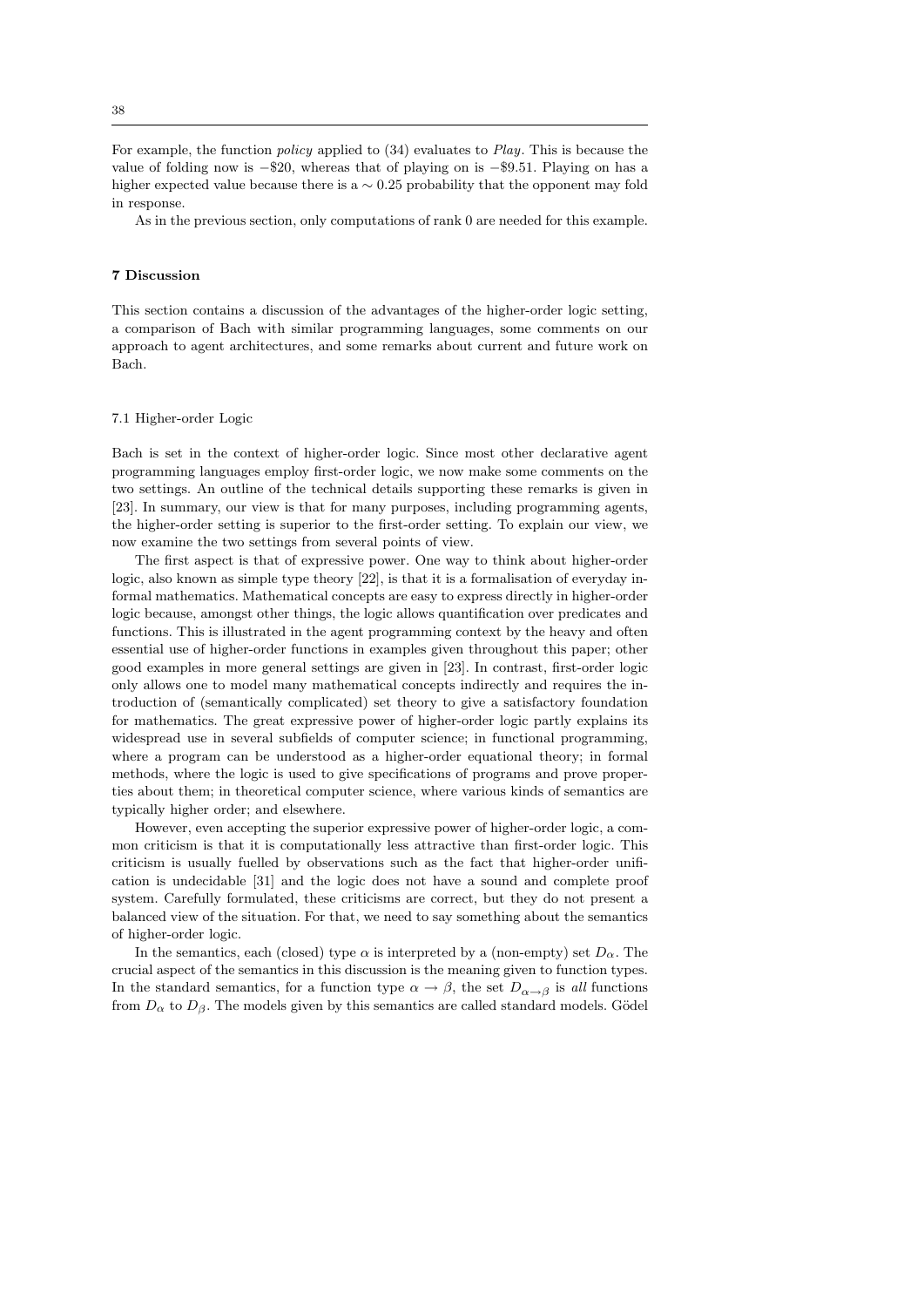For example, the function *policy* applied to (34) evaluates to *Play*. This is because the value of folding now is $-\$20$, whereas that of playing on is $-\$9.51$. Playing on has a higher expected value because there is a $\sim 0.25$ probability that the opponent may fold in response.

As in the previous section, only computations of rank 0 are needed for this example.

## 7 Discussion

This section contains a discussion of the advantages of the higher-order logic setting, a comparison of Bach with similar programming languages, some comments on our approach to agent architectures, and some remarks about current and future work on Bach.

### 7.1 Higher-order Logic

Bach is set in the context of higher-order logic. Since most other declarative agent programming languages employ first-order logic, we now make some comments on the two settings. An outline of the technical details supporting these remarks is given in [23]. In summary, our view is that for many purposes, including programming agents, the higher-order setting is superior to the first-order setting. To explain our view, we now examine the two settings from several points of view.

The first aspect is that of expressive power. One way to think about higher-order logic, also known as simple type theory [22], is that it is a formalisation of everyday informal mathematics. Mathematical concepts are easy to express directly in higher-order logic because, amongst other things, the logic allows quantification over predicates and functions. This is illustrated in the agent programming context by the heavy and often essential use of higher-order functions in examples given throughout this paper; other good examples in more general settings are given in [23]. In contrast, first-order logic only allows one to model many mathematical concepts indirectly and requires the introduction of (semantically complicated) set theory to give a satisfactory foundation for mathematics. The great expressive power of higher-order logic partly explains its widespread use in several subfields of computer science; in functional programming, where a program can be understood as a higher-order equational theory; in formal methods, where the logic is used to give specifications of programs and prove properties about them; in theoretical computer science, where various kinds of semantics are typically higher order; and elsewhere.

However, even accepting the superior expressive power of higher-order logic, a common criticism is that it is computationally less attractive than first-order logic. This criticism is usually fuelled by observations such as the fact that higher-order unification is undecidable [31] and the logic does not have a sound and complete proof system. Carefully formulated, these criticisms are correct, but they do not present a balanced view of the situation. For that, we need to say something about the semantics of higher-order logic.

In the semantics, each (closed) type $\alpha$ is interpreted by a (non-empty) set $D_\alpha$. The crucial aspect of the semantics in this discussion is the meaning given to function types. In the standard semantics, for a function type $\alpha \rightarrow \beta$, the set $D_{\alpha \rightarrow \beta}$ is *all* functions from $D_\alpha$ to $D_\beta$. The models given by this semantics are called standard models. Gödel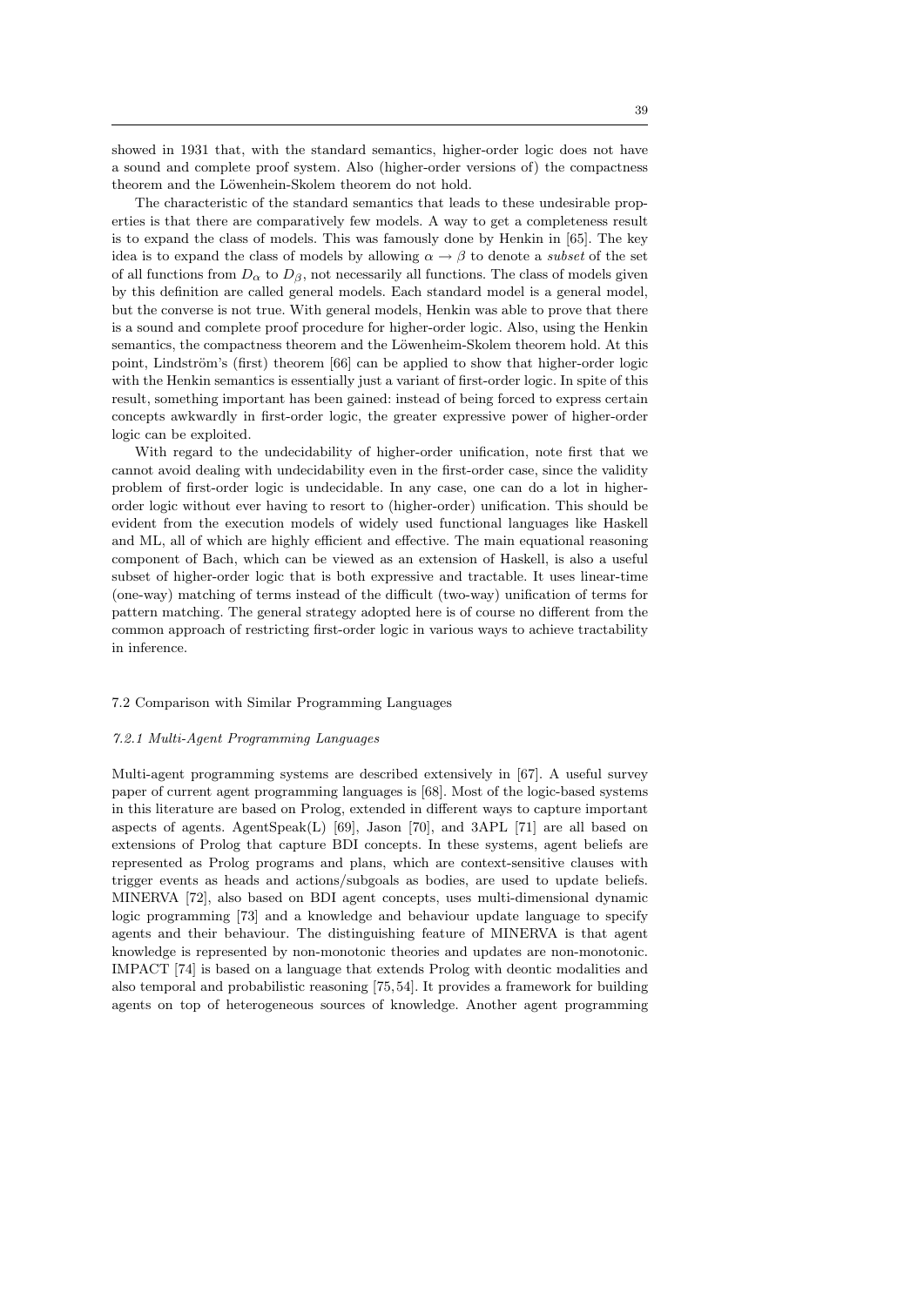showed in 1931 that, with the standard semantics, higher-order logic does not have a sound and complete proof system. Also (higher-order versions of) the compactness theorem and the Löwenhein-Skolem theorem do not hold.

The characteristic of the standard semantics that leads to these undesirable properties is that there are comparatively few models. A way to get a completeness result is to expand the class of models. This was famously done by Henkin in [65]. The key idea is to expand the class of models by allowing $\alpha \to \beta$ to denote a *subset* of the set of all functions from $D_\alpha$ to $D_\beta$, not necessarily all functions. The class of models given by this definition are called general models. Each standard model is a general model, but the converse is not true. With general models, Henkin was able to prove that there is a sound and complete proof procedure for higher-order logic. Also, using the Henkin semantics, the compactness theorem and the Löwenheim-Skolem theorem hold. At this point, Lindström's (first) theorem [66] can be applied to show that higher-order logic with the Henkin semantics is essentially just a variant of first-order logic. In spite of this result, something important has been gained: instead of being forced to express certain concepts awkwardly in first-order logic, the greater expressive power of higher-order logic can be exploited.

With regard to the undecidability of higher-order unification, note first that we cannot avoid dealing with undecidability even in the first-order case, since the validity problem of first-order logic is undecidable. In any case, one can do a lot in higher-order logic without ever having to resort to (higher-order) unification. This should be evident from the execution models of widely used functional languages like Haskell and ML, all of which are highly efficient and effective. The main equational reasoning component of Bach, which can be viewed as an extension of Haskell, is also a useful subset of higher-order logic that is both expressive and tractable. It uses linear-time (one-way) matching of terms instead of the difficult (two-way) unification of terms for pattern matching. The general strategy adopted here is of course no different from the common approach of restricting first-order logic in various ways to achieve tractability in inference.

## 7.2 Comparison with Similar Programming Languages

### *7.2.1 Multi-Agent Programming Languages*

Multi-agent programming systems are described extensively in [67]. A useful survey paper of current agent programming languages is [68]. Most of the logic-based systems in this literature are based on Prolog, extended in different ways to capture important aspects of agents. AgentSpeak(L) [69], Jason [70], and 3APL [71] are all based on extensions of Prolog that capture BDI concepts. In these systems, agent beliefs are represented as Prolog programs and plans, which are context-sensitive clauses with trigger events as heads and actions/subgoals as bodies, are used to update beliefs. MINERVA [72], also based on BDI agent concepts, uses multi-dimensional dynamic logic programming [73] and a knowledge and behaviour update language to specify agents and their behaviour. The distinguishing feature of MINERVA is that agent knowledge is represented by non-monotonic theories and updates are non-monotonic. IMPACT [74] is based on a language that extends Prolog with deontic modalities and also temporal and probabilistic reasoning [75, 54]. It provides a framework for building agents on top of heterogeneous sources of knowledge. Another agent programming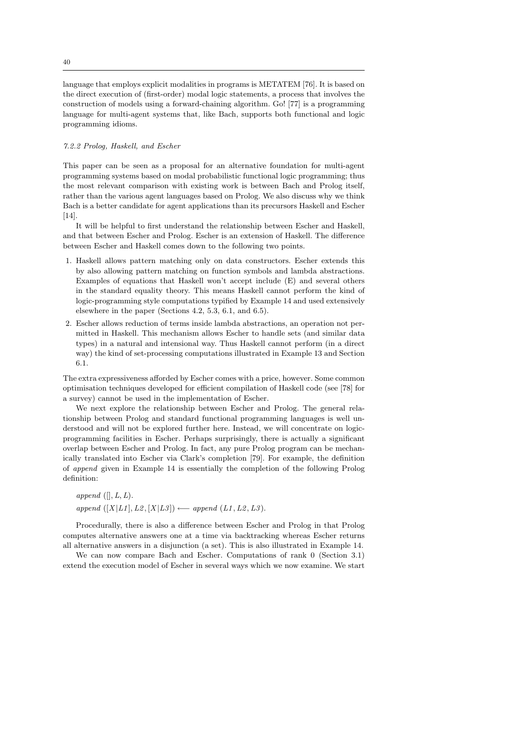language that employs explicit modalities in programs is METATEM [76]. It is based on the direct execution of (first-order) modal logic statements, a process that involves the construction of models using a forward-chaining algorithm. Go! [77] is a programming language for multi-agent systems that, like Bach, supports both functional and logic programming idioms.

#### *7.2.2 Prolog, Haskell, and Escher*

This paper can be seen as a proposal for an alternative foundation for multi-agent programming systems based on modal probabilistic functional logic programming; thus the most relevant comparison with existing work is between Bach and Prolog itself, rather than the various agent languages based on Prolog. We also discuss why we think Bach is a better candidate for agent applications than its precursors Haskell and Escher [14].

It will be helpful to first understand the relationship between Escher and Haskell, and that between Escher and Prolog. Escher is an extension of Haskell. The difference between Escher and Haskell comes down to the following two points.

1. Haskell allows pattern matching only on data constructors. Escher extends this by also allowing pattern matching on function symbols and lambda abstractions. Examples of equations that Haskell won't accept include (E) and several others in the standard equality theory. This means Haskell cannot perform the kind of logic-programming style computations typified by Example 14 and used extensively elsewhere in the paper (Sections 4.2, 5.3, 6.1, and 6.5).
2. Escher allows reduction of terms inside lambda abstractions, an operation not permitted in Haskell. This mechanism allows Escher to handle sets (and similar data types) in a natural and intensional way. Thus Haskell cannot perform (in a direct way) the kind of set-processing computations illustrated in Example 13 and Section 6.1.

The extra expressiveness afforded by Escher comes with a price, however. Some common optimisation techniques developed for efficient compilation of Haskell code (see [78] for a survey) cannot be used in the implementation of Escher.

We next explore the relationship between Escher and Prolog. The general relationship between Prolog and standard functional programming languages is well understood and will not be explored further here. Instead, we will concentrate on logic-programming facilities in Escher. Perhaps surprisingly, there is actually a significant overlap between Escher and Prolog. In fact, any pure Prolog program can be mechanically translated into Escher via Clark's completion [79]. For example, the definition of *append* given in Example 14 is essentially the completion of the following Prolog definition:

$append\ ([], L, L).$

$append\ ([X|L1], L2, [X|L3]) \longleftarrow append\ (L1, L2, L3).$

Procedurally, there is also a difference between Escher and Prolog in that Prolog computes alternative answers one at a time via backtracking whereas Escher returns all alternative answers in a disjunction (a set). This is also illustrated in Example 14.

We can now compare Bach and Escher. Computations of rank 0 (Section 3.1) extend the execution model of Escher in several ways which we now examine. We start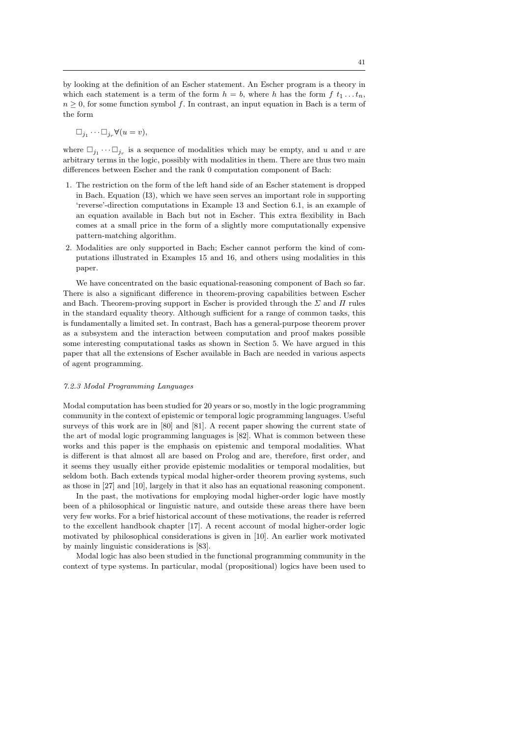by looking at the definition of an Escher statement. An Escher program is a theory in which each statement is a term of the form $h = b$, where $h$ has the form $f\ t_1 \ldots t_n$, $n \geq 0$, for some function symbol $f$. In contrast, an input equation in Bach is a term of the form

$$\Box_{j_1} \cdots \Box_{j_r} \forall(u = v),$$

where $\Box_{j_1} \cdots \Box_{j_r}$ is a sequence of modalities which may be empty, and $u$ and $v$ are arbitrary terms in the logic, possibly with modalities in them. There are thus two main differences between Escher and the rank 0 computation component of Bach:

1. The restriction on the form of the left hand side of an Escher statement is dropped in Bach. Equation (I3), which we have seen serves an important role in supporting 'reverse'-direction computations in Example 13 and Section 6.1, is an example of an equation available in Bach but not in Escher. This extra flexibility in Bach comes at a small price in the form of a slightly more computationally expensive pattern-matching algorithm.
2. Modalities are only supported in Bach; Escher cannot perform the kind of computations illustrated in Examples 15 and 16, and others using modalities in this paper.

We have concentrated on the basic equational-reasoning component of Bach so far. There is also a significant difference in theorem-proving capabilities between Escher and Bach. Theorem-proving support in Escher is provided through the $\Sigma$ and $\Pi$ rules in the standard equality theory. Although sufficient for a range of common tasks, this is fundamentally a limited set. In contrast, Bach has a general-purpose theorem prover as a subsystem and the interaction between computation and proof makes possible some interesting computational tasks as shown in Section 5. We have argued in this paper that all the extensions of Escher available in Bach are needed in various aspects of agent programming.

### *7.2.3 Modal Programming Languages*

Modal computation has been studied for 20 years or so, mostly in the logic programming community in the context of epistemic or temporal logic programming languages. Useful surveys of this work are in [80] and [81]. A recent paper showing the current state of the art of modal logic programming languages is [82]. What is common between these works and this paper is the emphasis on epistemic and temporal modalities. What is different is that almost all are based on Prolog and are, therefore, first order, and it seems they usually either provide epistemic modalities or temporal modalities, but seldom both. Bach extends typical modal higher-order theorem proving systems, such as those in [27] and [10], largely in that it also has an equational reasoning component.

In the past, the motivations for employing modal higher-order logic have mostly been of a philosophical or linguistic nature, and outside these areas there have been very few works. For a brief historical account of these motivations, the reader is referred to the excellent handbook chapter [17]. A recent account of modal higher-order logic motivated by philosophical considerations is given in [10]. An earlier work motivated by mainly linguistic considerations is [83].

Modal logic has also been studied in the functional programming community in the context of type systems. In particular, modal (propositional) logics have been used to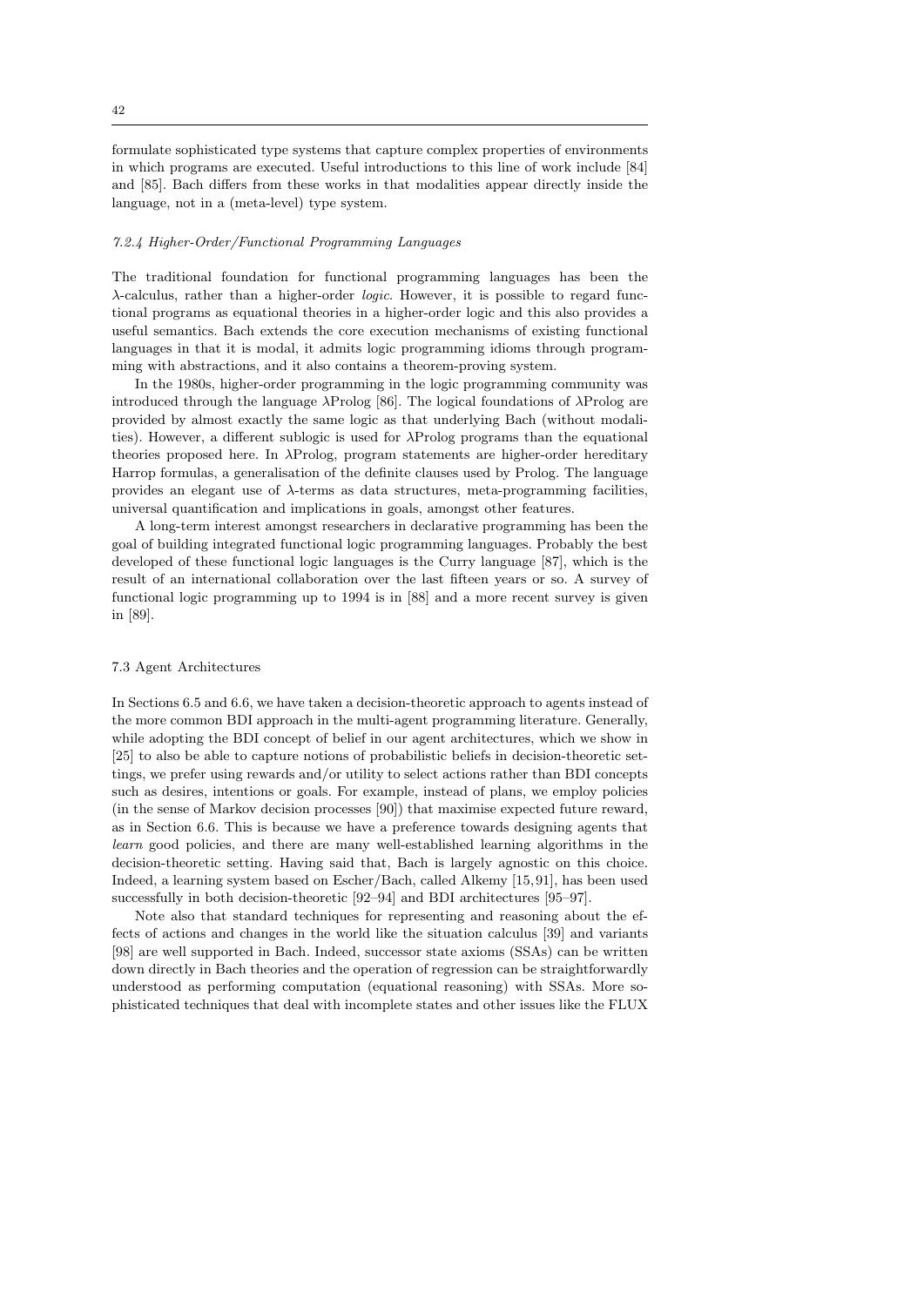formulate sophisticated type systems that capture complex properties of environments in which programs are executed. Useful introductions to this line of work include [84] and [85]. Bach differs from these works in that modalities appear directly inside the language, not in a (meta-level) type system.

#### *7.2.4 Higher-Order/Functional Programming Languages*

The traditional foundation for functional programming languages has been the $\lambda$-calculus, rather than a higher-order *logic*. However, it is possible to regard functional programs as equational theories in a higher-order logic and this also provides a useful semantics. Bach extends the core execution mechanisms of existing functional languages in that it is modal, it admits logic programming idioms through programming with abstractions, and it also contains a theorem-proving system.

In the 1980s, higher-order programming in the logic programming community was introduced through the language $\lambda$Prolog [86]. The logical foundations of $\lambda$Prolog are provided by almost exactly the same logic as that underlying Bach (without modalities). However, a different sublogic is used for $\lambda$Prolog programs than the equational theories proposed here. In $\lambda$Prolog, program statements are higher-order hereditary Harrop formulas, a generalisation of the definite clauses used by Prolog. The language provides an elegant use of $\lambda$-terms as data structures, meta-programming facilities, universal quantification and implications in goals, amongst other features.

A long-term interest amongst researchers in declarative programming has been the goal of building integrated functional logic programming languages. Probably the best developed of these functional logic languages is the Curry language [87], which is the result of an international collaboration over the last fifteen years or so. A survey of functional logic programming up to 1994 is in [88] and a more recent survey is given in [89].

### 7.3 Agent Architectures

In Sections 6.5 and 6.6, we have taken a decision-theoretic approach to agents instead of the more common BDI approach in the multi-agent programming literature. Generally, while adopting the BDI concept of belief in our agent architectures, which we show in [25] to also be able to capture notions of probabilistic beliefs in decision-theoretic settings, we prefer using rewards and/or utility to select actions rather than BDI concepts such as desires, intentions or goals. For example, instead of plans, we employ policies (in the sense of Markov decision processes [90]) that maximise expected future reward, as in Section 6.6. This is because we have a preference towards designing agents that *learn* good policies, and there are many well-established learning algorithms in the decision-theoretic setting. Having said that, Bach is largely agnostic on this choice. Indeed, a learning system based on Escher/Bach, called Alkemy [15, 91], has been used successfully in both decision-theoretic [92–94] and BDI architectures [95–97].

Note also that standard techniques for representing and reasoning about the effects of actions and changes in the world like the situation calculus [39] and variants [98] are well supported in Bach. Indeed, successor state axioms (SSAs) can be written down directly in Bach theories and the operation of regression can be straightforwardly understood as performing computation (equational reasoning) with SSAs. More sophisticated techniques that deal with incomplete states and other issues like the FLUX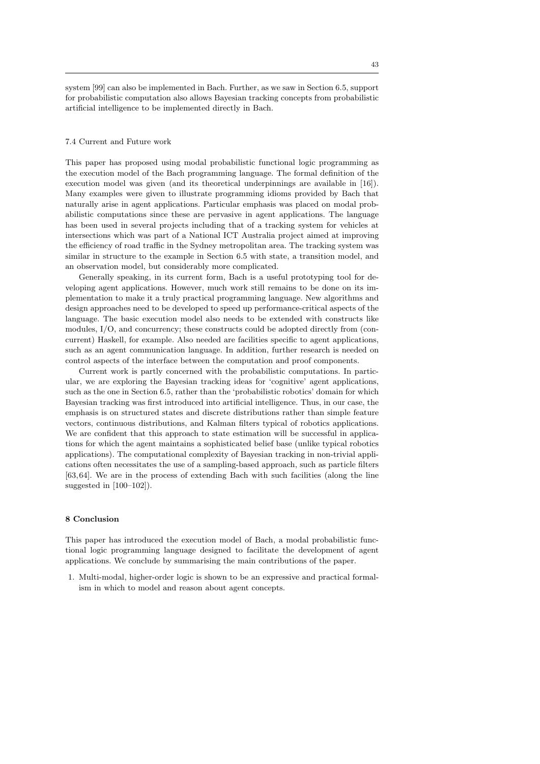system [99] can also be implemented in Bach. Further, as we saw in Section 6.5, support for probabilistic computation also allows Bayesian tracking concepts from probabilistic artificial intelligence to be implemented directly in Bach.

### 7.4 Current and Future work

This paper has proposed using modal probabilistic functional logic programming as the execution model of the Bach programming language. The formal definition of the execution model was given (and its theoretical underpinnings are available in [16]). Many examples were given to illustrate programming idioms provided by Bach that naturally arise in agent applications. Particular emphasis was placed on modal probabilistic computations since these are pervasive in agent applications. The language has been used in several projects including that of a tracking system for vehicles at intersections which was part of a National ICT Australia project aimed at improving the efficiency of road traffic in the Sydney metropolitan area. The tracking system was similar in structure to the example in Section 6.5 with state, a transition model, and an observation model, but considerably more complicated.

Generally speaking, in its current form, Bach is a useful prototyping tool for developing agent applications. However, much work still remains to be done on its implementation to make it a truly practical programming language. New algorithms and design approaches need to be developed to speed up performance-critical aspects of the language. The basic execution model also needs to be extended with constructs like modules, I/O, and concurrency; these constructs could be adopted directly from (concurrent) Haskell, for example. Also needed are facilities specific to agent applications, such as an agent communication language. In addition, further research is needed on control aspects of the interface between the computation and proof components.

Current work is partly concerned with the probabilistic computations. In particular, we are exploring the Bayesian tracking ideas for 'cognitive' agent applications, such as the one in Section 6.5, rather than the 'probabilistic robotics' domain for which Bayesian tracking was first introduced into artificial intelligence. Thus, in our case, the emphasis is on structured states and discrete distributions rather than simple feature vectors, continuous distributions, and Kalman filters typical of robotics applications. We are confident that this approach to state estimation will be successful in applications for which the agent maintains a sophisticated belief base (unlike typical robotics applications). The computational complexity of Bayesian tracking in non-trivial applications often necessitates the use of a sampling-based approach, such as particle filters [63,64]. We are in the process of extending Bach with such facilities (along the line suggested in [100–102]).

## 8 Conclusion

This paper has introduced the execution model of Bach, a modal probabilistic functional logic programming language designed to facilitate the development of agent applications. We conclude by summarising the main contributions of the paper.

1. Multi-modal, higher-order logic is shown to be an expressive and practical formalism in which to model and reason about agent concepts.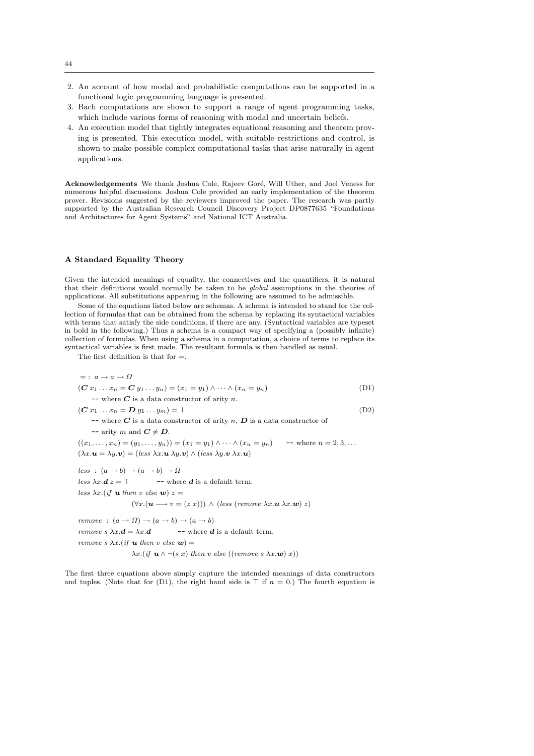2. An account of how modal and probabilistic computations can be supported in a functional logic programming language is presented.
3. Bach computations are shown to support a range of agent programming tasks, which include various forms of reasoning with modal and uncertain beliefs.
4. An execution model that tightly integrates equational reasoning and theorem proving is presented. This execution model, with suitable restrictions and control, is shown to make possible complex computational tasks that arise naturally in agent applications.

**Acknowledgements** We thank Joshua Cole, Rajeev Goré, Will Uther, and Joel Veness for numerous helpful discussions. Joshua Cole provided an early implementation of the theorem prover. Revisions suggested by the reviewers improved the paper. The research was partly supported by the Australian Research Council Discovery Project DP0877635 "Foundations and Architectures for Agent Systems" and National ICT Australia.

## A Standard Equality Theory

Given the intended meanings of equality, the connectives and the quantifiers, it is natural that their definitions would normally be taken to be *global* assumptions in the theories of applications. All substitutions appearing in the following are assumed to be admissible.

Some of the equations listed below are schemas. A schema is intended to stand for the collection of formulas that can be obtained from the schema by replacing its syntactical variables with terms that satisfy the side conditions, if there are any. (Syntactical variables are typeset in bold in the following.) Thus a schema is a compact way of specifying a (possibly infinite) collection of formulas. When using a schema in a computation, a choice of terms to replace its syntactical variables is first made. The resultant formula is then handled as usual.

The first definition is that for $=$.

$$= \, : \, a \rightarrow a \rightarrow \Omega$$

$$(\boldsymbol{C}\, x_1 \dots x_n = \boldsymbol{C}\, y_1 \dots y_n) = (x_1 = y_1) \wedge \cdots \wedge (x_n = y_n) \tag{D1}$$

-- where $\boldsymbol{C}$ is a data constructor of arity $n$.

$$(\boldsymbol{C}\, x_1 \dots x_n = \boldsymbol{D}\, y_1 \dots y_m) = \bot \tag{D2}$$

-- where $\boldsymbol{C}$ is a data constructor of arity $n$, $\boldsymbol{D}$ is a data constructor of
-- arity $m$ and $\boldsymbol{C} \neq \boldsymbol{D}$.

$$((x_1, \dots, x_n) = (y_1, \dots, y_n)) = (x_1 = y_1) \wedge \cdots \wedge (x_n = y_n) \qquad \text{-- where } n = 2, 3, \dots$$

$$(\lambda x.\boldsymbol{u} = \lambda y.\boldsymbol{v}) = (less\ \lambda x.\boldsymbol{u}\ \lambda y.\boldsymbol{v}) \wedge (less\ \lambda y.\boldsymbol{v}\ \lambda x.\boldsymbol{u})$$

$$less \, : \, (a \rightarrow b) \rightarrow (a \rightarrow b) \rightarrow \Omega$$

$$less\ \lambda x.\boldsymbol{d}\ z = \top \qquad \text{-- where } \boldsymbol{d} \text{ is a default term.}$$

$$less\ \lambda x.(if\ \boldsymbol{u}\ then\ v\ else\ \boldsymbol{w})\ z =$$
$$(\forall x.(\boldsymbol{u} \longrightarrow v = (z\ x))) \wedge (less\ (remove\ \lambda x.\boldsymbol{u}\ \lambda x.\boldsymbol{w})\ z)$$

$$remove \, : \, (a \rightarrow \Omega) \rightarrow (a \rightarrow b) \rightarrow (a \rightarrow b)$$

$$remove\ s\ \lambda x.\boldsymbol{d} = \lambda x.\boldsymbol{d} \qquad \text{-- where } \boldsymbol{d} \text{ is a default term.}$$

$$remove\ s\ \lambda x.(if\ \boldsymbol{u}\ then\ v\ else\ \boldsymbol{w}) =$$
$$\lambda x.(if\ \boldsymbol{u} \wedge \neg(s\ x)\ then\ v\ else\ ((remove\ s\ \lambda x.\boldsymbol{w})\ x))$$

The first three equations above simply capture the intended meanings of data constructors and tuples. (Note that for (D1), the right hand side is $\top$ if $n = 0$.) The fourth equation is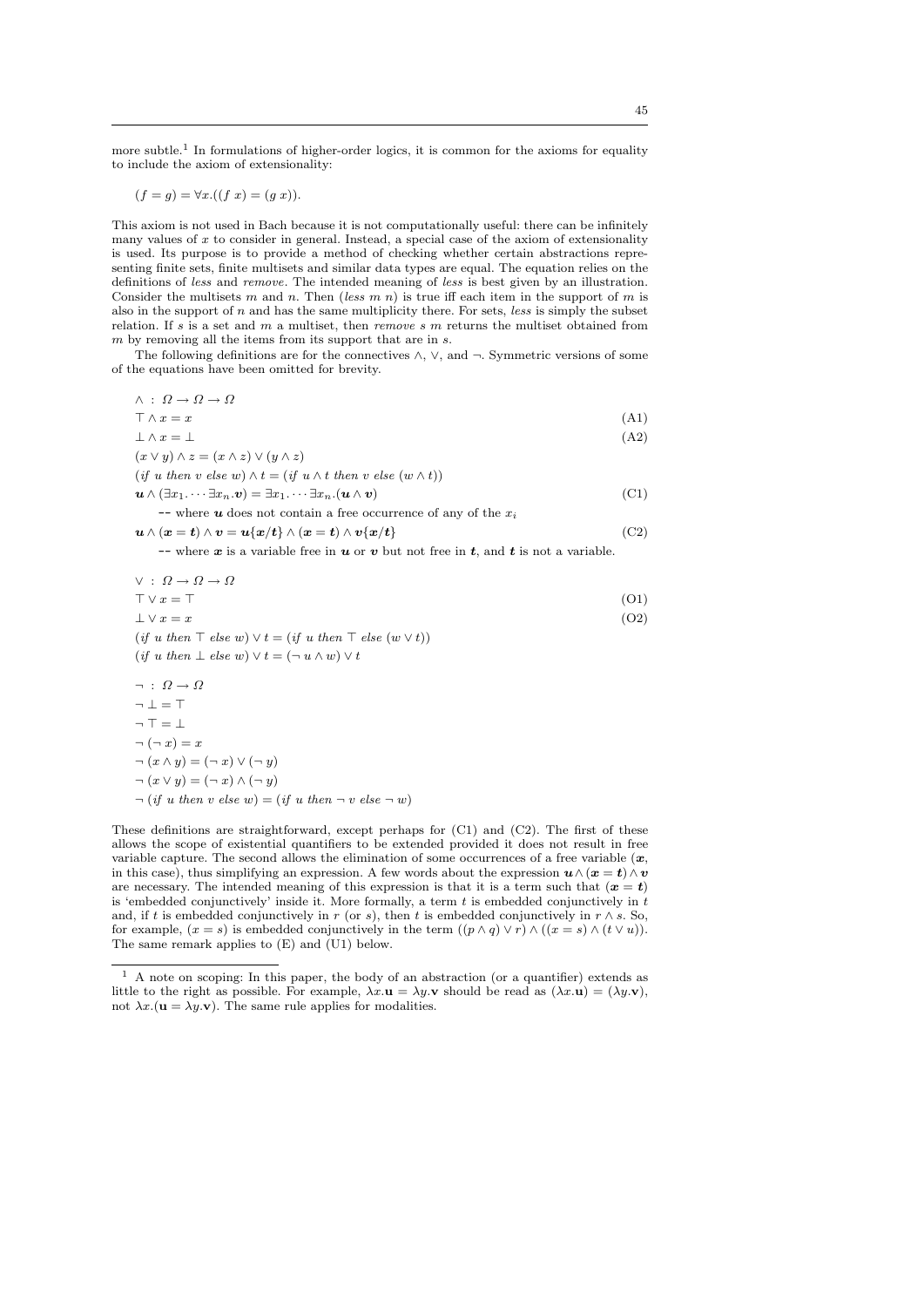more subtle.[1] In formulations of higher-order logics, it is common for the axioms for equality to include the axiom of extensionality:

$$(f = g) = \forall x.((f\ x) = (g\ x)).$$

This axiom is not used in Bach because it is not computationally useful: there can be infinitely many values of $x$ to consider in general. Instead, a special case of the axiom of extensionality is used. Its purpose is to provide a method of checking whether certain abstractions representing finite sets, finite multisets and similar data types are equal. The equation relies on the definitions of *less* and *remove*. The intended meaning of *less* is best given by an illustration. Consider the multisets $m$ and $n$. Then (*less* $m$ $n$) is true iff each item in the support of $m$ is also in the support of $n$ and has the same multiplicity there. For sets, *less* is simply the subset relation. If $s$ is a set and $m$ a multiset, then *remove* $s$ $m$ returns the multiset obtained from $m$ by removing all the items from its support that are in $s$.

The following definitions are for the connectives $\wedge$, $\vee$, and $\neg$. Symmetric versions of some of the equations have been omitted for brevity.

$$\wedge : \Omega \rightarrow \Omega \rightarrow \Omega$$

$$\top \wedge x = x \tag{A1}$$

$$\bot \wedge x = \bot \tag{A2}$$

$$(x \vee y) \wedge z = (x \wedge z) \vee (y \wedge z)$$

$$(\textit{if } u \textit{ then } v \textit{ else } w) \wedge t = (\textit{if } u \wedge t \textit{ then } v \textit{ else } (w \wedge t))$$

$$\boldsymbol{u} \wedge (\exists x_1.\cdots\exists x_n.\boldsymbol{v}) = \exists x_1.\cdots\exists x_n.(\boldsymbol{u} \wedge \boldsymbol{v}) \tag{C1}$$

-- where $\boldsymbol{u}$ does not contain a free occurrence of any of the $x_i$

$$\boldsymbol{u} \wedge (\boldsymbol{x} = \boldsymbol{t}) \wedge \boldsymbol{v} = \boldsymbol{u}\{\boldsymbol{x}/\boldsymbol{t}\} \wedge (\boldsymbol{x} = \boldsymbol{t}) \wedge \boldsymbol{v}\{\boldsymbol{x}/\boldsymbol{t}\} \tag{C2}$$

-- where $\boldsymbol{x}$ is a variable free in $\boldsymbol{u}$ or $\boldsymbol{v}$ but not free in $\boldsymbol{t}$, and $\boldsymbol{t}$ is not a variable.

$$\vee : \Omega \rightarrow \Omega \rightarrow \Omega$$

$$\top \vee x = \top \tag{O1}$$

$$\bot \vee x = x \tag{O2}$$

$$(\textit{if } u \textit{ then } \top \textit{ else } w) \vee t = (\textit{if } u \textit{ then } \top \textit{ else } (w \vee t))$$

$$(\textit{if } u \textit{ then } \bot \textit{ else } w) \vee t = (\neg\, u \wedge w) \vee t$$

$$\neg : \Omega \rightarrow \Omega$$

$$\neg \bot = \top$$

$$\neg \top = \bot$$

$$\neg\, (\neg\, x) = x$$

$$\neg\, (x \wedge y) = (\neg\, x) \vee (\neg\, y)$$

$$\neg\, (x \vee y) = (\neg\, x) \wedge (\neg\, y)$$

$$\neg\, (\textit{if } u \textit{ then } v \textit{ else } w) = (\textit{if } u \textit{ then } \neg\, v \textit{ else } \neg\, w)$$

These definitions are straightforward, except perhaps for (C1) and (C2). The first of these allows the scope of existential quantifiers to be extended provided it does not result in free variable capture. The second allows the elimination of some occurrences of a free variable ($\boldsymbol{x}$, in this case), thus simplifying an expression. A few words about the expression $\boldsymbol{u} \wedge (\boldsymbol{x} = \boldsymbol{t}) \wedge \boldsymbol{v}$ are necessary. The intended meaning of this expression is that it is a term such that $(\boldsymbol{x} = \boldsymbol{t})$ is 'embedded conjunctively' inside it. More formally, a term $t$ is embedded conjunctively in $t$ and, if $t$ is embedded conjunctively in $r$ (or $s$), then $t$ is embedded conjunctively in $r \wedge s$. So, for example, $(x = s)$ is embedded conjunctively in the term $((p \wedge q) \vee r) \wedge ((x = s) \wedge (t \vee u))$. The same remark applies to (E) and (U1) below.

[1] A note on scoping: In this paper, the body of an abstraction (or a quantifier) extends as little to the right as possible. For example, $\lambda x.\mathbf{u} = \lambda y.\mathbf{v}$ should be read as $(\lambda x.\mathbf{u}) = (\lambda y.\mathbf{v})$, not $\lambda x.(\mathbf{u} = \lambda y.\mathbf{v})$. The same rule applies for modalities.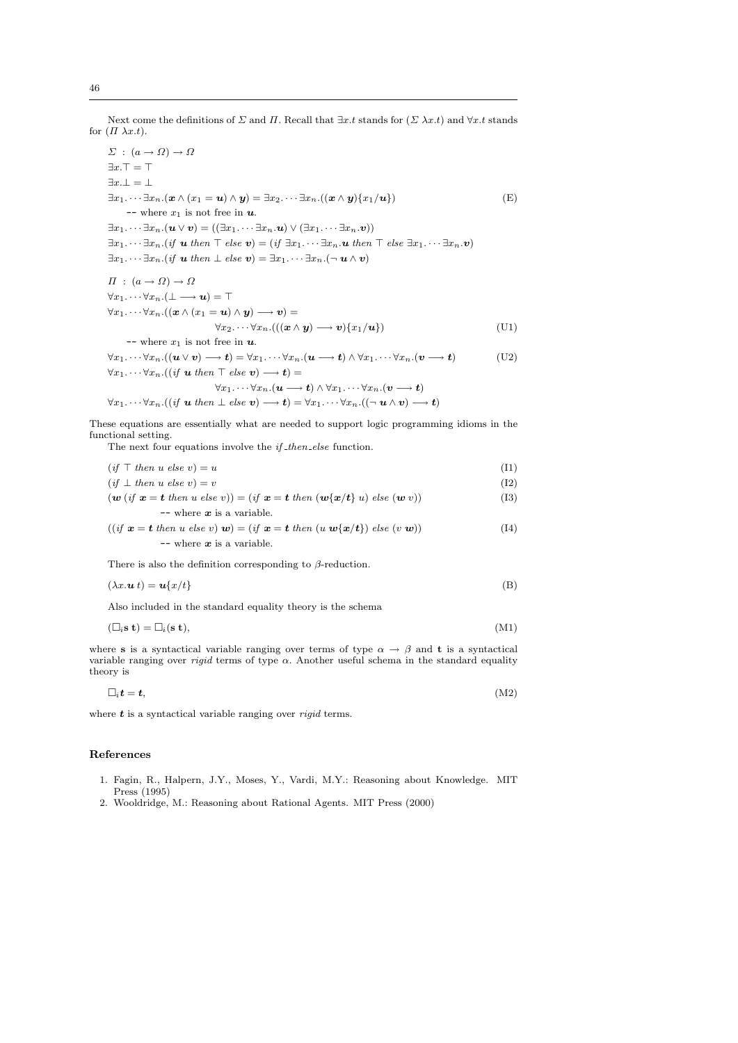Next come the definitions of $\Sigma$ and $\Pi$. Recall that $\exists x.t$ stands for $(\Sigma\ \lambda x.t)$ and $\forall x.t$ stands for $(\Pi\ \lambda x.t)$.

$$\Sigma\ :\ (a \to \Omega) \to \Omega$$

$$\exists x.\top = \top$$

$$\exists x.\bot = \bot$$

$$\exists x_1.\cdots\exists x_n.(\boldsymbol{x} \wedge (x_1 = \boldsymbol{u}) \wedge \boldsymbol{y}) = \exists x_2.\cdots\exists x_n.((\boldsymbol{x} \wedge \boldsymbol{y})\{x_1/\boldsymbol{u}\}) \tag{E}$$

-- where $x_1$ is not free in $\boldsymbol{u}$.

$$\exists x_1.\cdots\exists x_n.(\boldsymbol{u} \vee \boldsymbol{v}) = ((\exists x_1.\cdots\exists x_n.\boldsymbol{u}) \vee (\exists x_1.\cdots\exists x_n.\boldsymbol{v}))$$

$$\exists x_1.\cdots\exists x_n.(\mathit{if}\ \boldsymbol{u}\ \mathit{then}\ \top\ \mathit{else}\ \boldsymbol{v}) = (\mathit{if}\ \exists x_1.\cdots\exists x_n.\boldsymbol{u}\ \mathit{then}\ \top\ \mathit{else}\ \exists x_1.\cdots\exists x_n.\boldsymbol{v})$$

$$\exists x_1.\cdots\exists x_n.(\mathit{if}\ \boldsymbol{u}\ \mathit{then}\ \bot\ \mathit{else}\ \boldsymbol{v}) = \exists x_1.\cdots\exists x_n.(\neg\ \boldsymbol{u} \wedge \boldsymbol{v})$$

$$\Pi\ :\ (a \to \Omega) \to \Omega$$

$$\forall x_1.\cdots\forall x_n.(\bot \longrightarrow \boldsymbol{u}) = \top$$

$$\forall x_1.\cdots\forall x_n.((\boldsymbol{x} \wedge (x_1 = \boldsymbol{u}) \wedge \boldsymbol{y}) \longrightarrow \boldsymbol{v}) = \forall x_2.\cdots\forall x_n.(((\boldsymbol{x} \wedge \boldsymbol{y}) \longrightarrow \boldsymbol{v})\{x_1/\boldsymbol{u}\}) \tag{U1}$$

-- where $x_1$ is not free in $\boldsymbol{u}$.

$$\forall x_1.\cdots\forall x_n.((\boldsymbol{u} \vee \boldsymbol{v}) \longrightarrow \boldsymbol{t}) = \forall x_1.\cdots\forall x_n.(\boldsymbol{u} \longrightarrow \boldsymbol{t}) \wedge \forall x_1.\cdots\forall x_n.(\boldsymbol{v} \longrightarrow \boldsymbol{t}) \tag{U2}$$

$$\forall x_1.\cdots\forall x_n.((\mathit{if}\ \boldsymbol{u}\ \mathit{then}\ \top\ \mathit{else}\ \boldsymbol{v}) \longrightarrow \boldsymbol{t}) = \forall x_1.\cdots\forall x_n.(\boldsymbol{u} \longrightarrow \boldsymbol{t}) \wedge \forall x_1.\cdots\forall x_n.(\boldsymbol{v} \longrightarrow \boldsymbol{t})$$

$$\forall x_1.\cdots\forall x_n.((\mathit{if}\ \boldsymbol{u}\ \mathit{then}\ \bot\ \mathit{else}\ \boldsymbol{v}) \longrightarrow \boldsymbol{t}) = \forall x_1.\cdots\forall x_n.((\neg\ \boldsymbol{u} \wedge \boldsymbol{v}) \longrightarrow \boldsymbol{t})$$

These equations are essentially what are needed to support logic programming idioms in the functional setting.

The next four equations involve the *if_then_else* function.

$$(\mathit{if}\ \top\ \mathit{then}\ u\ \mathit{else}\ v) = u \tag{I1}$$

$$(\mathit{if}\ \bot\ \mathit{then}\ u\ \mathit{else}\ v) = v \tag{I2}$$

$$(\boldsymbol{w}\ (\mathit{if}\ \boldsymbol{x} = \boldsymbol{t}\ \mathit{then}\ u\ \mathit{else}\ v)) = (\mathit{if}\ \boldsymbol{x} = \boldsymbol{t}\ \mathit{then}\ (\boldsymbol{w}\{\boldsymbol{x}/\boldsymbol{t}\}\ u)\ \mathit{else}\ (\boldsymbol{w}\ v)) \tag{I3}$$

-- where $\boldsymbol{x}$ is a variable.

$$((\mathit{if}\ \boldsymbol{x} = \boldsymbol{t}\ \mathit{then}\ u\ \mathit{else}\ v)\ \boldsymbol{w}) = (\mathit{if}\ \boldsymbol{x} = \boldsymbol{t}\ \mathit{then}\ (u\ \boldsymbol{w}\{\boldsymbol{x}/\boldsymbol{t}\})\ \mathit{else}\ (v\ \boldsymbol{w})) \tag{I4}$$

-- where $\boldsymbol{x}$ is a variable.

There is also the definition corresponding to $\beta$-reduction.

$$(\lambda x.\boldsymbol{u}\ t) = \boldsymbol{u}\{x/t\} \tag{B}$$

Also included in the standard equality theory is the schema

$$(\Box_i \mathbf{s}\ \mathbf{t}) = \Box_i(\mathbf{s}\ \mathbf{t}), \tag{M1}$$

where $\mathbf{s}$ is a syntactical variable ranging over terms of type $\alpha \to \beta$ and $\mathbf{t}$ is a syntactical variable ranging over *rigid* terms of type $\alpha$. Another useful schema in the standard equality theory is

$$\Box_i \boldsymbol{t} = \boldsymbol{t}, \tag{M2}$$

where $\boldsymbol{t}$ is a syntactical variable ranging over *rigid* terms.

## References

1. Fagin, R., Halpern, J.Y., Moses, Y., Vardi, M.Y.: Reasoning about Knowledge. MIT Press (1995)
2. Wooldridge, M.: Reasoning about Rational Agents. MIT Press (2000)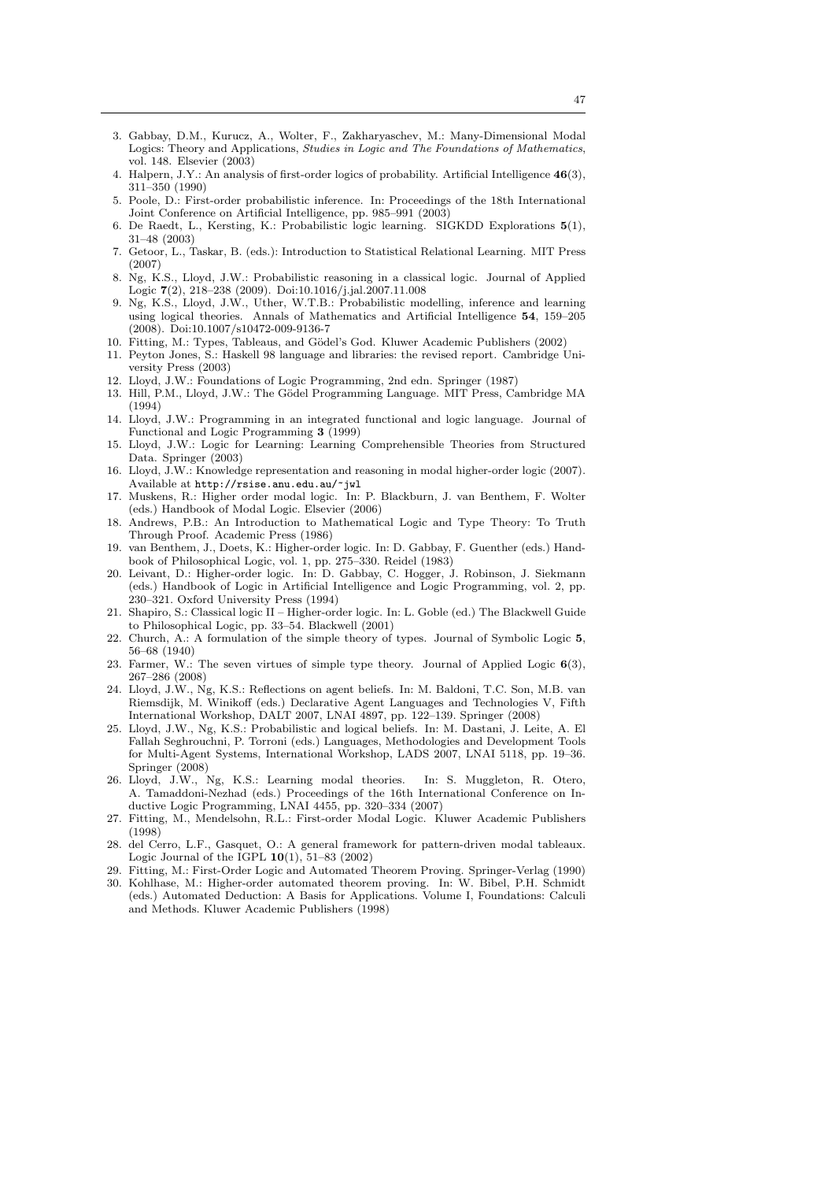3. Gabbay, D.M., Kurucz, A., Wolter, F., Zakharyaschev, M.: Many-Dimensional Modal Logics: Theory and Applications, *Studies in Logic and The Foundations of Mathematics*, vol. 148. Elsevier (2003)
4. Halpern, J.Y.: An analysis of first-order logics of probability. Artificial Intelligence **46**(3), 311–350 (1990)
5. Poole, D.: First-order probabilistic inference. In: Proceedings of the 18th International Joint Conference on Artificial Intelligence, pp. 985–991 (2003)
6. De Raedt, L., Kersting, K.: Probabilistic logic learning. SIGKDD Explorations **5**(1), 31–48 (2003)
7. Getoor, L., Taskar, B. (eds.): Introduction to Statistical Relational Learning. MIT Press (2007)
8. Ng, K.S., Lloyd, J.W.: Probabilistic reasoning in a classical logic. Journal of Applied Logic **7**(2), 218–238 (2009). Doi:10.1016/j.jal.2007.11.008
9. Ng, K.S., Lloyd, J.W., Uther, W.T.B.: Probabilistic modelling, inference and learning using logical theories. Annals of Mathematics and Artificial Intelligence **54**, 159–205 (2008). Doi:10.1007/s10472-009-9136-7
10. Fitting, M.: Types, Tableaus, and Gödel's God. Kluwer Academic Publishers (2002)
11. Peyton Jones, S.: Haskell 98 language and libraries: the revised report. Cambridge University Press (2003)
12. Lloyd, J.W.: Foundations of Logic Programming, 2nd edn. Springer (1987)
13. Hill, P.M., Lloyd, J.W.: The Gödel Programming Language. MIT Press, Cambridge MA (1994)
14. Lloyd, J.W.: Programming in an integrated functional and logic language. Journal of Functional and Logic Programming **3** (1999)
15. Lloyd, J.W.: Logic for Learning: Learning Comprehensible Theories from Structured Data. Springer (2003)
16. Lloyd, J.W.: Knowledge representation and reasoning in modal higher-order logic (2007). Available at `http://rsise.anu.edu.au/~jwl`
17. Muskens, R.: Higher order modal logic. In: P. Blackburn, J. van Benthem, F. Wolter (eds.) Handbook of Modal Logic. Elsevier (2006)
18. Andrews, P.B.: An Introduction to Mathematical Logic and Type Theory: To Truth Through Proof. Academic Press (1986)
19. van Benthem, J., Doets, K.: Higher-order logic. In: D. Gabbay, F. Guenther (eds.) Handbook of Philosophical Logic, vol. 1, pp. 275–330. Reidel (1983)
20. Leivant, D.: Higher-order logic. In: D. Gabbay, C. Hogger, J. Robinson, J. Siekmann (eds.) Handbook of Logic in Artificial Intelligence and Logic Programming, vol. 2, pp. 230–321. Oxford University Press (1994)
21. Shapiro, S.: Classical logic II – Higher-order logic. In: L. Goble (ed.) The Blackwell Guide to Philosophical Logic, pp. 33–54. Blackwell (2001)
22. Church, A.: A formulation of the simple theory of types. Journal of Symbolic Logic **5**, 56–68 (1940)
23. Farmer, W.: The seven virtues of simple type theory. Journal of Applied Logic **6**(3), 267–286 (2008)
24. Lloyd, J.W., Ng, K.S.: Reflections on agent beliefs. In: M. Baldoni, T.C. Son, M.B. van Riemsdijk, M. Winikoff (eds.) Declarative Agent Languages and Technologies V, Fifth International Workshop, DALT 2007, LNAI 4897, pp. 122–139. Springer (2008)
25. Lloyd, J.W., Ng, K.S.: Probabilistic and logical beliefs. In: M. Dastani, J. Leite, A. El Fallah Seghrouchni, P. Torroni (eds.) Languages, Methodologies and Development Tools for Multi-Agent Systems, International Workshop, LADS 2007, LNAI 5118, pp. 19–36. Springer (2008)
26. Lloyd, J.W., Ng, K.S.: Learning modal theories. In: S. Muggleton, R. Otero, A. Tamaddoni-Nezhad (eds.) Proceedings of the 16th International Conference on Inductive Logic Programming, LNAI 4455, pp. 320–334 (2007)
27. Fitting, M., Mendelsohn, R.L.: First-order Modal Logic. Kluwer Academic Publishers (1998)
28. del Cerro, L.F., Gasquet, O.: A general framework for pattern-driven modal tableaux. Logic Journal of the IGPL **10**(1), 51–83 (2002)
29. Fitting, M.: First-Order Logic and Automated Theorem Proving. Springer-Verlag (1990)
30. Kohlhase, M.: Higher-order automated theorem proving. In: W. Bibel, P.H. Schmidt (eds.) Automated Deduction: A Basis for Applications. Volume I, Foundations: Calculi and Methods. Kluwer Academic Publishers (1998)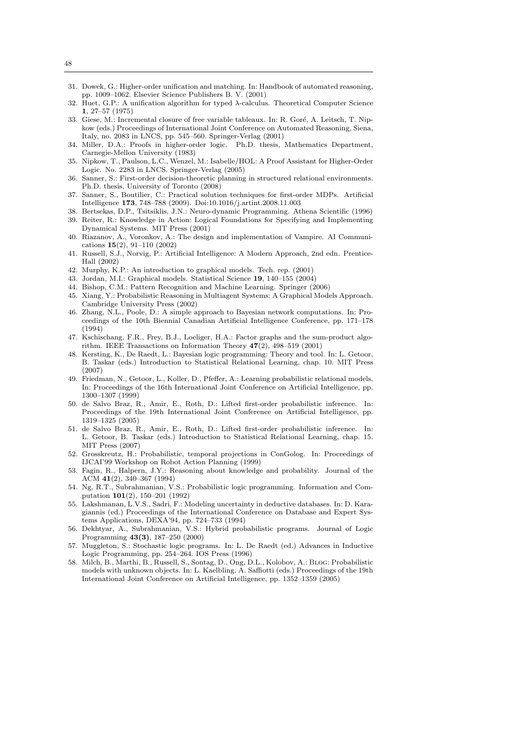31. Dowek, G.: Higher-order unification and matching. In: Handbook of automated reasoning, pp. 1009–1062. Elsevier Science Publishers B. V. (2001)
32. Huet, G.P.: A unification algorithm for typed λ-calculus. Theoretical Computer Science **1**, 27–57 (1975)
33. Giese, M.: Incremental closure of free variable tableaux. In: R. Goré, A. Leitsch, T. Nipkow (eds.) Proceedings of International Joint Conference on Automated Reasoning, Siena, Italy, no. 2083 in LNCS, pp. 545–560. Springer-Verlag (2001)
34. Miller, D.A.: Proofs in higher-order logic. Ph.D. thesis, Mathematics Department, Carnegie-Mellon University (1983)
35. Nipkow, T., Paulson, L.C., Wenzel, M.: Isabelle/HOL: A Proof Assistant for Higher-Order Logic. No. 2283 in LNCS. Springer-Verlag (2005)
36. Sanner, S.: First-order decision-theoretic planning in structured relational environments. Ph.D. thesis, University of Toronto (2008)
37. Sanner, S., Boutilier, C.: Practical solution techniques for first-order MDPs. Artificial Intelligence **173**, 748–788 (2009). Doi:10.1016/j.artint.2008.11.003
38. Bertsekas, D.P., Tsitsiklis, J.N.: Neuro-dynamic Programming. Athena Scientific (1996)
39. Reiter, R.: Knowledge in Action: Logical Foundations for Specifying and Implementing Dynamical Systems. MIT Press (2001)
40. Riazanov, A., Voronkov, A.: The design and implementation of Vampire. AI Communications **15**(2), 91–110 (2002)
41. Russell, S.J., Norvig, P.: Artificial Intelligence: A Modern Approach, 2nd edn. Prentice-Hall (2002)
42. Murphy, K.P.: An introduction to graphical models. Tech. rep. (2001)
43. Jordan, M.I.: Graphical models. Statistical Science **19**, 140–155 (2004)
44. Bishop, C.M.: Pattern Recognition and Machine Learning. Springer (2006)
45. Xiang, Y.: Probabilistic Reasoning in Multiagent Systems: A Graphical Models Approach. Cambridge University Press (2002)
46. Zhang, N.L., Poole, D.: A simple approach to Bayesian network computations. In: Proceedings of the 10th Biennial Canadian Artificial Intelligence Conference, pp. 171–178 (1994)
47. Kschischang, F.R., Frey, B.J., Loeliger, H.A.: Factor graphs and the sum-product algorithm. IEEE Transactions on Information Theory **47**(2), 498–519 (2001)
48. Kersting, K., De Raedt, L.: Bayesian logic programming: Theory and tool. In: L. Getoor, B. Taskar (eds.) Introduction to Statistical Relational Learning, chap. 10. MIT Press (2007)
49. Friedman, N., Getoor, L., Koller, D., Pfeffer, A.: Learning probabilistic relational models. In: Proceedings of the 16th International Joint Conference on Artificial Intelligence, pp. 1300–1307 (1999)
50. de Salvo Braz, R., Amir, E., Roth, D.: Lifted first-order probabilistic inference. In: Proceedings of the 19th International Joint Conference on Artificial Intelligence, pp. 1319–1325 (2005)
51. de Salvo Braz, R., Amir, E., Roth, D.: Lifted first-order probabilistic inference. In: L. Getoor, B. Taskar (eds.) Introduction to Statistical Relational Learning, chap. 15. MIT Press (2007)
52. Grosskreutz, H.: Probabilistic, temporal projections in ConGolog. In: Proceedings of IJCAI'99 Workshop on Robot Action Planning (1999)
53. Fagin, R., Halpern, J.Y.: Reasoning about knowledge and probability. Journal of the ACM **41**(2), 340–367 (1994)
54. Ng, R.T., Subrahmanian, V.S.: Probabilistic logic programming. Information and Computation **101**(2), 150–201 (1992)
55. Lakshmanan, L.V.S., Sadri, F.: Modeling uncertainty in deductive databases. In: D. Karagiannis (ed.) Proceedings of the International Conference on Database and Expert Systems Applications, DEXA'94, pp. 724–733 (1994)
56. Dekhtyar, A., Subrahmanian, V.S.: Hybrid probabilistic programs. Journal of Logic Programming **43(3)**, 187–250 (2000)
57. Muggleton, S.: Stochastic logic programs. In: L. De Raedt (ed.) Advances in Inductive Logic Programming, pp. 254–264. IOS Press (1996)
58. Milch, B., Marthi, B., Russell, S., Sontag, D., Ong, D.L., Kolobov, A.: Blog: Probabilistic models with unknown objects. In: L. Kaelbling, A. Saffiotti (eds.) Proceedings of the 19th International Joint Conference on Artificial Intelligence, pp. 1352–1359 (2005)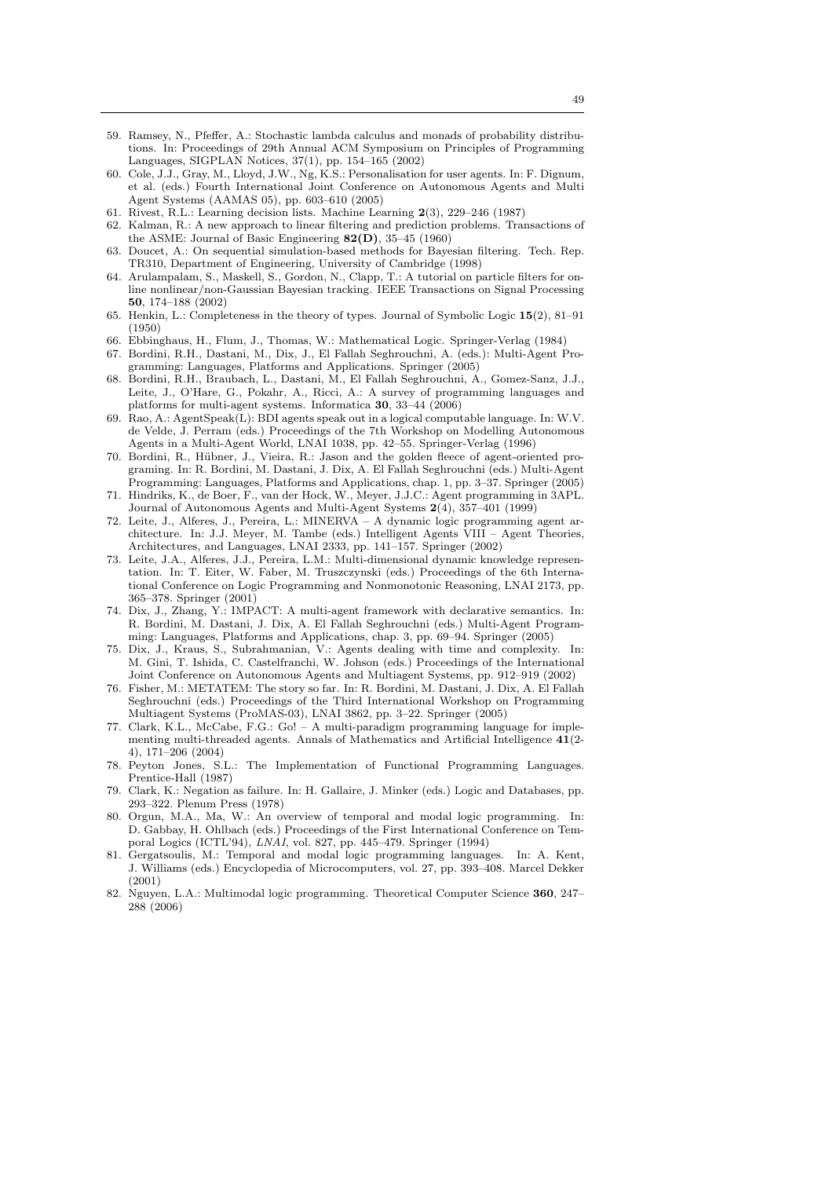59. Ramsey, N., Pfeffer, A.: Stochastic lambda calculus and monads of probability distributions. In: Proceedings of 29th Annual ACM Symposium on Principles of Programming Languages, SIGPLAN Notices, 37(1), pp. 154–165 (2002)
60. Cole, J.J., Gray, M., Lloyd, J.W., Ng, K.S.: Personalisation for user agents. In: F. Dignum, et al. (eds.) Fourth International Joint Conference on Autonomous Agents and Multi Agent Systems (AAMAS 05), pp. 603–610 (2005)
61. Rivest, R.L.: Learning decision lists. Machine Learning **2**(3), 229–246 (1987)
62. Kalman, R.: A new approach to linear filtering and prediction problems. Transactions of the ASME: Journal of Basic Engineering **82(D)**, 35–45 (1960)
63. Doucet, A.: On sequential simulation-based methods for Bayesian filtering. Tech. Rep. TR310, Department of Engineering, University of Cambridge (1998)
64. Arulampalam, S., Maskell, S., Gordon, N., Clapp, T.: A tutorial on particle filters for online nonlinear/non-Gaussian Bayesian tracking. IEEE Transactions on Signal Processing **50**, 174–188 (2002)
65. Henkin, L.: Completeness in the theory of types. Journal of Symbolic Logic **15**(2), 81–91 (1950)
66. Ebbinghaus, H., Flum, J., Thomas, W.: Mathematical Logic. Springer-Verlag (1984)
67. Bordini, R.H., Dastani, M., Dix, J., El Fallah Seghrouchni, A. (eds.): Multi-Agent Programming: Languages, Platforms and Applications. Springer (2005)
68. Bordini, R.H., Braubach, L., Dastani, M., El Fallah Seghrouchni, A., Gomez-Sanz, J.J., Leite, J., O'Hare, G., Pokahr, A., Ricci, A.: A survey of programming languages and platforms for multi-agent systems. Informatica **30**, 33–44 (2006)
69. Rao, A.: AgentSpeak(L): BDI agents speak out in a logical computable language. In: W.V. de Velde, J. Perram (eds.) Proceedings of the 7th Workshop on Modelling Autonomous Agents in a Multi-Agent World, LNAI 1038, pp. 42–55. Springer-Verlag (1996)
70. Bordini, R., Hübner, J., Vieira, R.: Jason and the golden fleece of agent-oriented programing. In: R. Bordini, M. Dastani, J. Dix, A. El Fallah Seghrouchni (eds.) Multi-Agent Programming: Languages, Platforms and Applications, chap. 1, pp. 3–37. Springer (2005)
71. Hindriks, K., de Boer, F., van der Hock, W., Meyer, J.J.C.: Agent programming in 3APL. Journal of Autonomous Agents and Multi-Agent Systems **2**(4), 357–401 (1999)
72. Leite, J., Alferes, J., Pereira, L.: MINERVA – A dynamic logic programming agent architecture. In: J.J. Meyer, M. Tambe (eds.) Intelligent Agents VIII – Agent Theories, Architectures, and Languages, LNAI 2333, pp. 141–157. Springer (2002)
73. Leite, J.A., Alferes, J.J., Pereira, L.M.: Multi-dimensional dynamic knowledge representation. In: T. Eiter, W. Faber, M. Truszczynski (eds.) Proceedings of the 6th International Conference on Logic Programming and Nonmonotonic Reasoning, LNAI 2173, pp. 365–378. Springer (2001)
74. Dix, J., Zhang, Y.: IMPACT: A multi-agent framework with declarative semantics. In: R. Bordini, M. Dastani, J. Dix, A. El Fallah Seghrouchni (eds.) Multi-Agent Programming: Languages, Platforms and Applications, chap. 3, pp. 69–94. Springer (2005)
75. Dix, J., Kraus, S., Subrahmanian, V.: Agents dealing with time and complexity. In: M. Gini, T. Ishida, C. Castelfranchi, W. Johson (eds.) Proceedings of the International Joint Conference on Autonomous Agents and Multiagent Systems, pp. 912–919 (2002)
76. Fisher, M.: METATEM: The story so far. In: R. Bordini, M. Dastani, J. Dix, A. El Fallah Seghrouchni (eds.) Proceedings of the Third International Workshop on Programming Multiagent Systems (ProMAS-03), LNAI 3862, pp. 3–22. Springer (2005)
77. Clark, K.L., McCabe, F.G.: Go! – A multi-paradigm programming language for implementing multi-threaded agents. Annals of Mathematics and Artificial Intelligence **41**(2-4), 171–206 (2004)
78. Peyton Jones, S.L.: The Implementation of Functional Programming Languages. Prentice-Hall (1987)
79. Clark, K.: Negation as failure. In: H. Gallaire, J. Minker (eds.) Logic and Databases, pp. 293–322. Plenum Press (1978)
80. Orgun, M.A., Ma, W.: An overview of temporal and modal logic programming. In: D. Gabbay, H. Ohlbach (eds.) Proceedings of the First International Conference on Temporal Logics (ICTL'94), *LNAI*, vol. 827, pp. 445–479. Springer (1994)
81. Gergatsoulis, M.: Temporal and modal logic programming languages. In: A. Kent, J. Williams (eds.) Encyclopedia of Microcomputers, vol. 27, pp. 393–408. Marcel Dekker (2001)
82. Nguyen, L.A.: Multimodal logic programming. Theoretical Computer Science **360**, 247–288 (2006)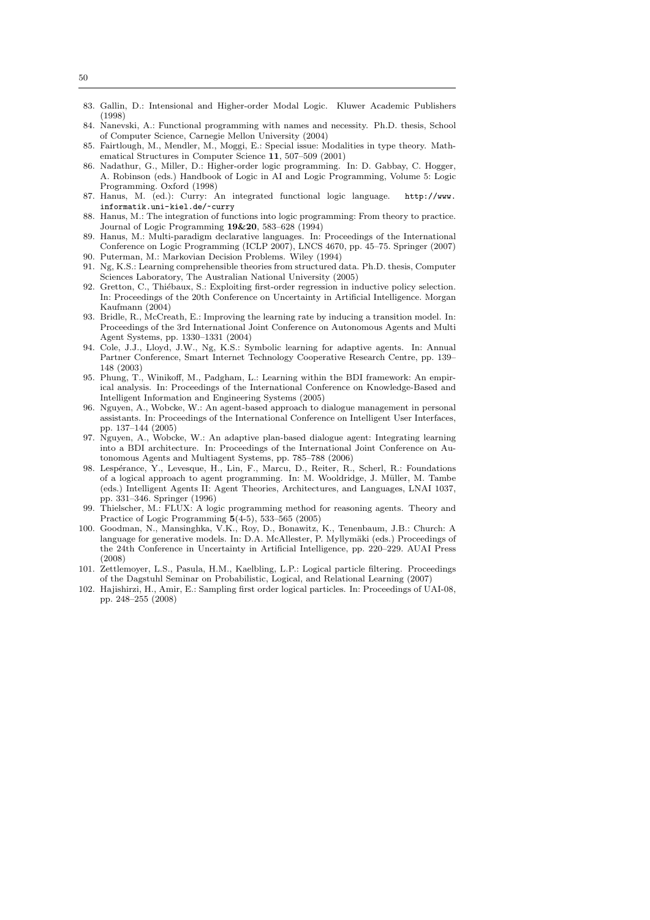83. Gallin, D.: Intensional and Higher-order Modal Logic. Kluwer Academic Publishers (1998)
84. Nanevski, A.: Functional programming with names and necessity. Ph.D. thesis, School of Computer Science, Carnegie Mellon University (2004)
85. Fairtlough, M., Mendler, M., Moggi, E.: Special issue: Modalities in type theory. Mathematical Structures in Computer Science **11**, 507–509 (2001)
86. Nadathur, G., Miller, D.: Higher-order logic programming. In: D. Gabbay, C. Hogger, A. Robinson (eds.) Handbook of Logic in AI and Logic Programming, Volume 5: Logic Programming. Oxford (1998)
87. Hanus, M. (ed.): Curry: An integrated functional logic language. `http://www.informatik.uni-kiel.de/~curry`
88. Hanus, M.: The integration of functions into logic programming: From theory to practice. Journal of Logic Programming **19&20**, 583–628 (1994)
89. Hanus, M.: Multi-paradigm declarative languages. In: Proceedings of the International Conference on Logic Programming (ICLP 2007), LNCS 4670, pp. 45–75. Springer (2007)
90. Puterman, M.: Markovian Decision Problems. Wiley (1994)
91. Ng, K.S.: Learning comprehensible theories from structured data. Ph.D. thesis, Computer Sciences Laboratory, The Australian National University (2005)
92. Gretton, C., Thiébaux, S.: Exploiting first-order regression in inductive policy selection. In: Proceedings of the 20th Conference on Uncertainty in Artificial Intelligence. Morgan Kaufmann (2004)
93. Bridle, R., McCreath, E.: Improving the learning rate by inducing a transition model. In: Proceedings of the 3rd International Joint Conference on Autonomous Agents and Multi Agent Systems, pp. 1330–1331 (2004)
94. Cole, J.J., Lloyd, J.W., Ng, K.S.: Symbolic learning for adaptive agents. In: Annual Partner Conference, Smart Internet Technology Cooperative Research Centre, pp. 139–148 (2003)
95. Phung, T., Winikoff, M., Padgham, L.: Learning within the BDI framework: An empirical analysis. In: Proceedings of the International Conference on Knowledge-Based and Intelligent Information and Engineering Systems (2005)
96. Nguyen, A., Wobcke, W.: An agent-based approach to dialogue management in personal assistants. In: Proceedings of the International Conference on Intelligent User Interfaces, pp. 137–144 (2005)
97. Nguyen, A., Wobcke, W.: An adaptive plan-based dialogue agent: Integrating learning into a BDI architecture. In: Proceedings of the International Joint Conference on Autonomous Agents and Multiagent Systems, pp. 785–788 (2006)
98. Lespérance, Y., Levesque, H., Lin, F., Marcu, D., Reiter, R., Scherl, R.: Foundations of a logical approach to agent programming. In: M. Wooldridge, J. Müller, M. Tambe (eds.) Intelligent Agents II: Agent Theories, Architectures, and Languages, LNAI 1037, pp. 331–346. Springer (1996)
99. Thielscher, M.: FLUX: A logic programming method for reasoning agents. Theory and Practice of Logic Programming **5**(4-5), 533–565 (2005)
100. Goodman, N., Mansinghka, V.K., Roy, D., Bonawitz, K., Tenenbaum, J.B.: Church: A language for generative models. In: D.A. McAllester, P. Myllymäki (eds.) Proceedings of the 24th Conference in Uncertainty in Artificial Intelligence, pp. 220–229. AUAI Press (2008)
101. Zettlemoyer, L.S., Pasula, H.M., Kaelbling, L.P.: Logical particle filtering. Proceedings of the Dagstuhl Seminar on Probabilistic, Logical, and Relational Learning (2007)
102. Hajishirzi, H., Amir, E.: Sampling first order logical particles. In: Proceedings of UAI-08, pp. 248–255 (2008)